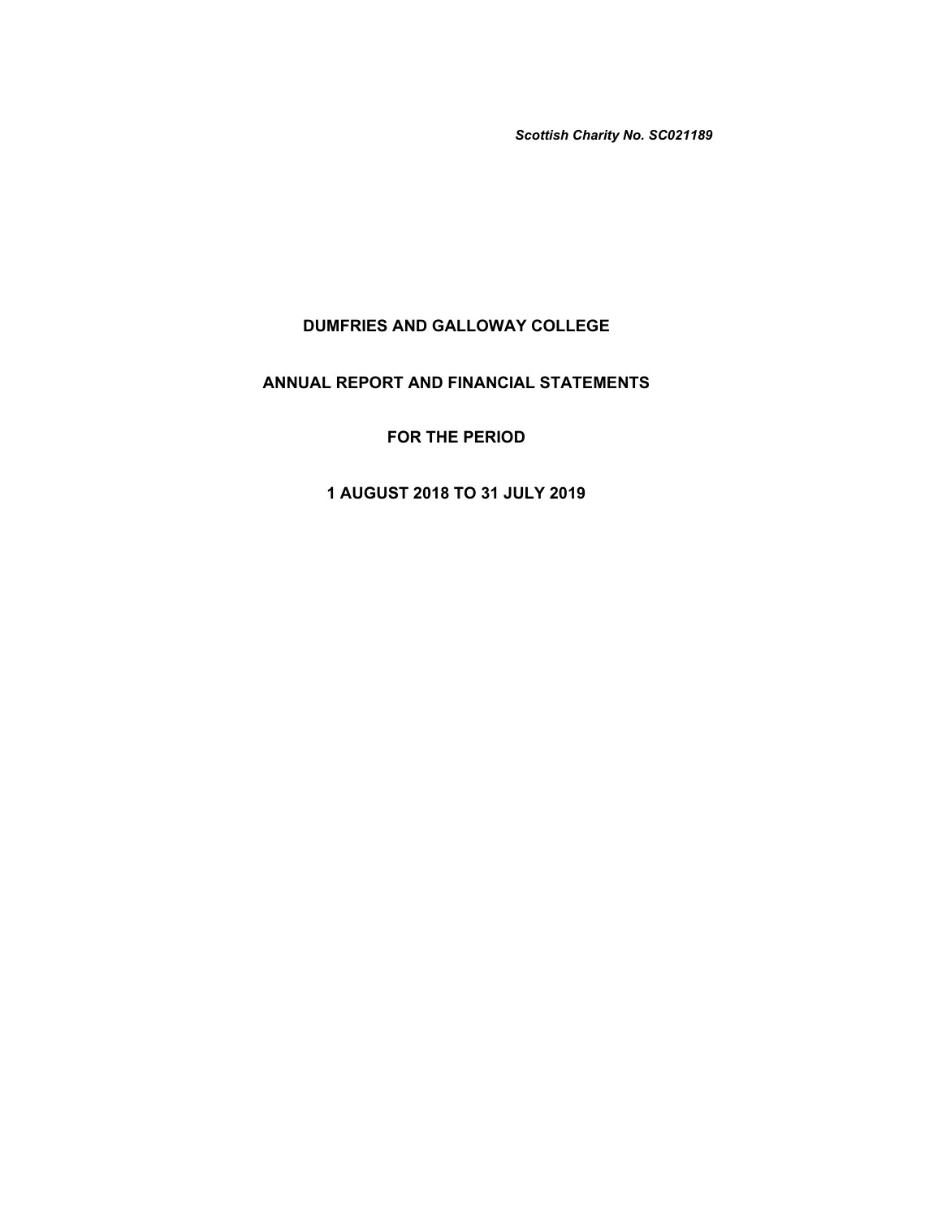*Scottish Charity No. SC021189*

# DUMFRIES AND GALLOWAY COLLEGE

# ANNUAL REPORT AND FINANCIAL STATEMENTS

# FOR THE PERIOD

# 1 AUGUST 2018 TO 31 JULY 2019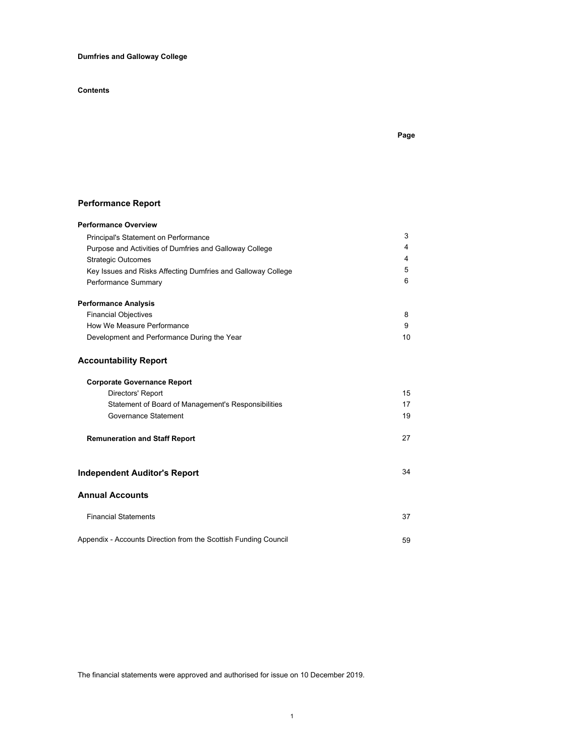**Dumfries and Galloway College**

**Contents**

| | Page |
|---|---|
| **Performance Report** | |
| **Performance Overview** | |
| Principal's Statement on Performance | 3 |
| Purpose and Activities of Dumfries and Galloway College | 4 |
| Strategic Outcomes | 4 |
| Key Issues and Risks Affecting Dumfries and Galloway College | 5 |
| Performance Summary | 6 |
| **Performance Analysis** | |
| Financial Objectives | 8 |
| How We Measure Performance | 9 |
| Development and Performance During the Year | 10 |
| **Accountability Report** | |
| **Corporate Governance Report** | |
| Directors' Report | 15 |
| Statement of Board of Management's Responsibilities | 17 |
| Governance Statement | 19 |
| **Remuneration and Staff Report** | 27 |
| **Independent Auditor's Report** | 34 |
| **Annual Accounts** | |
| Financial Statements | 37 |
| Appendix - Accounts Direction from the Scottish Funding Council | 59 |

The financial statements were approved and authorised for issue on 10 December 2019.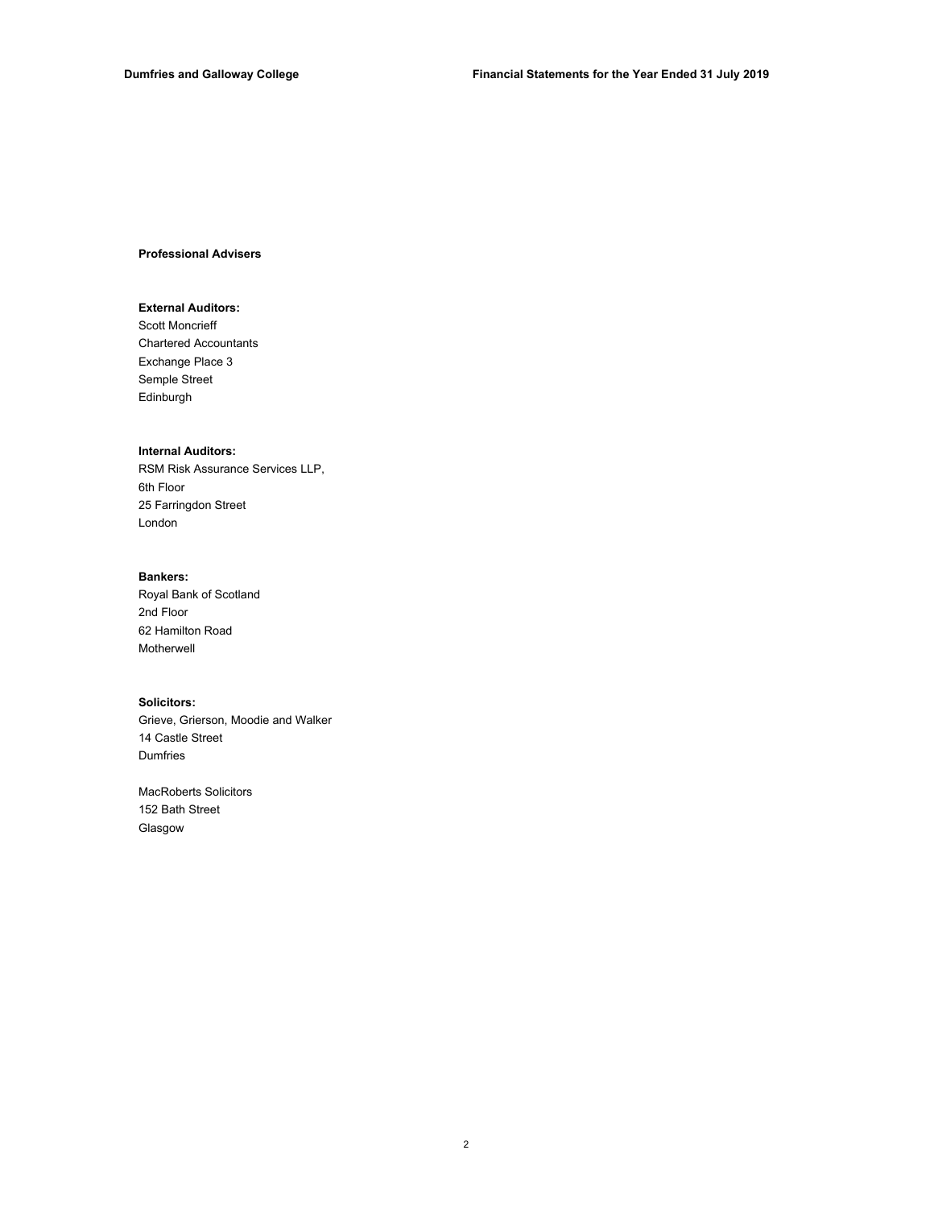## Professional Advisers

**External Auditors:**
Scott Moncrieff
Chartered Accountants
Exchange Place 3
Semple Street
Edinburgh

**Internal Auditors:**
RSM Risk Assurance Services LLP,
6th Floor
25 Farringdon Street
London

**Bankers:**
Royal Bank of Scotland
2nd Floor
62 Hamilton Road
Motherwell

**Solicitors:**
Grieve, Grierson, Moodie and Walker
14 Castle Street
Dumfries

MacRoberts Solicitors
152 Bath Street
Glasgow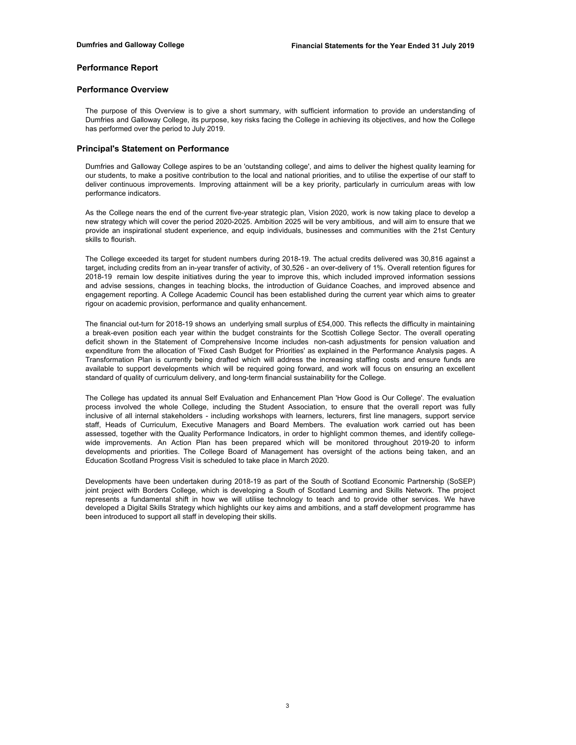# Performance Report

## Performance Overview

The purpose of this Overview is to give a short summary, with sufficient information to provide an understanding of Dumfries and Galloway College, its purpose, key risks facing the College in achieving its objectives, and how the College has performed over the period to July 2019.

## Principal's Statement on Performance

Dumfries and Galloway College aspires to be an 'outstanding college', and aims to deliver the highest quality learning for our students, to make a positive contribution to the local and national priorities, and to utilise the expertise of our staff to deliver continuous improvements. Improving attainment will be a key priority, particularly in curriculum areas with low performance indicators.

As the College nears the end of the current five-year strategic plan, Vision 2020, work is now taking place to develop a new strategy which will cover the period 2020-2025. Ambition 2025 will be very ambitious, and will aim to ensure that we provide an inspirational student experience, and equip individuals, businesses and communities with the 21st Century skills to flourish.

The College exceeded its target for student numbers during 2018-19. The actual credits delivered was 30,816 against a target, including credits from an in-year transfer of activity, of 30,526 - an over-delivery of 1%. Overall retention figures for 2018-19 remain low despite initiatives during the year to improve this, which included improved information sessions and advise sessions, changes in teaching blocks, the introduction of Guidance Coaches, and improved absence and engagement reporting. A College Academic Council has been established during the current year which aims to greater rigour on academic provision, performance and quality enhancement.

The financial out-turn for 2018-19 shows an underlying small surplus of £54,000. This reflects the difficulty in maintaining a break-even position each year within the budget constraints for the Scottish College Sector. The overall operating deficit shown in the Statement of Comprehensive Income includes non-cash adjustments for pension valuation and expenditure from the allocation of 'Fixed Cash Budget for Priorities' as explained in the Performance Analysis pages. A Transformation Plan is currently being drafted which will address the increasing staffing costs and ensure funds are available to support developments which will be required going forward, and work will focus on ensuring an excellent standard of quality of curriculum delivery, and long-term financial sustainability for the College.

The College has updated its annual Self Evaluation and Enhancement Plan 'How Good is Our College'. The evaluation process involved the whole College, including the Student Association, to ensure that the overall report was fully inclusive of all internal stakeholders - including workshops with learners, lecturers, first line managers, support service staff, Heads of Curriculum, Executive Managers and Board Members. The evaluation work carried out has been assessed, together with the Quality Performance Indicators, in order to highlight common themes, and identify college-wide improvements. An Action Plan has been prepared which will be monitored throughout 2019-20 to inform developments and priorities. The College Board of Management has oversight of the actions being taken, and an Education Scotland Progress Visit is scheduled to take place in March 2020.

Developments have been undertaken during 2018-19 as part of the South of Scotland Economic Partnership (SoSEP) joint project with Borders College, which is developing a South of Scotland Learning and Skills Network. The project represents a fundamental shift in how we will utilise technology to teach and to provide other services. We have developed a Digital Skills Strategy which highlights our key aims and ambitions, and a staff development programme has been introduced to support all staff in developing their skills.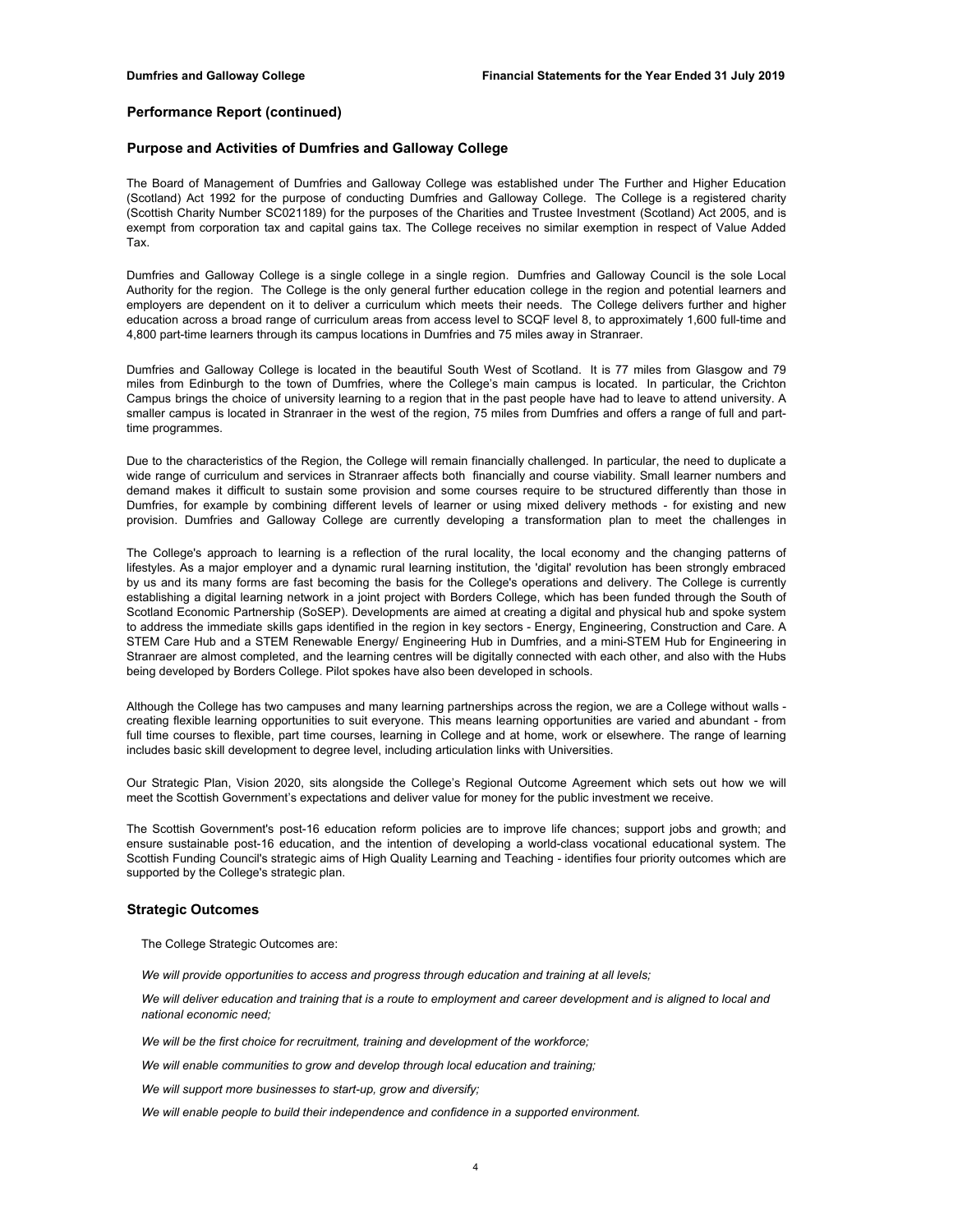## Performance Report (continued)

### Purpose and Activities of Dumfries and Galloway College

The Board of Management of Dumfries and Galloway College was established under The Further and Higher Education (Scotland) Act 1992 for the purpose of conducting Dumfries and Galloway College. The College is a registered charity (Scottish Charity Number SC021189) for the purposes of the Charities and Trustee Investment (Scotland) Act 2005, and is exempt from corporation tax and capital gains tax. The College receives no similar exemption in respect of Value Added Tax.

Dumfries and Galloway College is a single college in a single region. Dumfries and Galloway Council is the sole Local Authority for the region. The College is the only general further education college in the region and potential learners and employers are dependent on it to deliver a curriculum which meets their needs. The College delivers further and higher education across a broad range of curriculum areas from access level to SCQF level 8, to approximately 1,600 full-time and 4,800 part-time learners through its campus locations in Dumfries and 75 miles away in Stranraer.

Dumfries and Galloway College is located in the beautiful South West of Scotland. It is 77 miles from Glasgow and 79 miles from Edinburgh to the town of Dumfries, where the College's main campus is located. In particular, the Crichton Campus brings the choice of university learning to a region that in the past people have had to leave to attend university. A smaller campus is located in Stranraer in the west of the region, 75 miles from Dumfries and offers a range of full and part-time programmes.

Due to the characteristics of the Region, the College will remain financially challenged. In particular, the need to duplicate a wide range of curriculum and services in Stranraer affects both financially and course viability. Small learner numbers and demand makes it difficult to sustain some provision and some courses require to be structured differently than those in Dumfries, for example by combining different levels of learner or using mixed delivery methods - for existing and new provision. Dumfries and Galloway College are currently developing a transformation plan to meet the challenges in

The College's approach to learning is a reflection of the rural locality, the local economy and the changing patterns of lifestyles. As a major employer and a dynamic rural learning institution, the 'digital' revolution has been strongly embraced by us and its many forms are fast becoming the basis for the College's operations and delivery. The College is currently establishing a digital learning network in a joint project with Borders College, which has been funded through the South of Scotland Economic Partnership (SoSEP). Developments are aimed at creating a digital and physical hub and spoke system to address the immediate skills gaps identified in the region in key sectors - Energy, Engineering, Construction and Care. A STEM Care Hub and a STEM Renewable Energy/ Engineering Hub in Dumfries, and a mini-STEM Hub for Engineering in Stranraer are almost completed, and the learning centres will be digitally connected with each other, and also with the Hubs being developed by Borders College. Pilot spokes have also been developed in schools.

Although the College has two campuses and many learning partnerships across the region, we are a College without walls - creating flexible learning opportunities to suit everyone. This means learning opportunities are varied and abundant - from full time courses to flexible, part time courses, learning in College and at home, work or elsewhere. The range of learning includes basic skill development to degree level, including articulation links with Universities.

Our Strategic Plan, Vision 2020, sits alongside the College's Regional Outcome Agreement which sets out how we will meet the Scottish Government's expectations and deliver value for money for the public investment we receive.

The Scottish Government's post-16 education reform policies are to improve life chances; support jobs and growth; and ensure sustainable post-16 education, and the intention of developing a world-class vocational educational system. The Scottish Funding Council's strategic aims of High Quality Learning and Teaching - identifies four priority outcomes which are supported by the College's strategic plan.

### Strategic Outcomes

The College Strategic Outcomes are:

*We will provide opportunities to access and progress through education and training at all levels;*

*We will deliver education and training that is a route to employment and career development and is aligned to local and national economic need;*

*We will be the first choice for recruitment, training and development of the workforce;*

*We will enable communities to grow and develop through local education and training;*

*We will support more businesses to start-up, grow and diversify;*

*We will enable people to build their independence and confidence in a supported environment.*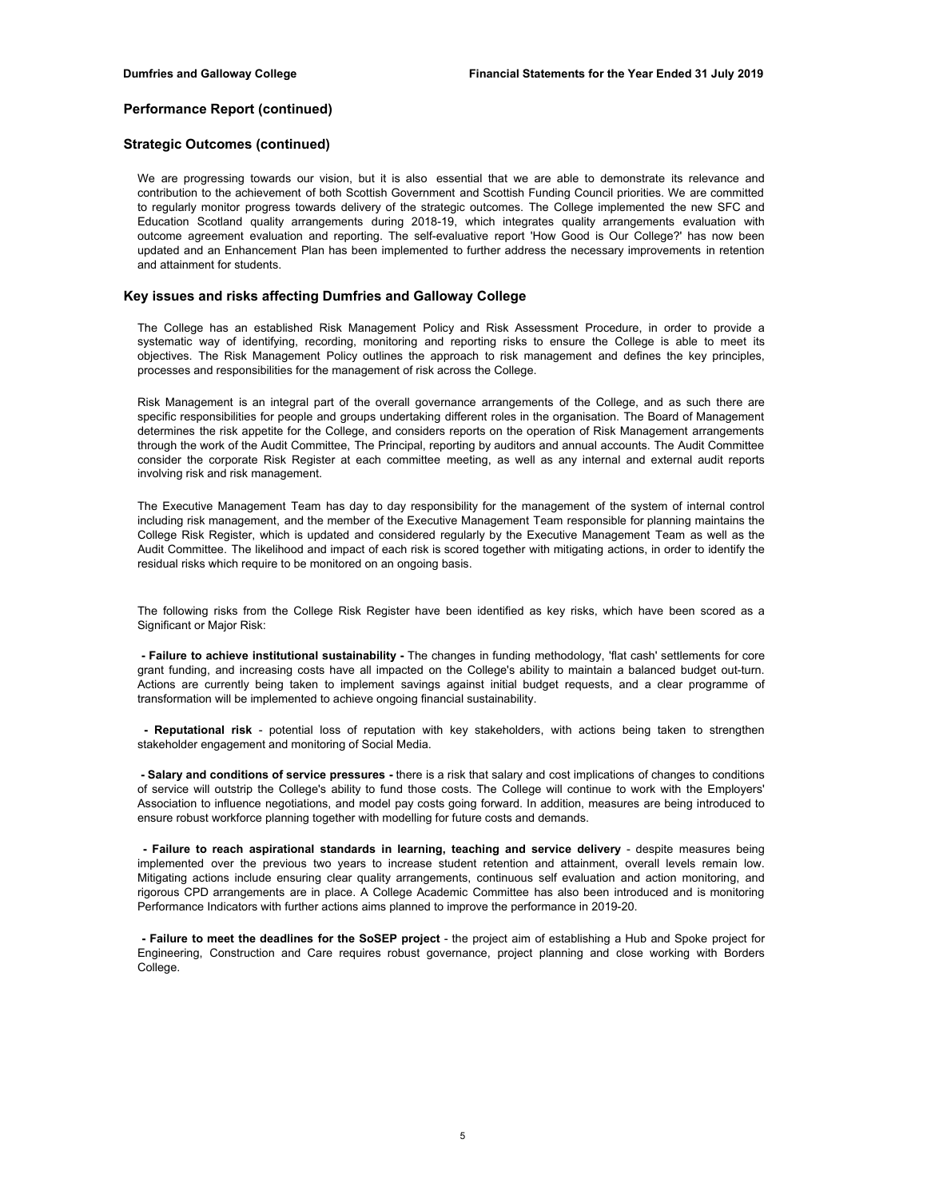## Performance Report (continued)

### Strategic Outcomes (continued)

We are progressing towards our vision, but it is also essential that we are able to demonstrate its relevance and contribution to the achievement of both Scottish Government and Scottish Funding Council priorities. We are committed to regularly monitor progress towards delivery of the strategic outcomes. The College implemented the new SFC and Education Scotland quality arrangements during 2018-19, which integrates quality arrangements evaluation with outcome agreement evaluation and reporting. The self-evaluative report 'How Good is Our College?' has now been updated and an Enhancement Plan has been implemented to further address the necessary improvements in retention and attainment for students.

### Key issues and risks affecting Dumfries and Galloway College

The College has an established Risk Management Policy and Risk Assessment Procedure, in order to provide a systematic way of identifying, recording, monitoring and reporting risks to ensure the College is able to meet its objectives. The Risk Management Policy outlines the approach to risk management and defines the key principles, processes and responsibilities for the management of risk across the College.

Risk Management is an integral part of the overall governance arrangements of the College, and as such there are specific responsibilities for people and groups undertaking different roles in the organisation. The Board of Management determines the risk appetite for the College, and considers reports on the operation of Risk Management arrangements through the work of the Audit Committee, The Principal, reporting by auditors and annual accounts. The Audit Committee consider the corporate Risk Register at each committee meeting, as well as any internal and external audit reports involving risk and risk management.

The Executive Management Team has day to day responsibility for the management of the system of internal control including risk management, and the member of the Executive Management Team responsible for planning maintains the College Risk Register, which is updated and considered regularly by the Executive Management Team as well as the Audit Committee. The likelihood and impact of each risk is scored together with mitigating actions, in order to identify the residual risks which require to be monitored on an ongoing basis.

The following risks from the College Risk Register have been identified as key risks, which have been scored as a Significant or Major Risk:

- **Failure to achieve institutional sustainability -** The changes in funding methodology, 'flat cash' settlements for core grant funding, and increasing costs have all impacted on the College's ability to maintain a balanced budget out-turn. Actions are currently being taken to implement savings against initial budget requests, and a clear programme of transformation will be implemented to achieve ongoing financial sustainability.

- **Reputational risk** - potential loss of reputation with key stakeholders, with actions being taken to strengthen stakeholder engagement and monitoring of Social Media.

- **Salary and conditions of service pressures -** there is a risk that salary and cost implications of changes to conditions of service will outstrip the College's ability to fund those costs. The College will continue to work with the Employers' Association to influence negotiations, and model pay costs going forward. In addition, measures are being introduced to ensure robust workforce planning together with modelling for future costs and demands.

- **Failure to reach aspirational standards in learning, teaching and service delivery** - despite measures being implemented over the previous two years to increase student retention and attainment, overall levels remain low. Mitigating actions include ensuring clear quality arrangements, continuous self evaluation and action monitoring, and rigorous CPD arrangements are in place. A College Academic Committee has also been introduced and is monitoring Performance Indicators with further actions aims planned to improve the performance in 2019-20.

- **Failure to meet the deadlines for the SoSEP project** - the project aim of establishing a Hub and Spoke project for Engineering, Construction and Care requires robust governance, project planning and close working with Borders College.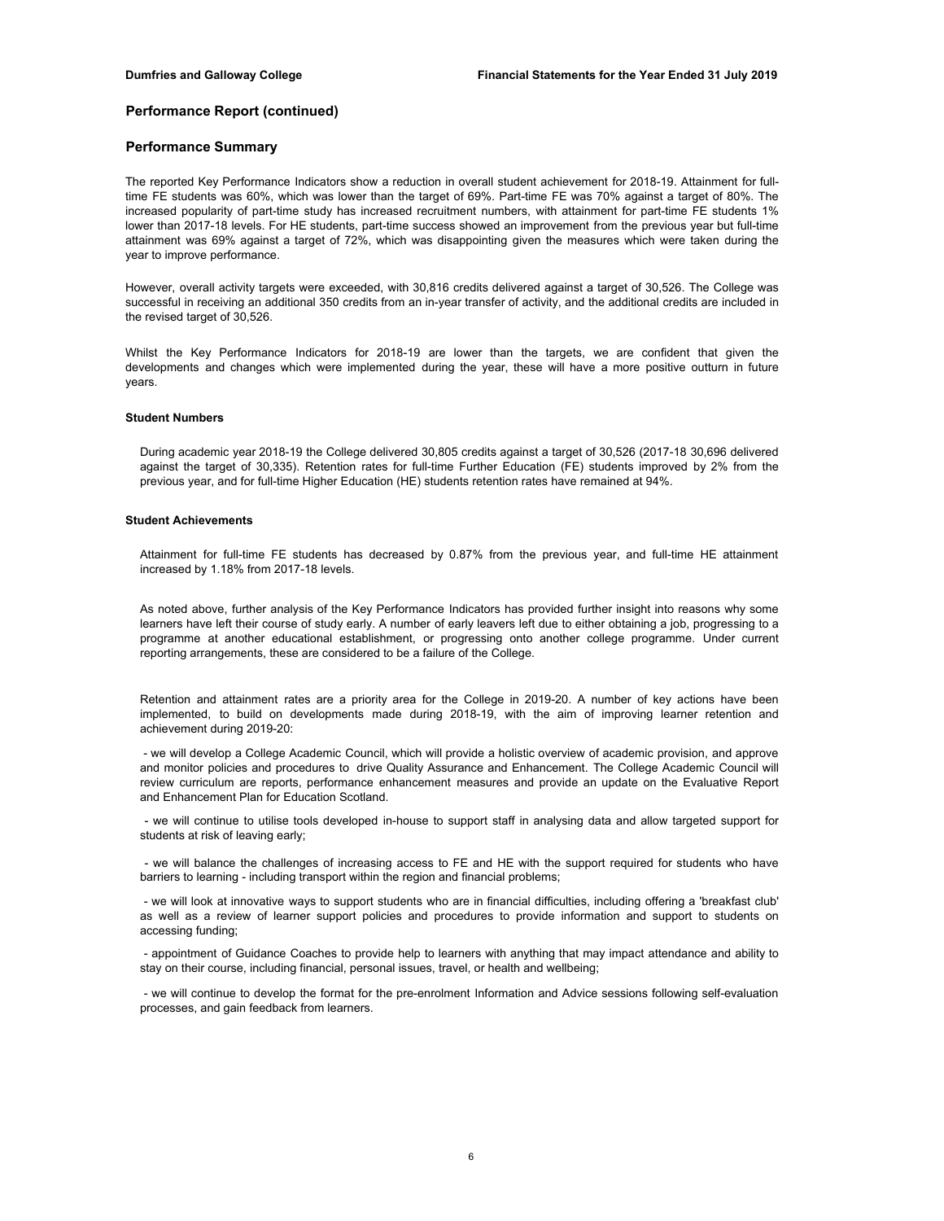## Performance Report (continued)

### Performance Summary

The reported Key Performance Indicators show a reduction in overall student achievement for 2018-19. Attainment for full-time FE students was 60%, which was lower than the target of 69%. Part-time FE was 70% against a target of 80%. The increased popularity of part-time study has increased recruitment numbers, with attainment for part-time FE students 1% lower than 2017-18 levels. For HE students, part-time success showed an improvement from the previous year but full-time attainment was 69% against a target of 72%, which was disappointing given the measures which were taken during the year to improve performance.

However, overall activity targets were exceeded, with 30,816 credits delivered against a target of 30,526. The College was successful in receiving an additional 350 credits from an in-year transfer of activity, and the additional credits are included in the revised target of 30,526.

Whilst the Key Performance Indicators for 2018-19 are lower than the targets, we are confident that given the developments and changes which were implemented during the year, these will have a more positive outturn in future years.

#### Student Numbers

During academic year 2018-19 the College delivered 30,805 credits against a target of 30,526 (2017-18 30,696 delivered against the target of 30,335). Retention rates for full-time Further Education (FE) students improved by 2% from the previous year, and for full-time Higher Education (HE) students retention rates have remained at 94%.

#### Student Achievements

Attainment for full-time FE students has decreased by 0.87% from the previous year, and full-time HE attainment increased by 1.18% from 2017-18 levels.

As noted above, further analysis of the Key Performance Indicators has provided further insight into reasons why some learners have left their course of study early. A number of early leavers left due to either obtaining a job, progressing to a programme at another educational establishment, or progressing onto another college programme. Under current reporting arrangements, these are considered to be a failure of the College.

Retention and attainment rates are a priority area for the College in 2019-20. A number of key actions have been implemented, to build on developments made during 2018-19, with the aim of improving learner retention and achievement during 2019-20:

- we will develop a College Academic Council, which will provide a holistic overview of academic provision, and approve and monitor policies and procedures to drive Quality Assurance and Enhancement. The College Academic Council will review curriculum are reports, performance enhancement measures and provide an update on the Evaluative Report and Enhancement Plan for Education Scotland.

- we will continue to utilise tools developed in-house to support staff in analysing data and allow targeted support for students at risk of leaving early;

- we will balance the challenges of increasing access to FE and HE with the support required for students who have barriers to learning - including transport within the region and financial problems;

- we will look at innovative ways to support students who are in financial difficulties, including offering a 'breakfast club' as well as a review of learner support policies and procedures to provide information and support to students on accessing funding;

- appointment of Guidance Coaches to provide help to learners with anything that may impact attendance and ability to stay on their course, including financial, personal issues, travel, or health and wellbeing;

- we will continue to develop the format for the pre-enrolment Information and Advice sessions following self-evaluation processes, and gain feedback from learners.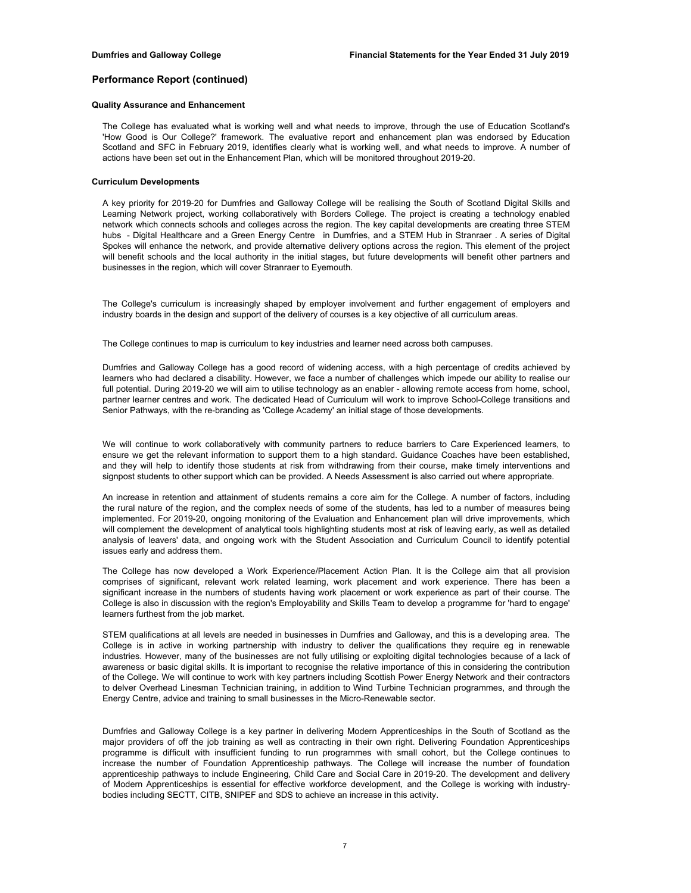## Performance Report (continued)

### Quality Assurance and Enhancement

The College has evaluated what is working well and what needs to improve, through the use of Education Scotland's 'How Good is Our College?' framework. The evaluative report and enhancement plan was endorsed by Education Scotland and SFC in February 2019, identifies clearly what is working well, and what needs to improve. A number of actions have been set out in the Enhancement Plan, which will be monitored throughout 2019-20.

### Curriculum Developments

A key priority for 2019-20 for Dumfries and Galloway College will be realising the South of Scotland Digital Skills and Learning Network project, working collaboratively with Borders College. The project is creating a technology enabled network which connects schools and colleges across the region. The key capital developments are creating three STEM hubs - Digital Healthcare and a Green Energy Centre in Dumfries, and a STEM Hub in Stranraer . A series of Digital Spokes will enhance the network, and provide alternative delivery options across the region. This element of the project will benefit schools and the local authority in the initial stages, but future developments will benefit other partners and businesses in the region, which will cover Stranraer to Eyemouth.

The College's curriculum is increasingly shaped by employer involvement and further engagement of employers and industry boards in the design and support of the delivery of courses is a key objective of all curriculum areas.

The College continues to map is curriculum to key industries and learner need across both campuses.

Dumfries and Galloway College has a good record of widening access, with a high percentage of credits achieved by learners who had declared a disability. However, we face a number of challenges which impede our ability to realise our full potential. During 2019-20 we will aim to utilise technology as an enabler - allowing remote access from home, school, partner learner centres and work. The dedicated Head of Curriculum will work to improve School-College transitions and Senior Pathways, with the re-branding as 'College Academy' an initial stage of those developments.

We will continue to work collaboratively with community partners to reduce barriers to Care Experienced learners, to ensure we get the relevant information to support them to a high standard. Guidance Coaches have been established, and they will help to identify those students at risk from withdrawing from their course, make timely interventions and signpost students to other support which can be provided. A Needs Assessment is also carried out where appropriate.

An increase in retention and attainment of students remains a core aim for the College. A number of factors, including the rural nature of the region, and the complex needs of some of the students, has led to a number of measures being implemented. For 2019-20, ongoing monitoring of the Evaluation and Enhancement plan will drive improvements, which will complement the development of analytical tools highlighting students most at risk of leaving early, as well as detailed analysis of leavers' data, and ongoing work with the Student Association and Curriculum Council to identify potential issues early and address them.

The College has now developed a Work Experience/Placement Action Plan. It is the College aim that all provision comprises of significant, relevant work related learning, work placement and work experience. There has been a significant increase in the numbers of students having work placement or work experience as part of their course. The College is also in discussion with the region's Employability and Skills Team to develop a programme for 'hard to engage' learners furthest from the job market.

STEM qualifications at all levels are needed in businesses in Dumfries and Galloway, and this is a developing area. The College is in active in working partnership with industry to deliver the qualifications they require eg in renewable industries. However, many of the businesses are not fully utilising or exploiting digital technologies because of a lack of awareness or basic digital skills. It is important to recognise the relative importance of this in considering the contribution of the College. We will continue to work with key partners including Scottish Power Energy Network and their contractors to delver Overhead Linesman Technician training, in addition to Wind Turbine Technician programmes, and through the Energy Centre, advice and training to small businesses in the Micro-Renewable sector.

Dumfries and Galloway College is a key partner in delivering Modern Apprenticeships in the South of Scotland as the major providers of off the job training as well as contracting in their own right. Delivering Foundation Apprenticeships programme is difficult with insufficient funding to run programmes with small cohort, but the College continues to increase the number of Foundation Apprenticeship pathways. The College will increase the number of foundation apprenticeship pathways to include Engineering, Child Care and Social Care in 2019-20. The development and delivery of Modern Apprenticeships is essential for effective workforce development, and the College is working with industry-bodies including SECTT, CITB, SNIPEF and SDS to achieve an increase in this activity.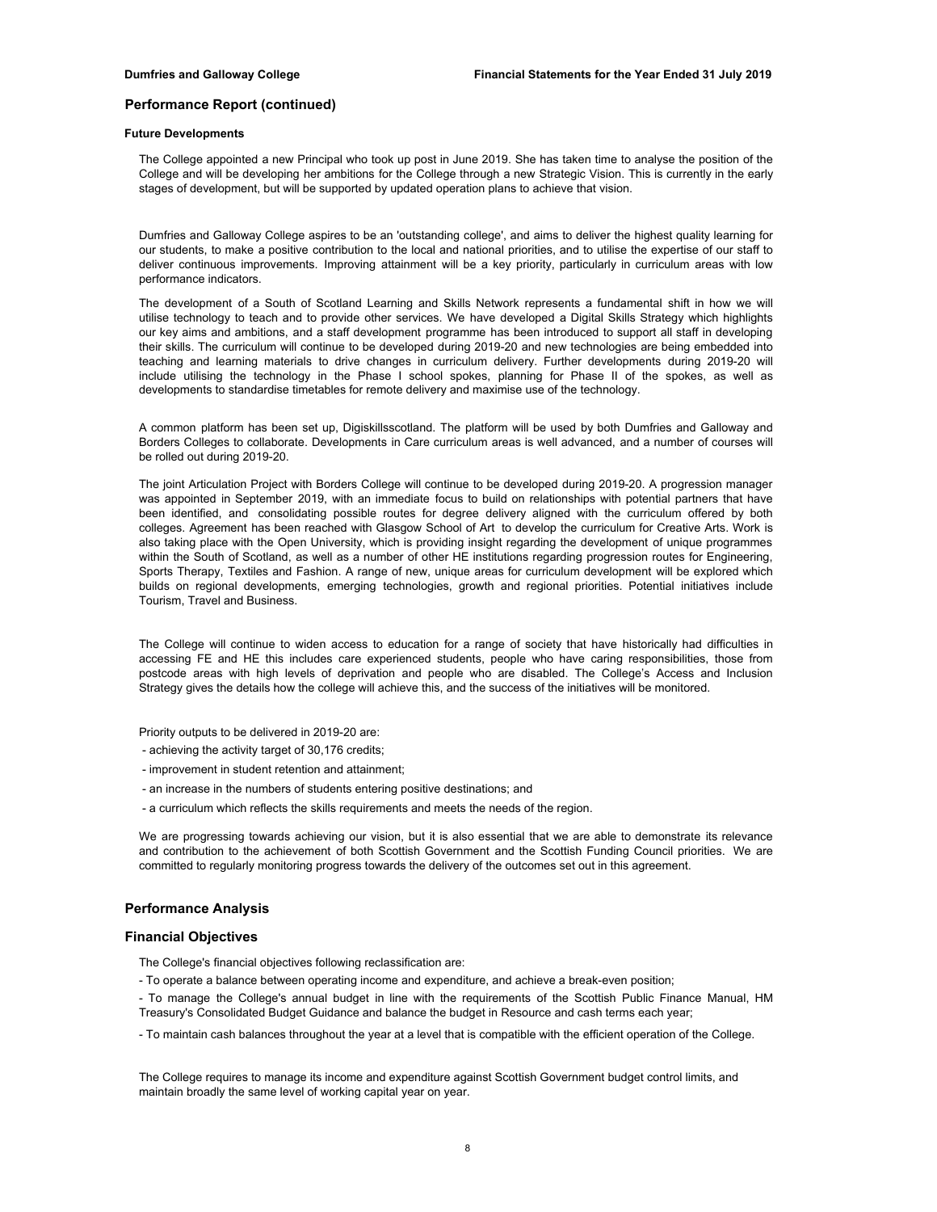## Performance Report (continued)

### Future Developments

The College appointed a new Principal who took up post in June 2019. She has taken time to analyse the position of the College and will be developing her ambitions for the College through a new Strategic Vision. This is currently in the early stages of development, but will be supported by updated operation plans to achieve that vision.

Dumfries and Galloway College aspires to be an 'outstanding college', and aims to deliver the highest quality learning for our students, to make a positive contribution to the local and national priorities, and to utilise the expertise of our staff to deliver continuous improvements. Improving attainment will be a key priority, particularly in curriculum areas with low performance indicators.

The development of a South of Scotland Learning and Skills Network represents a fundamental shift in how we will utilise technology to teach and to provide other services. We have developed a Digital Skills Strategy which highlights our key aims and ambitions, and a staff development programme has been introduced to support all staff in developing their skills. The curriculum will continue to be developed during 2019-20 and new technologies are being embedded into teaching and learning materials to drive changes in curriculum delivery. Further developments during 2019-20 will include utilising the technology in the Phase I school spokes, planning for Phase II of the spokes, as well as developments to standardise timetables for remote delivery and maximise use of the technology.

A common platform has been set up, Digiskillsscotland. The platform will be used by both Dumfries and Galloway and Borders Colleges to collaborate. Developments in Care curriculum areas is well advanced, and a number of courses will be rolled out during 2019-20.

The joint Articulation Project with Borders College will continue to be developed during 2019-20. A progression manager was appointed in September 2019, with an immediate focus to build on relationships with potential partners that have been identified, and consolidating possible routes for degree delivery aligned with the curriculum offered by both colleges. Agreement has been reached with Glasgow School of Art to develop the curriculum for Creative Arts. Work is also taking place with the Open University, which is providing insight regarding the development of unique programmes within the South of Scotland, as well as a number of other HE institutions regarding progression routes for Engineering, Sports Therapy, Textiles and Fashion. A range of new, unique areas for curriculum development will be explored which builds on regional developments, emerging technologies, growth and regional priorities. Potential initiatives include Tourism, Travel and Business.

The College will continue to widen access to education for a range of society that have historically had difficulties in accessing FE and HE this includes care experienced students, people who have caring responsibilities, those from postcode areas with high levels of deprivation and people who are disabled. The College's Access and Inclusion Strategy gives the details how the college will achieve this, and the success of the initiatives will be monitored.

Priority outputs to be delivered in 2019-20 are:

- achieving the activity target of 30,176 credits;
- improvement in student retention and attainment;
- an increase in the numbers of students entering positive destinations; and
- a curriculum which reflects the skills requirements and meets the needs of the region.

We are progressing towards achieving our vision, but it is also essential that we are able to demonstrate its relevance and contribution to the achievement of both Scottish Government and the Scottish Funding Council priorities. We are committed to regularly monitoring progress towards the delivery of the outcomes set out in this agreement.

## Performance Analysis

## Financial Objectives

The College's financial objectives following reclassification are:

- To operate a balance between operating income and expenditure, and achieve a break-even position;
- To manage the College's annual budget in line with the requirements of the Scottish Public Finance Manual, HM Treasury's Consolidated Budget Guidance and balance the budget in Resource and cash terms each year;
- To maintain cash balances throughout the year at a level that is compatible with the efficient operation of the College.

The College requires to manage its income and expenditure against Scottish Government budget control limits, and maintain broadly the same level of working capital year on year.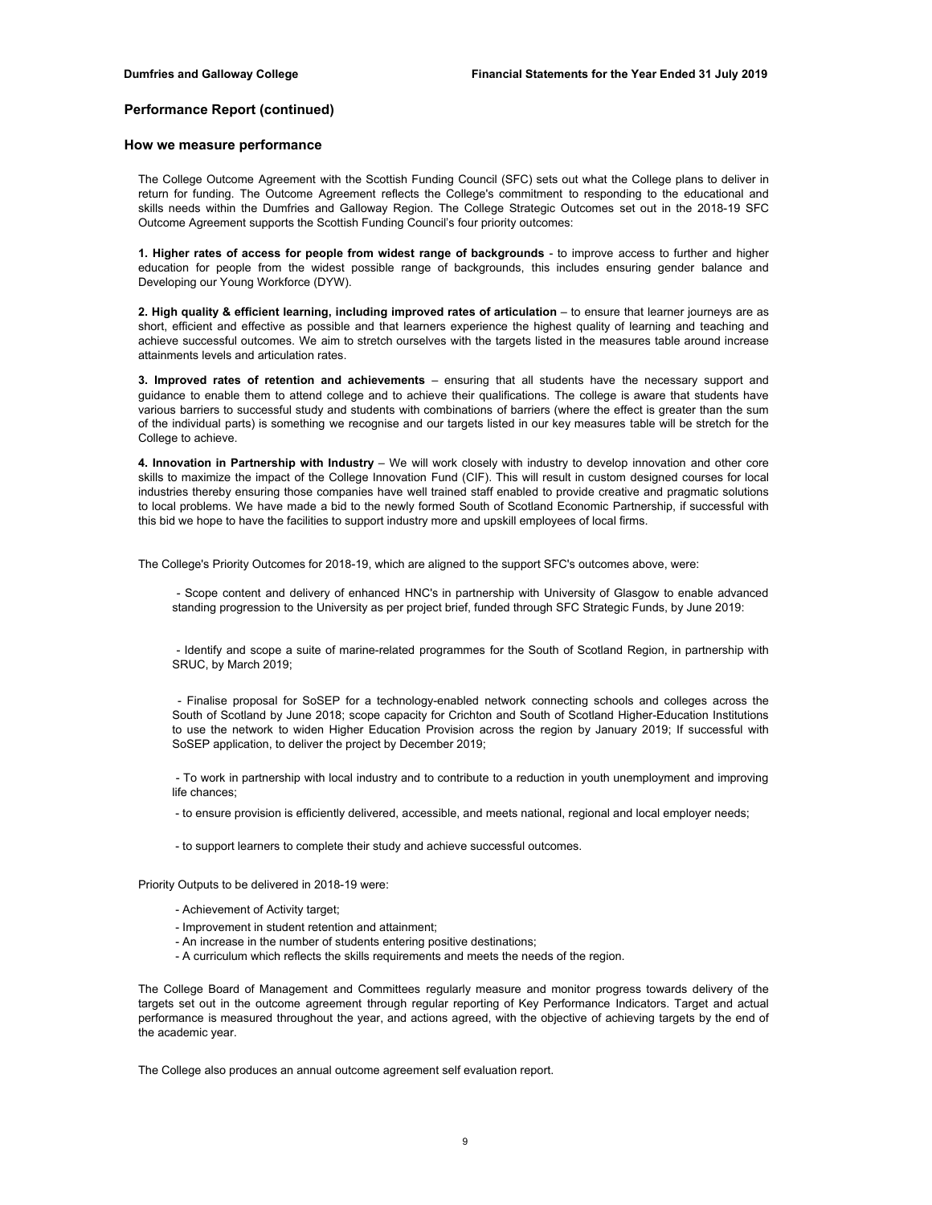## Performance Report (continued)

### How we measure performance

The College Outcome Agreement with the Scottish Funding Council (SFC) sets out what the College plans to deliver in return for funding. The Outcome Agreement reflects the College's commitment to responding to the educational and skills needs within the Dumfries and Galloway Region. The College Strategic Outcomes set out in the 2018-19 SFC Outcome Agreement supports the Scottish Funding Council's four priority outcomes:

**1. Higher rates of access for people from widest range of backgrounds** - to improve access to further and higher education for people from the widest possible range of backgrounds, this includes ensuring gender balance and Developing our Young Workforce (DYW).

**2. High quality & efficient learning, including improved rates of articulation** – to ensure that learner journeys are as short, efficient and effective as possible and that learners experience the highest quality of learning and teaching and achieve successful outcomes. We aim to stretch ourselves with the targets listed in the measures table around increase attainments levels and articulation rates.

**3. Improved rates of retention and achievements** – ensuring that all students have the necessary support and guidance to enable them to attend college and to achieve their qualifications. The college is aware that students have various barriers to successful study and students with combinations of barriers (where the effect is greater than the sum of the individual parts) is something we recognise and our targets listed in our key measures table will be stretch for the College to achieve.

**4. Innovation in Partnership with Industry** – We will work closely with industry to develop innovation and other core skills to maximize the impact of the College Innovation Fund (CIF). This will result in custom designed courses for local industries thereby ensuring those companies have well trained staff enabled to provide creative and pragmatic solutions to local problems. We have made a bid to the newly formed South of Scotland Economic Partnership, if successful with this bid we hope to have the facilities to support industry more and upskill employees of local firms.

The College's Priority Outcomes for 2018-19, which are aligned to the support SFC's outcomes above, were:

- Scope content and delivery of enhanced HNC's in partnership with University of Glasgow to enable advanced standing progression to the University as per project brief, funded through SFC Strategic Funds, by June 2019:

- Identify and scope a suite of marine-related programmes for the South of Scotland Region, in partnership with SRUC, by March 2019;

- Finalise proposal for SoSEP for a technology-enabled network connecting schools and colleges across the South of Scotland by June 2018; scope capacity for Crichton and South of Scotland Higher-Education Institutions to use the network to widen Higher Education Provision across the region by January 2019; If successful with SoSEP application, to deliver the project by December 2019;

- To work in partnership with local industry and to contribute to a reduction in youth unemployment and improving life chances;

- to ensure provision is efficiently delivered, accessible, and meets national, regional and local employer needs;

- to support learners to complete their study and achieve successful outcomes.

Priority Outputs to be delivered in 2018-19 were:

- Achievement of Activity target;
- Improvement in student retention and attainment;
- An increase in the number of students entering positive destinations;
- A curriculum which reflects the skills requirements and meets the needs of the region.

The College Board of Management and Committees regularly measure and monitor progress towards delivery of the targets set out in the outcome agreement through regular reporting of Key Performance Indicators. Target and actual performance is measured throughout the year, and actions agreed, with the objective of achieving targets by the end of the academic year.

The College also produces an annual outcome agreement self evaluation report.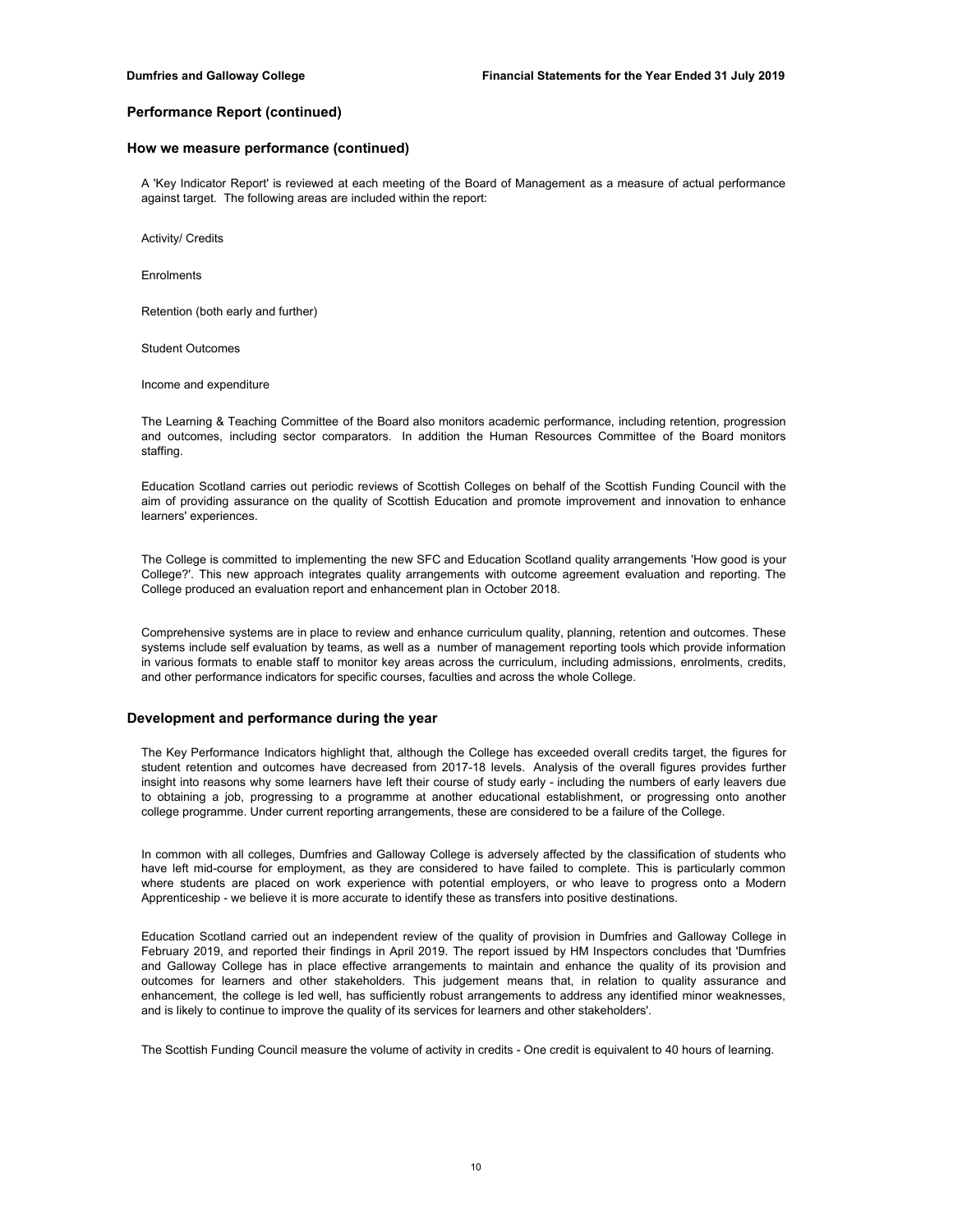## Performance Report (continued)

### How we measure performance (continued)

A 'Key Indicator Report' is reviewed at each meeting of the Board of Management as a measure of actual performance against target. The following areas are included within the report:

Activity/ Credits

Enrolments

Retention (both early and further)

Student Outcomes

Income and expenditure

The Learning & Teaching Committee of the Board also monitors academic performance, including retention, progression and outcomes, including sector comparators. In addition the Human Resources Committee of the Board monitors staffing.

Education Scotland carries out periodic reviews of Scottish Colleges on behalf of the Scottish Funding Council with the aim of providing assurance on the quality of Scottish Education and promote improvement and innovation to enhance learners' experiences.

The College is committed to implementing the new SFC and Education Scotland quality arrangements 'How good is your College?'. This new approach integrates quality arrangements with outcome agreement evaluation and reporting. The College produced an evaluation report and enhancement plan in October 2018.

Comprehensive systems are in place to review and enhance curriculum quality, planning, retention and outcomes. These systems include self evaluation by teams, as well as a number of management reporting tools which provide information in various formats to enable staff to monitor key areas across the curriculum, including admissions, enrolments, credits, and other performance indicators for specific courses, faculties and across the whole College.

### Development and performance during the year

The Key Performance Indicators highlight that, although the College has exceeded overall credits target, the figures for student retention and outcomes have decreased from 2017-18 levels. Analysis of the overall figures provides further insight into reasons why some learners have left their course of study early - including the numbers of early leavers due to obtaining a job, progressing to a programme at another educational establishment, or progressing onto another college programme. Under current reporting arrangements, these are considered to be a failure of the College.

In common with all colleges, Dumfries and Galloway College is adversely affected by the classification of students who have left mid-course for employment, as they are considered to have failed to complete. This is particularly common where students are placed on work experience with potential employers, or who leave to progress onto a Modern Apprenticeship - we believe it is more accurate to identify these as transfers into positive destinations.

Education Scotland carried out an independent review of the quality of provision in Dumfries and Galloway College in February 2019, and reported their findings in April 2019. The report issued by HM Inspectors concludes that 'Dumfries and Galloway College has in place effective arrangements to maintain and enhance the quality of its provision and outcomes for learners and other stakeholders. This judgement means that, in relation to quality assurance and enhancement, the college is led well, has sufficiently robust arrangements to address any identified minor weaknesses, and is likely to continue to improve the quality of its services for learners and other stakeholders'.

The Scottish Funding Council measure the volume of activity in credits - One credit is equivalent to 40 hours of learning.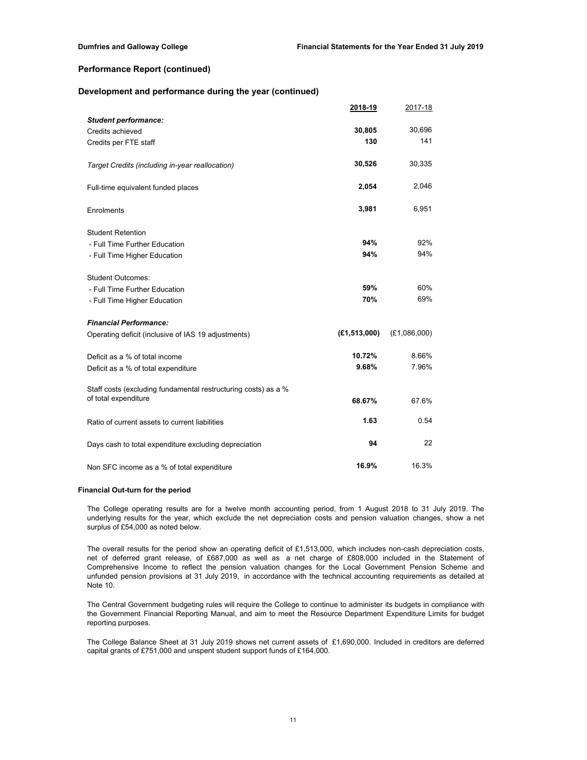## Performance Report (continued)

### Development and performance during the year (continued)

| | **2018-19** | 2017-18 |
|---|---|---|
| ***Student performance:*** | | |
| Credits achieved | **30,805** | 30,696 |
| Credits per FTE staff | **130** | 141 |
| *Target Credits (including in-year reallocation)* | **30,526** | 30,335 |
| Full-time equivalent funded places | **2,054** | 2,046 |
| Enrolments | **3,981** | 6,951 |
| Student Retention | | |
| - Full Time Further Education | **94%** | 92% |
| - Full Time Higher Education | **94%** | 94% |
| Student Outcomes: | | |
| - Full Time Further Education | **59%** | 60% |
| - Full Time Higher Education | **70%** | 69% |
| ***Financial Performance:*** | | |
| Operating deficit (inclusive of IAS 19 adjustments) | **(£1,513,000)** | (£1,086,000) |
| Deficit as a % of total income | **10.72%** | 8.66% |
| Deficit as a % of total expenditure | **9.68%** | 7.96% |
| Staff costs (excluding fundamental restructuring costs) as a % of total expenditure | **68.67%** | 67.6% |
| Ratio of current assets to current liabilities | **1.63** | 0.54 |
| Days cash to total expenditure excluding depreciation | **94** | 22 |
| Non SFC income as a % of total expenditure | **16.9%** | 16.3% |

#### Financial Out-turn for the period

The College operating results are for a twelve month accounting period, from 1 August 2018 to 31 July 2019. The underlying results for the year, which exclude the net depreciation costs and pension valuation changes, show a net surplus of £54,000 as noted below.

The overall results for the period show an operating deficit of £1,513,000, which includes non-cash depreciation costs, net of deferred grant release, of £687,000 as well as a net charge of £808,000 included in the Statement of Comprehensive Income to reflect the pension valuation changes for the Local Government Pension Scheme and unfunded pension provisions at 31 July 2019, in accordance with the technical accounting requirements as detailed at Note 10.

The Central Government budgeting rules will require the College to continue to administer its budgets in compliance with the Government Financial Reporting Manual, and aim to meet the Resource Department Expenditure Limits for budget reporting purposes.

The College Balance Sheet at 31 July 2019 shows net current assets of £1,690,000. Included in creditors are deferred capital grants of £751,000 and unspent student support funds of £164,000.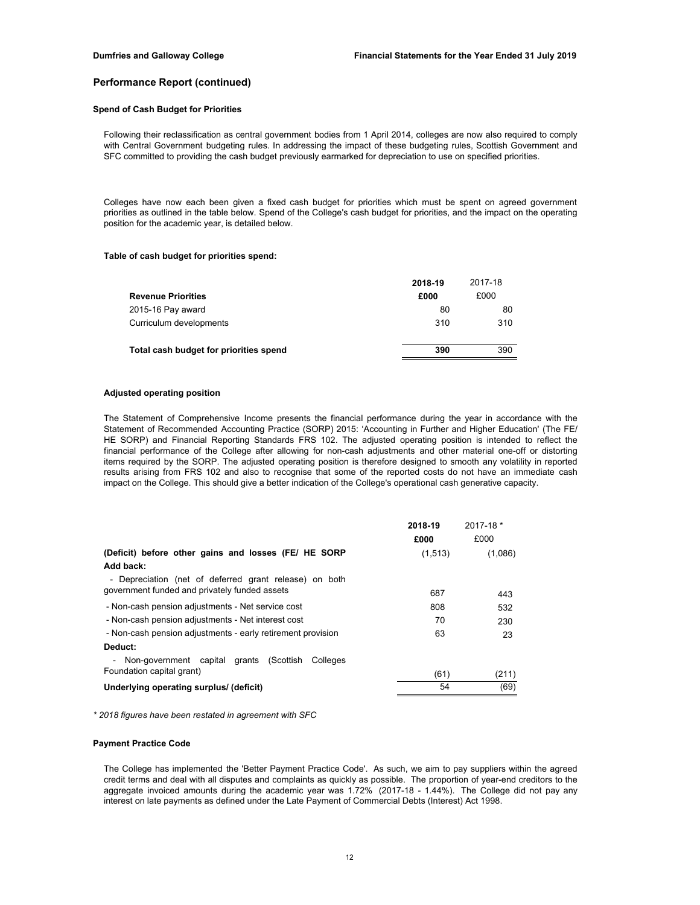## Performance Report (continued)

### Spend of Cash Budget for Priorities

Following their reclassification as central government bodies from 1 April 2014, colleges are now also required to comply with Central Government budgeting rules. In addressing the impact of these budgeting rules, Scottish Government and SFC committed to providing the cash budget previously earmarked for depreciation to use on specified priorities.

Colleges have now each been given a fixed cash budget for priorities which must be spent on agreed government priorities as outlined in the table below. Spend of the College's cash budget for priorities, and the impact on the operating position for the academic year, is detailed below.

**Table of cash budget for priorities spend:**

| | **2018-19** | 2017-18 |
|---|---|---|
| **Revenue Priorities** | **£000** | £000 |
| 2015-16 Pay award | 80 | 80 |
| Curriculum developments | 310 | 310 |
| **Total cash budget for priorities spend** | **390** | 390 |

**Adjusted operating position**

The Statement of Comprehensive Income presents the financial performance during the year in accordance with the Statement of Recommended Accounting Practice (SORP) 2015: 'Accounting in Further and Higher Education' (The FE/ HE SORP) and Financial Reporting Standards FRS 102. The adjusted operating position is intended to reflect the financial performance of the College after allowing for non-cash adjustments and other material one-off or distorting items required by the SORP. The adjusted operating position is therefore designed to smooth any volatility in reported results arising from FRS 102 and also to recognise that some of the reported costs do not have an immediate cash impact on the College. This should give a better indication of the College's operational cash generative capacity.

| | **2018-19** | 2017-18 * |
|---|---|---|
| | **£000** | £000 |
| **(Deficit) before other gains and losses (FE/ HE SORP** | (1,513) | (1,086) |
| **Add back:** | | |
| - Depreciation (net of deferred grant release) on both government funded and privately funded assets | 687 | 443 |
| - Non-cash pension adjustments - Net service cost | 808 | 532 |
| - Non-cash pension adjustments - Net interest cost | 70 | 230 |
| - Non-cash pension adjustments - early retirement provision | 63 | 23 |
| **Deduct:** | | |
| - Non-government capital grants (Scottish Colleges Foundation capital grant) | (61) | (211) |
| **Underlying operating surplus/ (deficit)** | 54 | (69) |

*\* 2018 figures have been restated in agreement with SFC*

### Payment Practice Code

The College has implemented the 'Better Payment Practice Code'. As such, we aim to pay suppliers within the agreed credit terms and deal with all disputes and complaints as quickly as possible. The proportion of year-end creditors to the aggregate invoiced amounts during the academic year was 1.72% (2017-18 - 1.44%). The College did not pay any interest on late payments as defined under the Late Payment of Commercial Debts (Interest) Act 1998.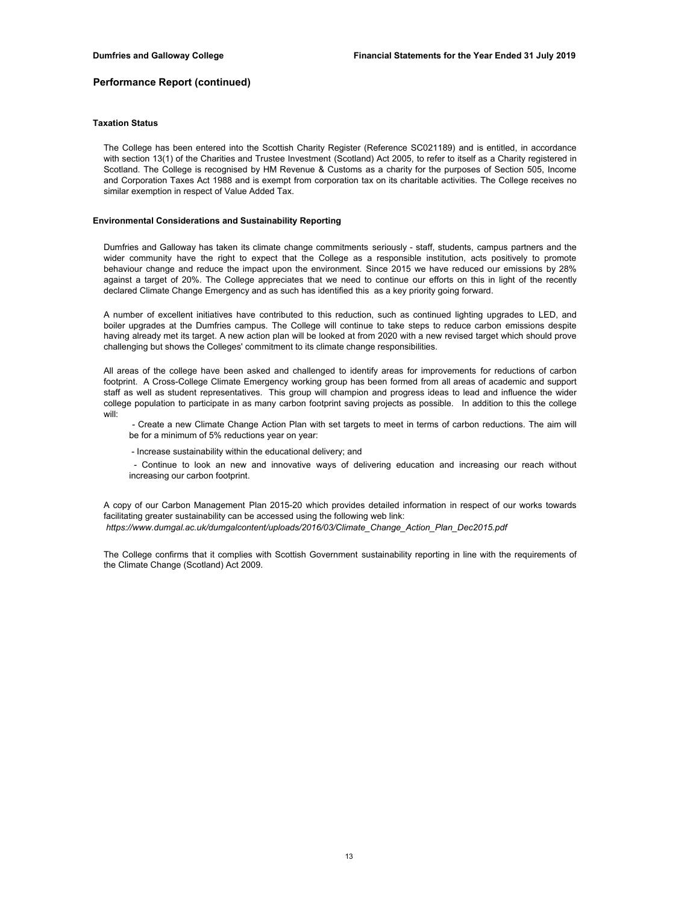## Performance Report (continued)

### Taxation Status

The College has been entered into the Scottish Charity Register (Reference SC021189) and is entitled, in accordance with section 13(1) of the Charities and Trustee Investment (Scotland) Act 2005, to refer to itself as a Charity registered in Scotland. The College is recognised by HM Revenue & Customs as a charity for the purposes of Section 505, Income and Corporation Taxes Act 1988 and is exempt from corporation tax on its charitable activities. The College receives no similar exemption in respect of Value Added Tax.

### Environmental Considerations and Sustainability Reporting

Dumfries and Galloway has taken its climate change commitments seriously - staff, students, campus partners and the wider community have the right to expect that the College as a responsible institution, acts positively to promote behaviour change and reduce the impact upon the environment. Since 2015 we have reduced our emissions by 28% against a target of 20%. The College appreciates that we need to continue our efforts on this in light of the recently declared Climate Change Emergency and as such has identified this as a key priority going forward.

A number of excellent initiatives have contributed to this reduction, such as continued lighting upgrades to LED, and boiler upgrades at the Dumfries campus. The College will continue to take steps to reduce carbon emissions despite having already met its target. A new action plan will be looked at from 2020 with a new revised target which should prove challenging but shows the Colleges' commitment to its climate change responsibilities.

All areas of the college have been asked and challenged to identify areas for improvements for reductions of carbon footprint. A Cross-College Climate Emergency working group has been formed from all areas of academic and support staff as well as student representatives. This group will champion and progress ideas to lead and influence the wider college population to participate in as many carbon footprint saving projects as possible. In addition to this the college will:

- Create a new Climate Change Action Plan with set targets to meet in terms of carbon reductions. The aim will be for a minimum of 5% reductions year on year:
- Increase sustainability within the educational delivery; and
- Continue to look an new and innovative ways of delivering education and increasing our reach without increasing our carbon footprint.

A copy of our Carbon Management Plan 2015-20 which provides detailed information in respect of our works towards facilitating greater sustainability can be accessed using the following web link:
*https://www.dumgal.ac.uk/dumgalcontent/uploads/2016/03/Climate_Change_Action_Plan_Dec2015.pdf*

The College confirms that it complies with Scottish Government sustainability reporting in line with the requirements of the Climate Change (Scotland) Act 2009.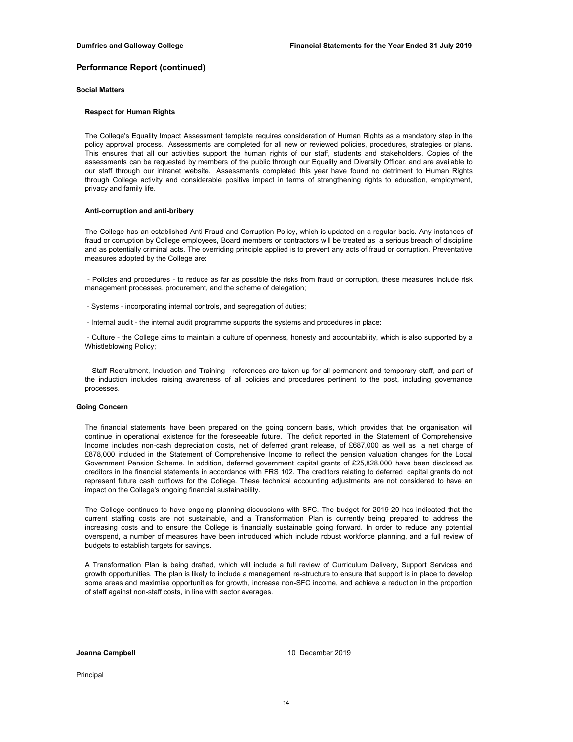## Performance Report (continued)

### Social Matters

#### Respect for Human Rights

The College's Equality Impact Assessment template requires consideration of Human Rights as a mandatory step in the policy approval process. Assessments are completed for all new or reviewed policies, procedures, strategies or plans. This ensures that all our activities support the human rights of our staff, students and stakeholders. Copies of the assessments can be requested by members of the public through our Equality and Diversity Officer, and are available to our staff through our intranet website. Assessments completed this year have found no detriment to Human Rights through College activity and considerable positive impact in terms of strengthening rights to education, employment, privacy and family life.

#### Anti-corruption and anti-bribery

The College has an established Anti-Fraud and Corruption Policy, which is updated on a regular basis. Any instances of fraud or corruption by College employees, Board members or contractors will be treated as a serious breach of discipline and as potentially criminal acts. The overriding principle applied is to prevent any acts of fraud or corruption. Preventative measures adopted by the College are:

- Policies and procedures - to reduce as far as possible the risks from fraud or corruption, these measures include risk management processes, procurement, and the scheme of delegation;
- Systems - incorporating internal controls, and segregation of duties;
- Internal audit - the internal audit programme supports the systems and procedures in place;
- Culture - the College aims to maintain a culture of openness, honesty and accountability, which is also supported by a Whistleblowing Policy;
- Staff Recruitment, Induction and Training - references are taken up for all permanent and temporary staff, and part of the induction includes raising awareness of all policies and procedures pertinent to the post, including governance processes.

### Going Concern

The financial statements have been prepared on the going concern basis, which provides that the organisation will continue in operational existence for the foreseeable future. The deficit reported in the Statement of Comprehensive Income includes non-cash depreciation costs, net of deferred grant release, of £687,000 as well as a net charge of £878,000 included in the Statement of Comprehensive Income to reflect the pension valuation changes for the Local Government Pension Scheme. In addition, deferred government capital grants of £25,828,000 have been disclosed as creditors in the financial statements in accordance with FRS 102. The creditors relating to deferred capital grants do not represent future cash outflows for the College. These technical accounting adjustments are not considered to have an impact on the College's ongoing financial sustainability.

The College continues to have ongoing planning discussions with SFC. The budget for 2019-20 has indicated that the current staffing costs are not sustainable, and a Transformation Plan is currently being prepared to address the increasing costs and to ensure the College is financially sustainable going forward. In order to reduce any potential overspend, a number of measures have been introduced which include robust workforce planning, and a full review of budgets to establish targets for savings.

A Transformation Plan is being drafted, which will include a full review of Curriculum Delivery, Support Services and growth opportunities. The plan is likely to include a management re-structure to ensure that support is in place to develop some areas and maximise opportunities for growth, increase non-SFC income, and achieve a reduction in the proportion of staff against non-staff costs, in line with sector averages.

**Joanna Campbell** 10 December 2019

Principal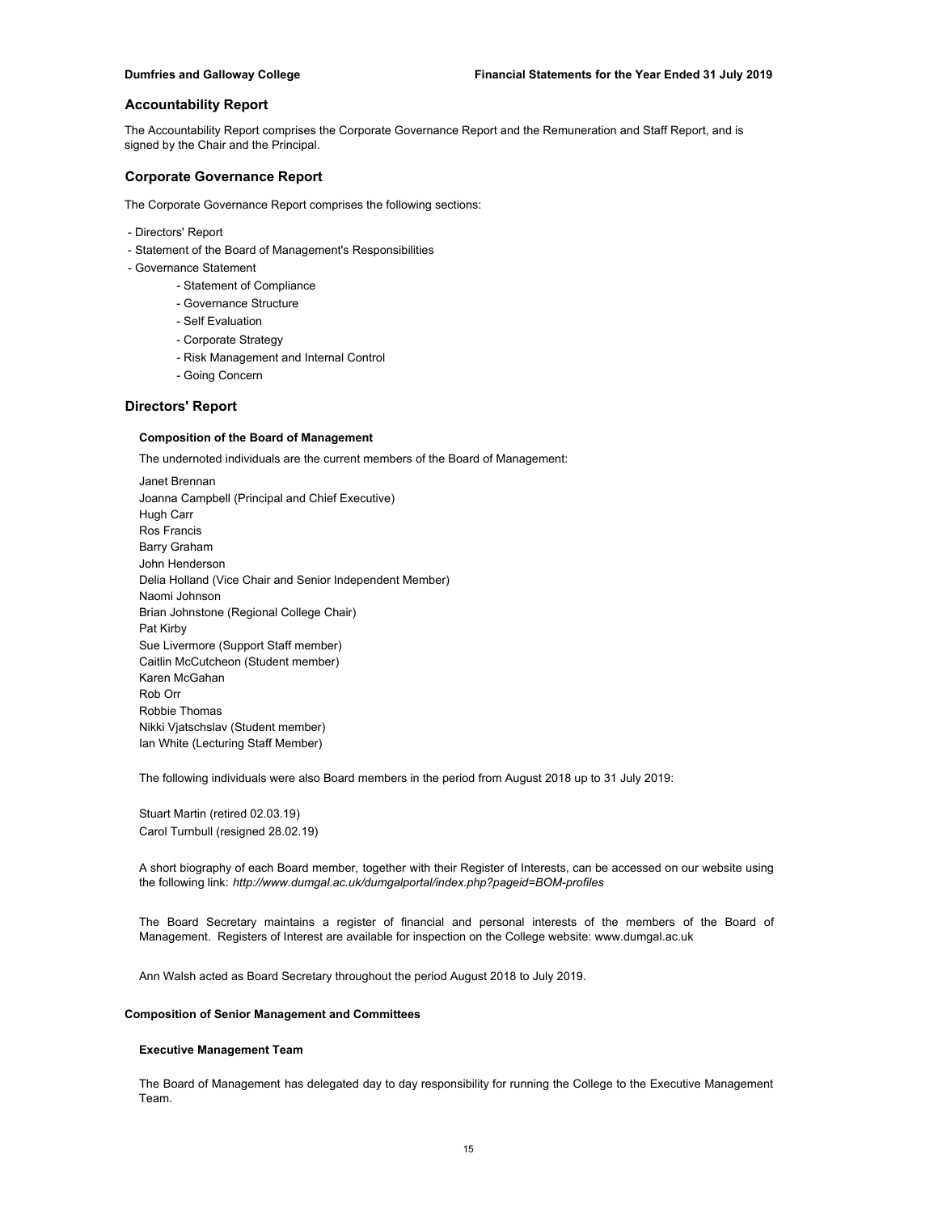## Accountability Report

The Accountability Report comprises the Corporate Governance Report and the Remuneration and Staff Report, and is signed by the Chair and the Principal.

## Corporate Governance Report

The Corporate Governance Report comprises the following sections:

- Directors' Report
- Statement of the Board of Management's Responsibilities
- Governance Statement
    - Statement of Compliance
    - Governance Structure
    - Self Evaluation
    - Corporate Strategy
    - Risk Management and Internal Control
    - Going Concern

## Directors' Report

### Composition of the Board of Management

The undernoted individuals are the current members of the Board of Management:

Janet Brennan
Joanna Campbell (Principal and Chief Executive)
Hugh Carr
Ros Francis
Barry Graham
John Henderson
Delia Holland (Vice Chair and Senior Independent Member)
Naomi Johnson
Brian Johnstone (Regional College Chair)
Pat Kirby
Sue Livermore (Support Staff member)
Caitlin McCutcheon (Student member)
Karen McGahan
Rob Orr
Robbie Thomas
Nikki Vjatschslav (Student member)
Ian White (Lecturing Staff Member)

The following individuals were also Board members in the period from August 2018 up to 31 July 2019:

Stuart Martin (retired 02.03.19)
Carol Turnbull (resigned 28.02.19)

A short biography of each Board member, together with their Register of Interests, can be accessed on our website using the following link: *http://www.dumgal.ac.uk/dumgalportal/index.php?pageid=BOM-profiles*

The Board Secretary maintains a register of financial and personal interests of the members of the Board of Management. Registers of Interest are available for inspection on the College website: www.dumgal.ac.uk

Ann Walsh acted as Board Secretary throughout the period August 2018 to July 2019.

### Composition of Senior Management and Committees

#### Executive Management Team

The Board of Management has delegated day to day responsibility for running the College to the Executive Management Team.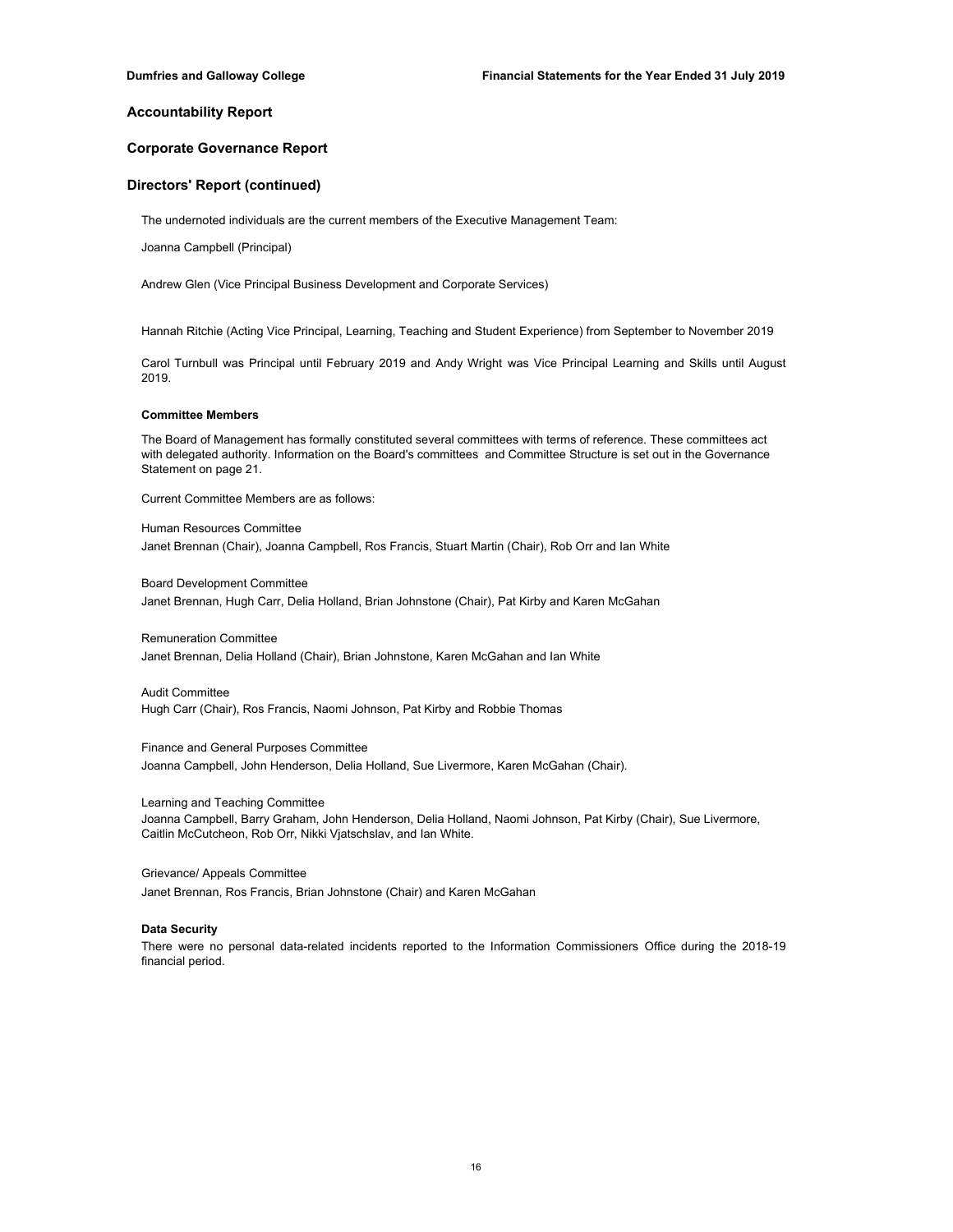## Accountability Report

## Corporate Governance Report

## Directors' Report (continued)

The undernoted individuals are the current members of the Executive Management Team:

Joanna Campbell (Principal)

Andrew Glen (Vice Principal Business Development and Corporate Services)

Hannah Ritchie (Acting Vice Principal, Learning, Teaching and Student Experience) from September to November 2019

Carol Turnbull was Principal until February 2019 and Andy Wright was Vice Principal Learning and Skills until August 2019.

### Committee Members

The Board of Management has formally constituted several committees with terms of reference. These committees act with delegated authority. Information on the Board's committees and Committee Structure is set out in the Governance Statement on page 21.

Current Committee Members are as follows:

Human Resources Committee
Janet Brennan (Chair), Joanna Campbell, Ros Francis, Stuart Martin (Chair), Rob Orr and Ian White

Board Development Committee
Janet Brennan, Hugh Carr, Delia Holland, Brian Johnstone (Chair), Pat Kirby and Karen McGahan

Remuneration Committee
Janet Brennan, Delia Holland (Chair), Brian Johnstone, Karen McGahan and Ian White

Audit Committee
Hugh Carr (Chair), Ros Francis, Naomi Johnson, Pat Kirby and Robbie Thomas

Finance and General Purposes Committee
Joanna Campbell, John Henderson, Delia Holland, Sue Livermore, Karen McGahan (Chair).

Learning and Teaching Committee
Joanna Campbell, Barry Graham, John Henderson, Delia Holland, Naomi Johnson, Pat Kirby (Chair), Sue Livermore, Caitlin McCutcheon, Rob Orr, Nikki Vjatschslav, and Ian White.

Grievance/ Appeals Committee
Janet Brennan, Ros Francis, Brian Johnstone (Chair) and Karen McGahan

### Data Security

There were no personal data-related incidents reported to the Information Commissioners Office during the 2018-19 financial period.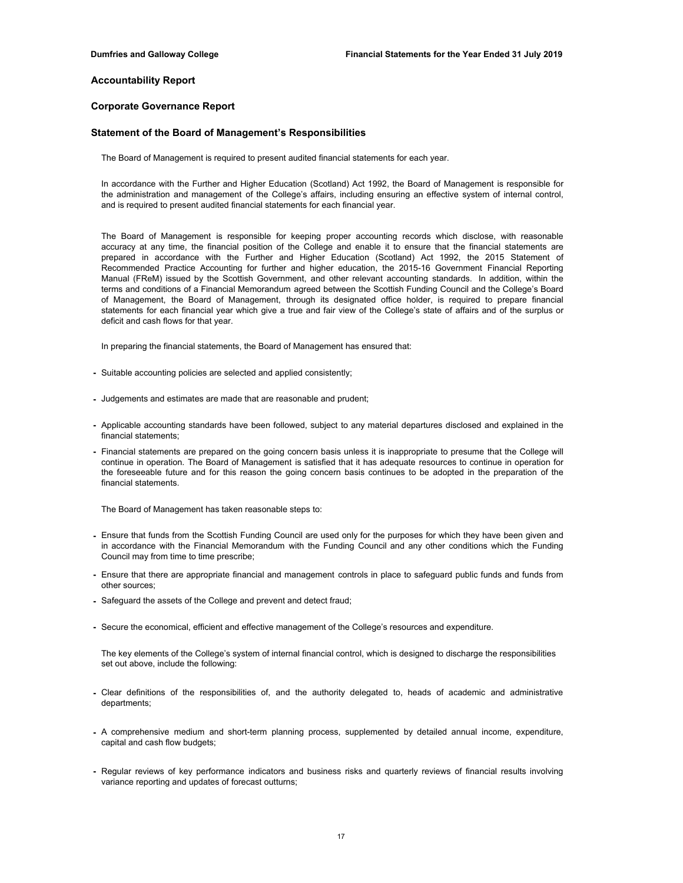## Accountability Report

### Corporate Governance Report

### Statement of the Board of Management's Responsibilities

The Board of Management is required to present audited financial statements for each year.

In accordance with the Further and Higher Education (Scotland) Act 1992, the Board of Management is responsible for the administration and management of the College's affairs, including ensuring an effective system of internal control, and is required to present audited financial statements for each financial year.

The Board of Management is responsible for keeping proper accounting records which disclose, with reasonable accuracy at any time, the financial position of the College and enable it to ensure that the financial statements are prepared in accordance with the Further and Higher Education (Scotland) Act 1992, the 2015 Statement of Recommended Practice Accounting for further and higher education, the 2015-16 Government Financial Reporting Manual (FReM) issued by the Scottish Government, and other relevant accounting standards. In addition, within the terms and conditions of a Financial Memorandum agreed between the Scottish Funding Council and the College's Board of Management, the Board of Management, through its designated office holder, is required to prepare financial statements for each financial year which give a true and fair view of the College's state of affairs and of the surplus or deficit and cash flows for that year.

In preparing the financial statements, the Board of Management has ensured that:

- Suitable accounting policies are selected and applied consistently;
- Judgements and estimates are made that are reasonable and prudent;
- Applicable accounting standards have been followed, subject to any material departures disclosed and explained in the financial statements;
- Financial statements are prepared on the going concern basis unless it is inappropriate to presume that the College will continue in operation. The Board of Management is satisfied that it has adequate resources to continue in operation for the foreseeable future and for this reason the going concern basis continues to be adopted in the preparation of the financial statements.

The Board of Management has taken reasonable steps to:

- Ensure that funds from the Scottish Funding Council are used only for the purposes for which they have been given and in accordance with the Financial Memorandum with the Funding Council and any other conditions which the Funding Council may from time to time prescribe;
- Ensure that there are appropriate financial and management controls in place to safeguard public funds and funds from other sources;
- Safeguard the assets of the College and prevent and detect fraud;
- Secure the economical, efficient and effective management of the College's resources and expenditure.

The key elements of the College's system of internal financial control, which is designed to discharge the responsibilities set out above, include the following:

- Clear definitions of the responsibilities of, and the authority delegated to, heads of academic and administrative departments;
- A comprehensive medium and short-term planning process, supplemented by detailed annual income, expenditure, capital and cash flow budgets;
- Regular reviews of key performance indicators and business risks and quarterly reviews of financial results involving variance reporting and updates of forecast outturns;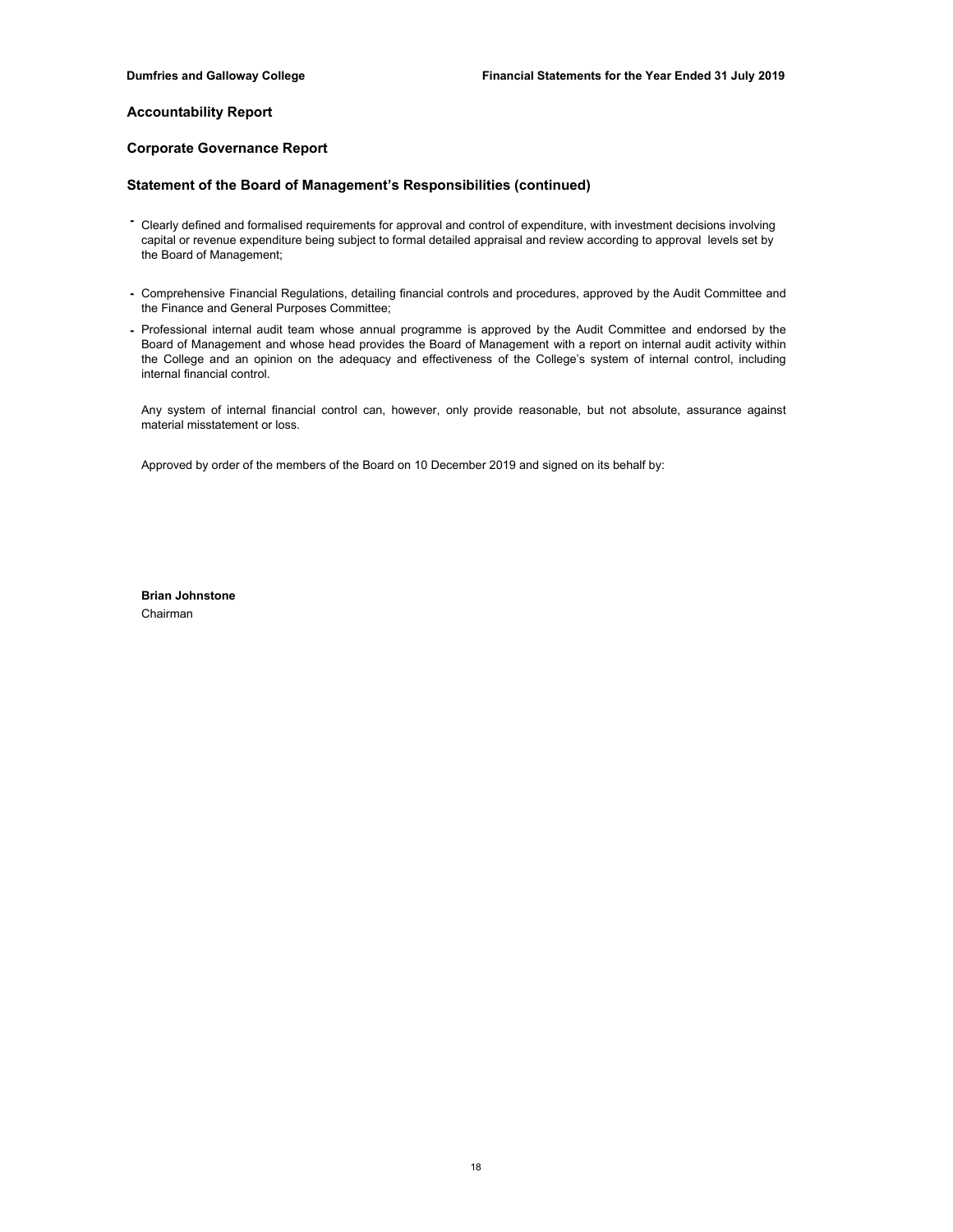## Accountability Report

## Corporate Governance Report

### Statement of the Board of Management's Responsibilities (continued)

- Clearly defined and formalised requirements for approval and control of expenditure, with investment decisions involving capital or revenue expenditure being subject to formal detailed appraisal and review according to approval levels set by the Board of Management;
- Comprehensive Financial Regulations, detailing financial controls and procedures, approved by the Audit Committee and the Finance and General Purposes Committee;
- Professional internal audit team whose annual programme is approved by the Audit Committee and endorsed by the Board of Management and whose head provides the Board of Management with a report on internal audit activity within the College and an opinion on the adequacy and effectiveness of the College's system of internal control, including internal financial control.

Any system of internal financial control can, however, only provide reasonable, but not absolute, assurance against material misstatement or loss.

Approved by order of the members of the Board on 10 December 2019 and signed on its behalf by:

**Brian Johnstone**
Chairman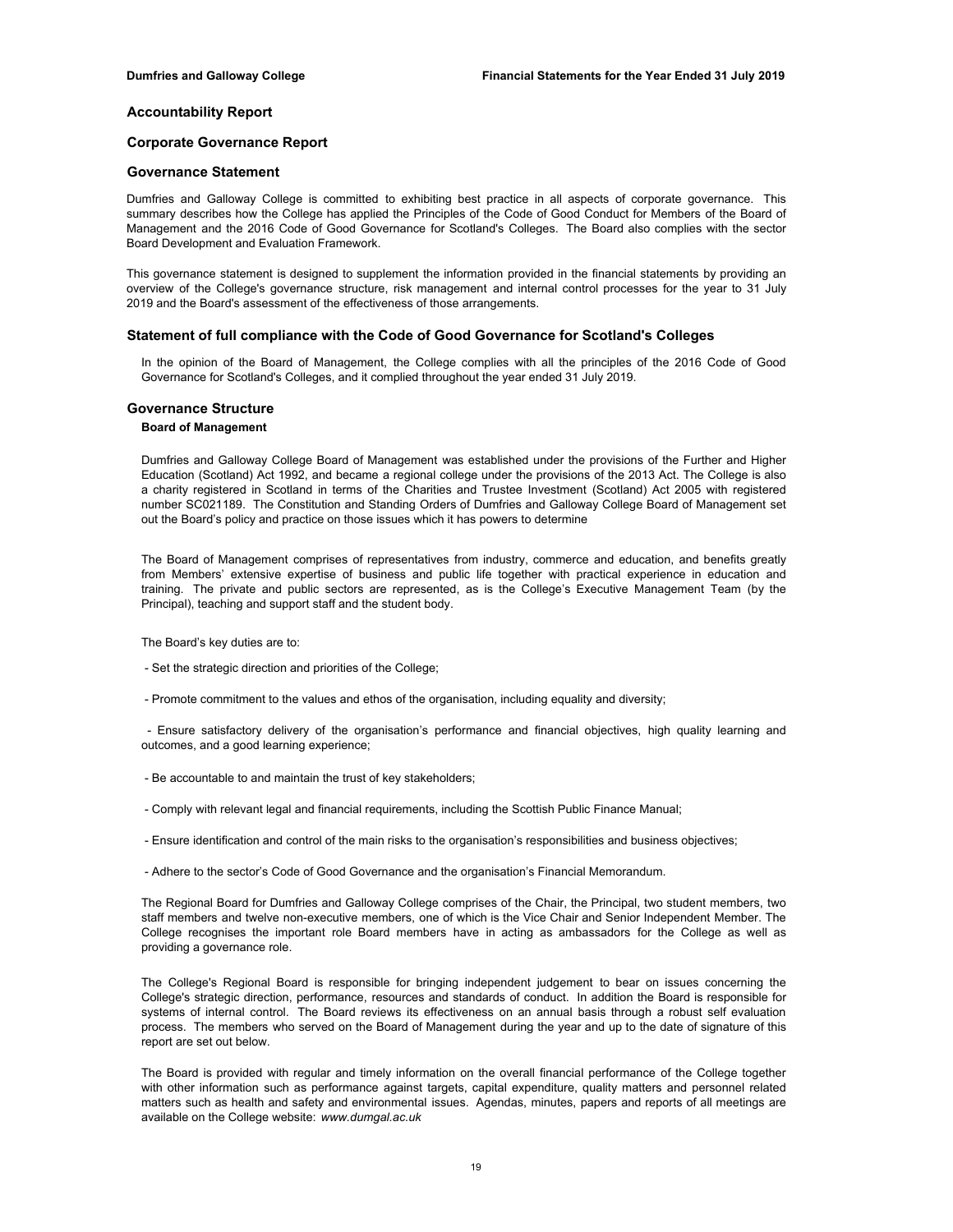## Accountability Report

### Corporate Governance Report

### Governance Statement

Dumfries and Galloway College is committed to exhibiting best practice in all aspects of corporate governance. This summary describes how the College has applied the Principles of the Code of Good Conduct for Members of the Board of Management and the 2016 Code of Good Governance for Scotland's Colleges. The Board also complies with the sector Board Development and Evaluation Framework.

This governance statement is designed to supplement the information provided in the financial statements by providing an overview of the College's governance structure, risk management and internal control processes for the year to 31 July 2019 and the Board's assessment of the effectiveness of those arrangements.

### Statement of full compliance with the Code of Good Governance for Scotland's Colleges

In the opinion of the Board of Management, the College complies with all the principles of the 2016 Code of Good Governance for Scotland's Colleges, and it complied throughout the year ended 31 July 2019.

### Governance Structure

#### Board of Management

Dumfries and Galloway College Board of Management was established under the provisions of the Further and Higher Education (Scotland) Act 1992, and became a regional college under the provisions of the 2013 Act. The College is also a charity registered in Scotland in terms of the Charities and Trustee Investment (Scotland) Act 2005 with registered number SC021189. The Constitution and Standing Orders of Dumfries and Galloway College Board of Management set out the Board's policy and practice on those issues which it has powers to determine

The Board of Management comprises of representatives from industry, commerce and education, and benefits greatly from Members' extensive expertise of business and public life together with practical experience in education and training. The private and public sectors are represented, as is the College's Executive Management Team (by the Principal), teaching and support staff and the student body.

The Board's key duties are to:

- Set the strategic direction and priorities of the College;
- Promote commitment to the values and ethos of the organisation, including equality and diversity;
- Ensure satisfactory delivery of the organisation's performance and financial objectives, high quality learning and outcomes, and a good learning experience;
- Be accountable to and maintain the trust of key stakeholders;
- Comply with relevant legal and financial requirements, including the Scottish Public Finance Manual;
- Ensure identification and control of the main risks to the organisation's responsibilities and business objectives;
- Adhere to the sector's Code of Good Governance and the organisation's Financial Memorandum.

The Regional Board for Dumfries and Galloway College comprises of the Chair, the Principal, two student members, two staff members and twelve non-executive members, one of which is the Vice Chair and Senior Independent Member. The College recognises the important role Board members have in acting as ambassadors for the College as well as providing a governance role.

The College's Regional Board is responsible for bringing independent judgement to bear on issues concerning the College's strategic direction, performance, resources and standards of conduct. In addition the Board is responsible for systems of internal control. The Board reviews its effectiveness on an annual basis through a robust self evaluation process. The members who served on the Board of Management during the year and up to the date of signature of this report are set out below.

The Board is provided with regular and timely information on the overall financial performance of the College together with other information such as performance against targets, capital expenditure, quality matters and personnel related matters such as health and safety and environmental issues. Agendas, minutes, papers and reports of all meetings are available on the College website: *www.dumgal.ac.uk*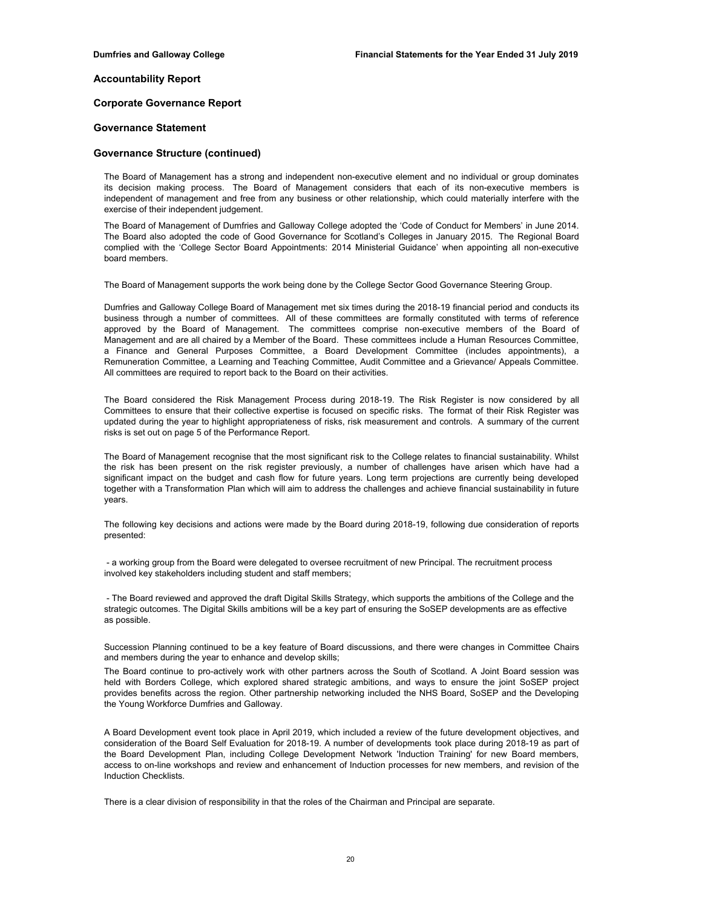## Accountability Report

## Corporate Governance Report

## Governance Statement

### Governance Structure (continued)

The Board of Management has a strong and independent non-executive element and no individual or group dominates its decision making process. The Board of Management considers that each of its non-executive members is independent of management and free from any business or other relationship, which could materially interfere with the exercise of their independent judgement.

The Board of Management of Dumfries and Galloway College adopted the 'Code of Conduct for Members' in June 2014. The Board also adopted the code of Good Governance for Scotland's Colleges in January 2015. The Regional Board complied with the 'College Sector Board Appointments: 2014 Ministerial Guidance' when appointing all non-executive board members.

The Board of Management supports the work being done by the College Sector Good Governance Steering Group.

Dumfries and Galloway College Board of Management met six times during the 2018-19 financial period and conducts its business through a number of committees. All of these committees are formally constituted with terms of reference approved by the Board of Management. The committees comprise non-executive members of the Board of Management and are all chaired by a Member of the Board. These committees include a Human Resources Committee, a Finance and General Purposes Committee, a Board Development Committee (includes appointments), a Remuneration Committee, a Learning and Teaching Committee, Audit Committee and a Grievance/ Appeals Committee. All committees are required to report back to the Board on their activities.

The Board considered the Risk Management Process during 2018-19. The Risk Register is now considered by all Committees to ensure that their collective expertise is focused on specific risks. The format of their Risk Register was updated during the year to highlight appropriateness of risks, risk measurement and controls. A summary of the current risks is set out on page 5 of the Performance Report.

The Board of Management recognise that the most significant risk to the College relates to financial sustainability. Whilst the risk has been present on the risk register previously, a number of challenges have arisen which have had a significant impact on the budget and cash flow for future years. Long term projections are currently being developed together with a Transformation Plan which will aim to address the challenges and achieve financial sustainability in future years.

The following key decisions and actions were made by the Board during 2018-19, following due consideration of reports presented:

- a working group from the Board were delegated to oversee recruitment of new Principal. The recruitment process involved key stakeholders including student and staff members;

- The Board reviewed and approved the draft Digital Skills Strategy, which supports the ambitions of the College and the strategic outcomes. The Digital Skills ambitions will be a key part of ensuring the SoSEP developments are as effective as possible.

Succession Planning continued to be a key feature of Board discussions, and there were changes in Committee Chairs and members during the year to enhance and develop skills;

The Board continue to pro-actively work with other partners across the South of Scotland. A Joint Board session was held with Borders College, which explored shared strategic ambitions, and ways to ensure the joint SoSEP project provides benefits across the region. Other partnership networking included the NHS Board, SoSEP and the Developing the Young Workforce Dumfries and Galloway.

A Board Development event took place in April 2019, which included a review of the future development objectives, and consideration of the Board Self Evaluation for 2018-19. A number of developments took place during 2018-19 as part of the Board Development Plan, including College Development Network 'Induction Training' for new Board members, access to on-line workshops and review and enhancement of Induction processes for new members, and revision of the Induction Checklists.

There is a clear division of responsibility in that the roles of the Chairman and Principal are separate.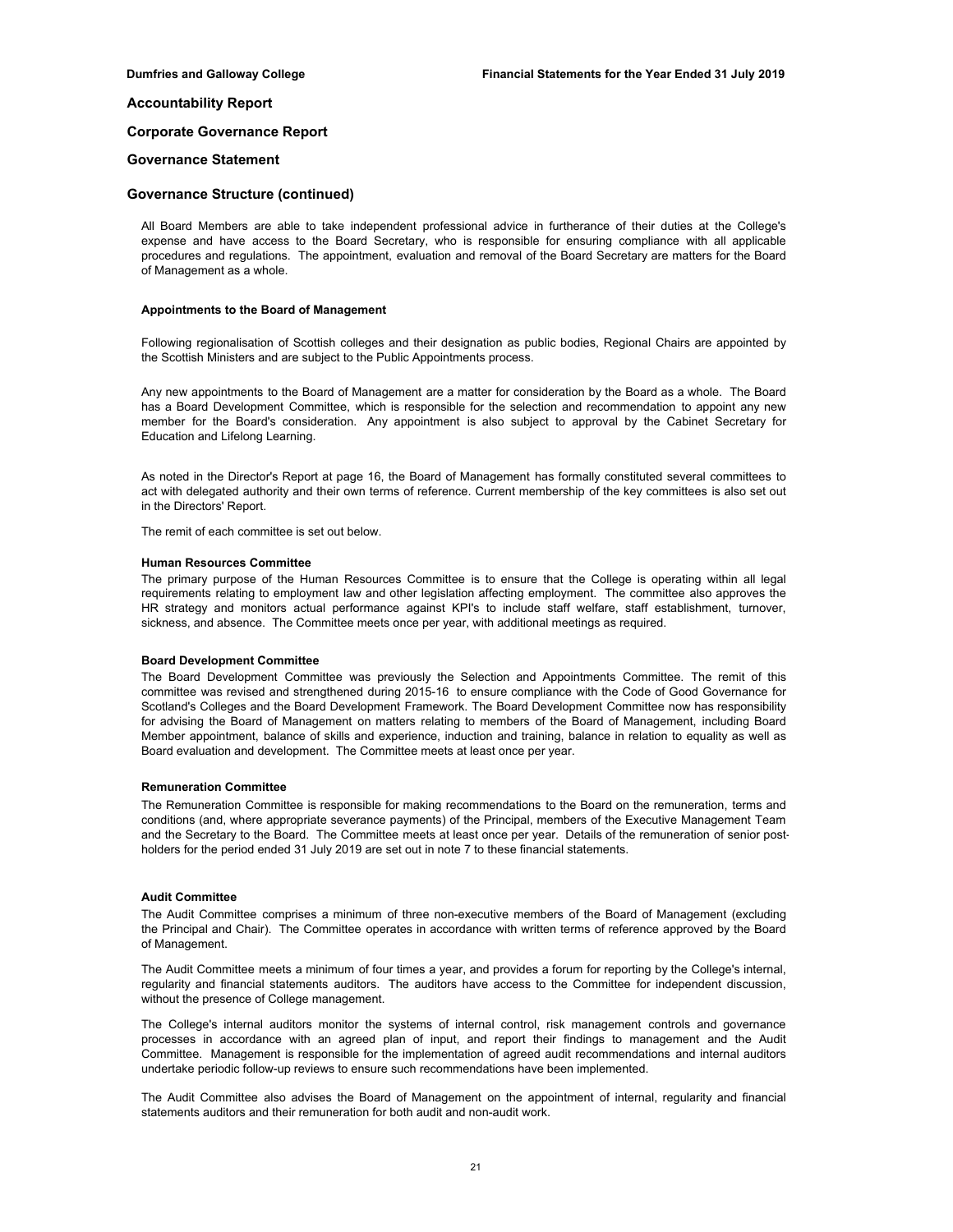## Accountability Report

## Corporate Governance Report

## Governance Statement

## Governance Structure (continued)

All Board Members are able to take independent professional advice in furtherance of their duties at the College's expense and have access to the Board Secretary, who is responsible for ensuring compliance with all applicable procedures and regulations. The appointment, evaluation and removal of the Board Secretary are matters for the Board of Management as a whole.

**Appointments to the Board of Management**

Following regionalisation of Scottish colleges and their designation as public bodies, Regional Chairs are appointed by the Scottish Ministers and are subject to the Public Appointments process.

Any new appointments to the Board of Management are a matter for consideration by the Board as a whole. The Board has a Board Development Committee, which is responsible for the selection and recommendation to appoint any new member for the Board's consideration. Any appointment is also subject to approval by the Cabinet Secretary for Education and Lifelong Learning.

As noted in the Director's Report at page 16, the Board of Management has formally constituted several committees to act with delegated authority and their own terms of reference. Current membership of the key committees is also set out in the Directors' Report.

The remit of each committee is set out below.

**Human Resources Committee**

The primary purpose of the Human Resources Committee is to ensure that the College is operating within all legal requirements relating to employment law and other legislation affecting employment. The committee also approves the HR strategy and monitors actual performance against KPI's to include staff welfare, staff establishment, turnover, sickness, and absence. The Committee meets once per year, with additional meetings as required.

**Board Development Committee**

The Board Development Committee was previously the Selection and Appointments Committee. The remit of this committee was revised and strengthened during 2015-16 to ensure compliance with the Code of Good Governance for Scotland's Colleges and the Board Development Framework. The Board Development Committee now has responsibility for advising the Board of Management on matters relating to members of the Board of Management, including Board Member appointment, balance of skills and experience, induction and training, balance in relation to equality as well as Board evaluation and development. The Committee meets at least once per year.

**Remuneration Committee**

The Remuneration Committee is responsible for making recommendations to the Board on the remuneration, terms and conditions (and, where appropriate severance payments) of the Principal, members of the Executive Management Team and the Secretary to the Board. The Committee meets at least once per year. Details of the remuneration of senior post-holders for the period ended 31 July 2019 are set out in note 7 to these financial statements.

**Audit Committee**

The Audit Committee comprises a minimum of three non-executive members of the Board of Management (excluding the Principal and Chair). The Committee operates in accordance with written terms of reference approved by the Board of Management.

The Audit Committee meets a minimum of four times a year, and provides a forum for reporting by the College's internal, regularity and financial statements auditors. The auditors have access to the Committee for independent discussion, without the presence of College management.

The College's internal auditors monitor the systems of internal control, risk management controls and governance processes in accordance with an agreed plan of input, and report their findings to management and the Audit Committee. Management is responsible for the implementation of agreed audit recommendations and internal auditors undertake periodic follow-up reviews to ensure such recommendations have been implemented.

The Audit Committee also advises the Board of Management on the appointment of internal, regularity and financial statements auditors and their remuneration for both audit and non-audit work.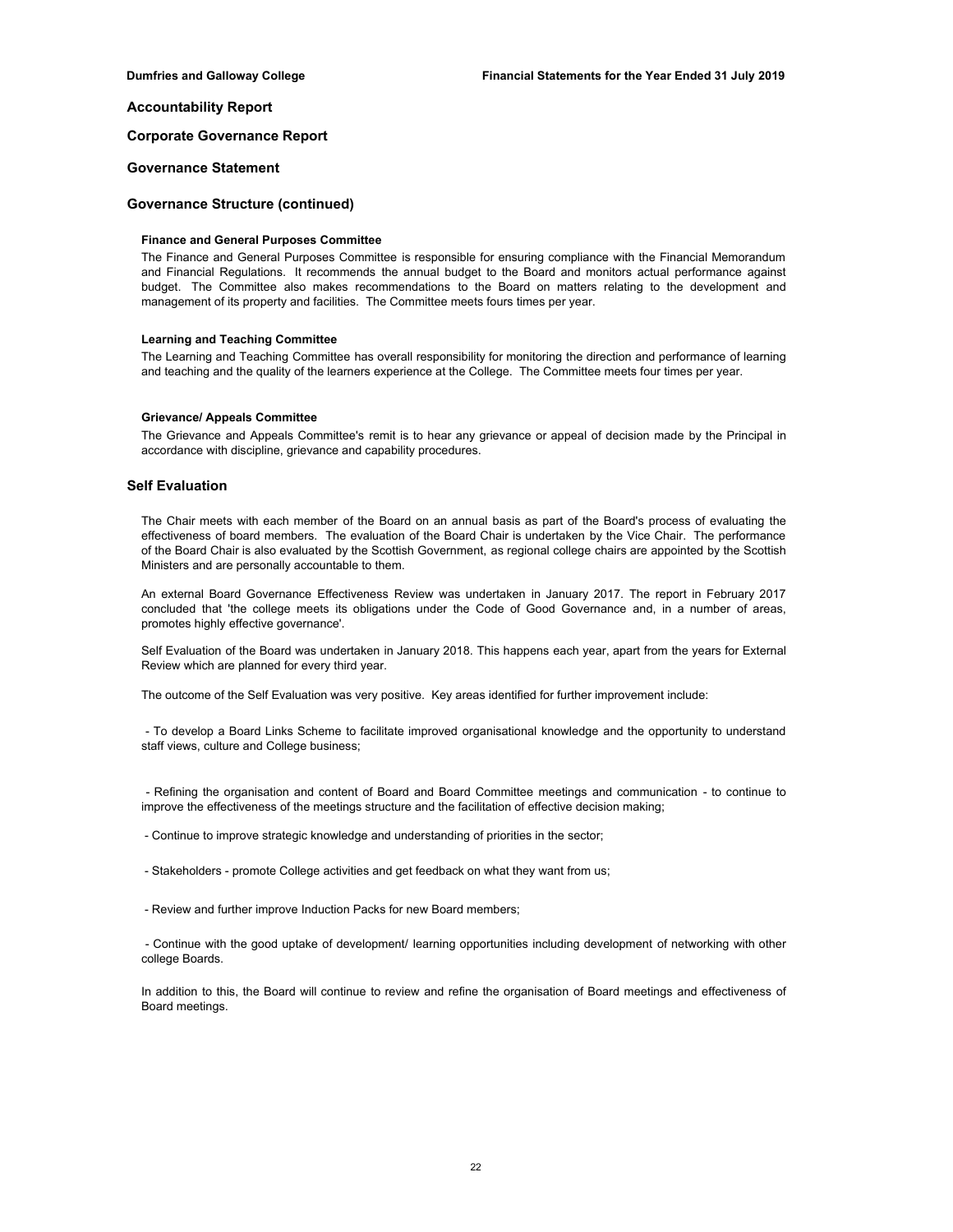# Accountability Report

## Corporate Governance Report

## Governance Statement

## Governance Structure (continued)

#### Finance and General Purposes Committee

The Finance and General Purposes Committee is responsible for ensuring compliance with the Financial Memorandum and Financial Regulations. It recommends the annual budget to the Board and monitors actual performance against budget. The Committee also makes recommendations to the Board on matters relating to the development and management of its property and facilities. The Committee meets fours times per year.

#### Learning and Teaching Committee

The Learning and Teaching Committee has overall responsibility for monitoring the direction and performance of learning and teaching and the quality of the learners experience at the College. The Committee meets four times per year.

#### Grievance/ Appeals Committee

The Grievance and Appeals Committee's remit is to hear any grievance or appeal of decision made by the Principal in accordance with discipline, grievance and capability procedures.

## Self Evaluation

The Chair meets with each member of the Board on an annual basis as part of the Board's process of evaluating the effectiveness of board members. The evaluation of the Board Chair is undertaken by the Vice Chair. The performance of the Board Chair is also evaluated by the Scottish Government, as regional college chairs are appointed by the Scottish Ministers and are personally accountable to them.

An external Board Governance Effectiveness Review was undertaken in January 2017. The report in February 2017 concluded that 'the college meets its obligations under the Code of Good Governance and, in a number of areas, promotes highly effective governance'.

Self Evaluation of the Board was undertaken in January 2018. This happens each year, apart from the years for External Review which are planned for every third year.

The outcome of the Self Evaluation was very positive. Key areas identified for further improvement include:

- To develop a Board Links Scheme to facilitate improved organisational knowledge and the opportunity to understand staff views, culture and College business;

- Refining the organisation and content of Board and Board Committee meetings and communication - to continue to improve the effectiveness of the meetings structure and the facilitation of effective decision making;

- Continue to improve strategic knowledge and understanding of priorities in the sector;

- Stakeholders - promote College activities and get feedback on what they want from us;

- Review and further improve Induction Packs for new Board members;

- Continue with the good uptake of development/ learning opportunities including development of networking with other college Boards.

In addition to this, the Board will continue to review and refine the organisation of Board meetings and effectiveness of Board meetings.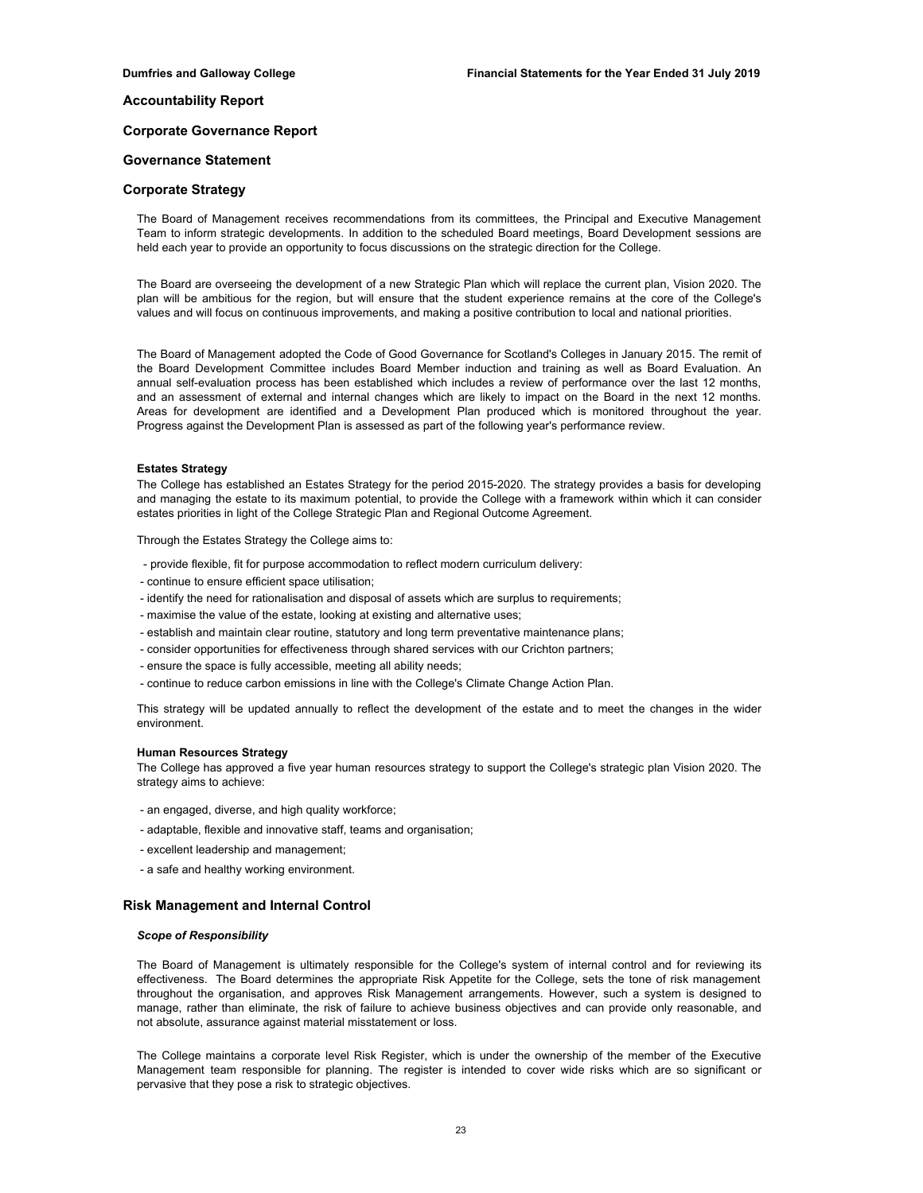## Accountability Report

## Corporate Governance Report

## Governance Statement

## Corporate Strategy

The Board of Management receives recommendations from its committees, the Principal and Executive Management Team to inform strategic developments. In addition to the scheduled Board meetings, Board Development sessions are held each year to provide an opportunity to focus discussions on the strategic direction for the College.

The Board are overseeing the development of a new Strategic Plan which will replace the current plan, Vision 2020. The plan will be ambitious for the region, but will ensure that the student experience remains at the core of the College's values and will focus on continuous improvements, and making a positive contribution to local and national priorities.

The Board of Management adopted the Code of Good Governance for Scotland's Colleges in January 2015. The remit of the Board Development Committee includes Board Member induction and training as well as Board Evaluation. An annual self-evaluation process has been established which includes a review of performance over the last 12 months, and an assessment of external and internal changes which are likely to impact on the Board in the next 12 months. Areas for development are identified and a Development Plan produced which is monitored throughout the year. Progress against the Development Plan is assessed as part of the following year's performance review.

#### Estates Strategy

The College has established an Estates Strategy for the period 2015-2020. The strategy provides a basis for developing and managing the estate to its maximum potential, to provide the College with a framework within which it can consider estates priorities in light of the College Strategic Plan and Regional Outcome Agreement.

Through the Estates Strategy the College aims to:

- provide flexible, fit for purpose accommodation to reflect modern curriculum delivery:
- continue to ensure efficient space utilisation;
- identify the need for rationalisation and disposal of assets which are surplus to requirements;
- maximise the value of the estate, looking at existing and alternative uses;
- establish and maintain clear routine, statutory and long term preventative maintenance plans;
- consider opportunities for effectiveness through shared services with our Crichton partners;
- ensure the space is fully accessible, meeting all ability needs;
- continue to reduce carbon emissions in line with the College's Climate Change Action Plan.

This strategy will be updated annually to reflect the development of the estate and to meet the changes in the wider environment.

#### Human Resources Strategy

The College has approved a five year human resources strategy to support the College's strategic plan Vision 2020. The strategy aims to achieve:

- an engaged, diverse, and high quality workforce;
- adaptable, flexible and innovative staff, teams and organisation;
- excellent leadership and management;
- a safe and healthy working environment.

## Risk Management and Internal Control

#### *Scope of Responsibility*

The Board of Management is ultimately responsible for the College's system of internal control and for reviewing its effectiveness. The Board determines the appropriate Risk Appetite for the College, sets the tone of risk management throughout the organisation, and approves Risk Management arrangements. However, such a system is designed to manage, rather than eliminate, the risk of failure to achieve business objectives and can provide only reasonable, and not absolute, assurance against material misstatement or loss.

The College maintains a corporate level Risk Register, which is under the ownership of the member of the Executive Management team responsible for planning. The register is intended to cover wide risks which are so significant or pervasive that they pose a risk to strategic objectives.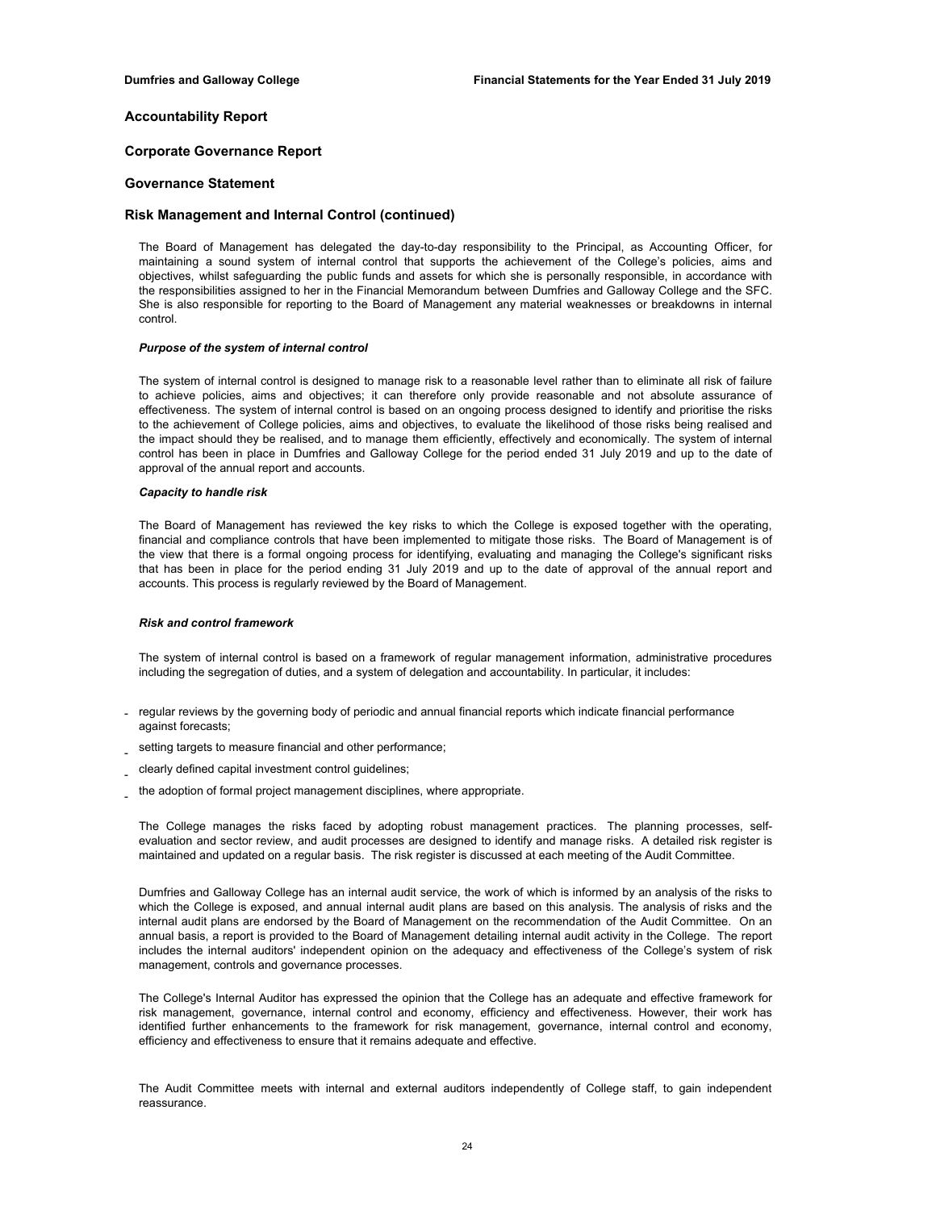## Accountability Report

## Corporate Governance Report

## Governance Statement

## Risk Management and Internal Control (continued)

The Board of Management has delegated the day-to-day responsibility to the Principal, as Accounting Officer, for maintaining a sound system of internal control that supports the achievement of the College's policies, aims and objectives, whilst safeguarding the public funds and assets for which she is personally responsible, in accordance with the responsibilities assigned to her in the Financial Memorandum between Dumfries and Galloway College and the SFC. She is also responsible for reporting to the Board of Management any material weaknesses or breakdowns in internal control.

***Purpose of the system of internal control***

The system of internal control is designed to manage risk to a reasonable level rather than to eliminate all risk of failure to achieve policies, aims and objectives; it can therefore only provide reasonable and not absolute assurance of effectiveness. The system of internal control is based on an ongoing process designed to identify and prioritise the risks to the achievement of College policies, aims and objectives, to evaluate the likelihood of those risks being realised and the impact should they be realised, and to manage them efficiently, effectively and economically. The system of internal control has been in place in Dumfries and Galloway College for the period ended 31 July 2019 and up to the date of approval of the annual report and accounts.

***Capacity to handle risk***

The Board of Management has reviewed the key risks to which the College is exposed together with the operating, financial and compliance controls that have been implemented to mitigate those risks. The Board of Management is of the view that there is a formal ongoing process for identifying, evaluating and managing the College's significant risks that has been in place for the period ending 31 July 2019 and up to the date of approval of the annual report and accounts. This process is regularly reviewed by the Board of Management.

***Risk and control framework***

The system of internal control is based on a framework of regular management information, administrative procedures including the segregation of duties, and a system of delegation and accountability. In particular, it includes:

- regular reviews by the governing body of periodic and annual financial reports which indicate financial performance against forecasts;
- setting targets to measure financial and other performance;
- clearly defined capital investment control guidelines;
- the adoption of formal project management disciplines, where appropriate.

The College manages the risks faced by adopting robust management practices. The planning processes, self-evaluation and sector review, and audit processes are designed to identify and manage risks. A detailed risk register is maintained and updated on a regular basis. The risk register is discussed at each meeting of the Audit Committee.

Dumfries and Galloway College has an internal audit service, the work of which is informed by an analysis of the risks to which the College is exposed, and annual internal audit plans are based on this analysis. The analysis of risks and the internal audit plans are endorsed by the Board of Management on the recommendation of the Audit Committee. On an annual basis, a report is provided to the Board of Management detailing internal audit activity in the College. The report includes the internal auditors' independent opinion on the adequacy and effectiveness of the College's system of risk management, controls and governance processes.

The College's Internal Auditor has expressed the opinion that the College has an adequate and effective framework for risk management, governance, internal control and economy, efficiency and effectiveness. However, their work has identified further enhancements to the framework for risk management, governance, internal control and economy, efficiency and effectiveness to ensure that it remains adequate and effective.

The Audit Committee meets with internal and external auditors independently of College staff, to gain independent reassurance.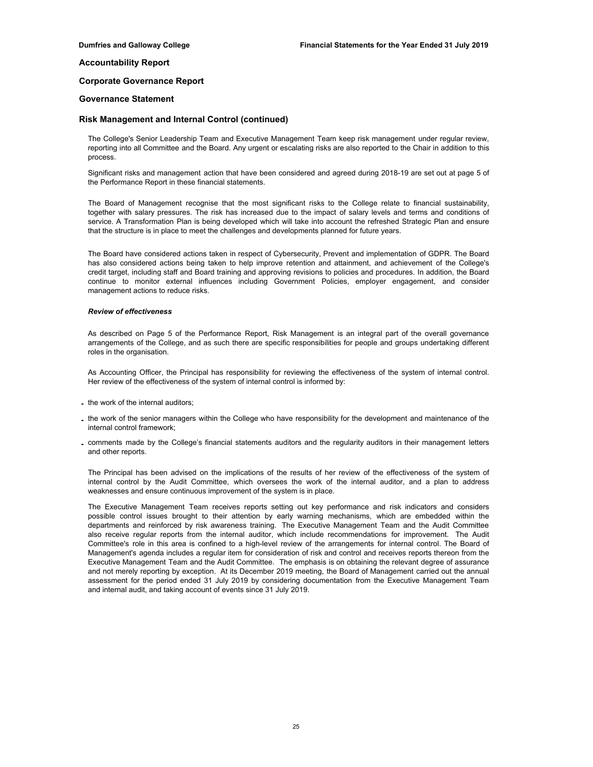## Accountability Report

## Corporate Governance Report

## Governance Statement

### Risk Management and Internal Control (continued)

The College's Senior Leadership Team and Executive Management Team keep risk management under regular review, reporting into all Committee and the Board. Any urgent or escalating risks are also reported to the Chair in addition to this process.

Significant risks and management action that have been considered and agreed during 2018-19 are set out at page 5 of the Performance Report in these financial statements.

The Board of Management recognise that the most significant risks to the College relate to financial sustainability, together with salary pressures. The risk has increased due to the impact of salary levels and terms and conditions of service. A Transformation Plan is being developed which will take into account the refreshed Strategic Plan and ensure that the structure is in place to meet the challenges and developments planned for future years.

The Board have considered actions taken in respect of Cybersecurity, Prevent and implementation of GDPR. The Board has also considered actions being taken to help improve retention and attainment, and achievement of the College's credit target, including staff and Board training and approving revisions to policies and procedures. In addition, the Board continue to monitor external influences including Government Policies, employer engagement, and consider management actions to reduce risks.

***Review of effectiveness***

As described on Page 5 of the Performance Report, Risk Management is an integral part of the overall governance arrangements of the College, and as such there are specific responsibilities for people and groups undertaking different roles in the organisation.

As Accounting Officer, the Principal has responsibility for reviewing the effectiveness of the system of internal control. Her review of the effectiveness of the system of internal control is informed by:

- the work of the internal auditors;
- the work of the senior managers within the College who have responsibility for the development and maintenance of the internal control framework;
- comments made by the College's financial statements auditors and the regularity auditors in their management letters and other reports.

The Principal has been advised on the implications of the results of her review of the effectiveness of the system of internal control by the Audit Committee, which oversees the work of the internal auditor, and a plan to address weaknesses and ensure continuous improvement of the system is in place.

The Executive Management Team receives reports setting out key performance and risk indicators and considers possible control issues brought to their attention by early warning mechanisms, which are embedded within the departments and reinforced by risk awareness training. The Executive Management Team and the Audit Committee also receive regular reports from the internal auditor, which include recommendations for improvement. The Audit Committee's role in this area is confined to a high-level review of the arrangements for internal control. The Board of Management's agenda includes a regular item for consideration of risk and control and receives reports thereon from the Executive Management Team and the Audit Committee. The emphasis is on obtaining the relevant degree of assurance and not merely reporting by exception. At its December 2019 meeting, the Board of Management carried out the annual assessment for the period ended 31 July 2019 by considering documentation from the Executive Management Team and internal audit, and taking account of events since 31 July 2019.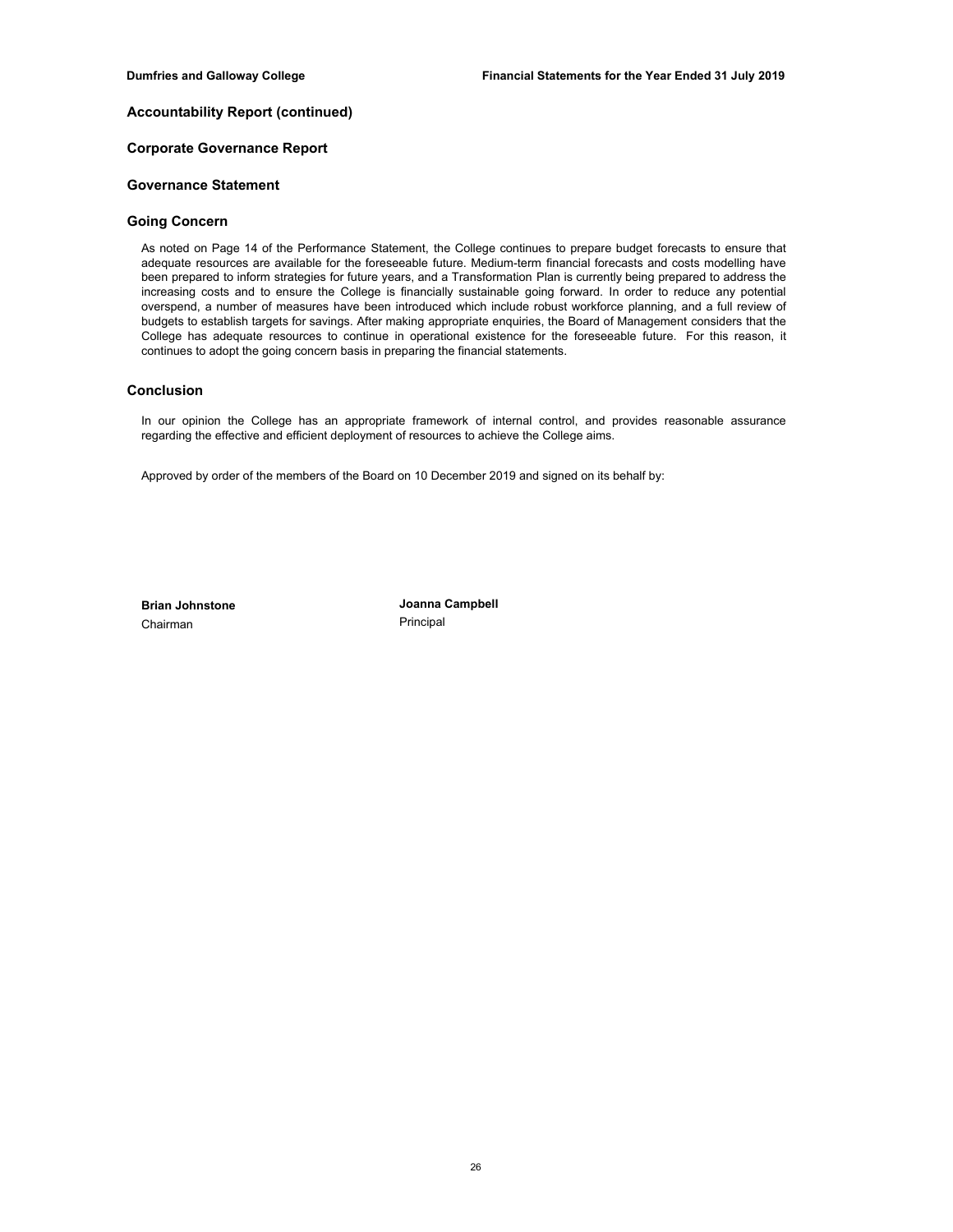## Accountability Report (continued)

## Corporate Governance Report

## Governance Statement

### Going Concern

As noted on Page 14 of the Performance Statement, the College continues to prepare budget forecasts to ensure that adequate resources are available for the foreseeable future. Medium-term financial forecasts and costs modelling have been prepared to inform strategies for future years, and a Transformation Plan is currently being prepared to address the increasing costs and to ensure the College is financially sustainable going forward. In order to reduce any potential overspend, a number of measures have been introduced which include robust workforce planning, and a full review of budgets to establish targets for savings. After making appropriate enquiries, the Board of Management considers that the College has adequate resources to continue in operational existence for the foreseeable future. For this reason, it continues to adopt the going concern basis in preparing the financial statements.

### Conclusion

In our opinion the College has an appropriate framework of internal control, and provides reasonable assurance regarding the effective and efficient deployment of resources to achieve the College aims.

Approved by order of the members of the Board on 10 December 2019 and signed on its behalf by:

**Brian Johnstone**
Chairman

**Joanna Campbell**
Principal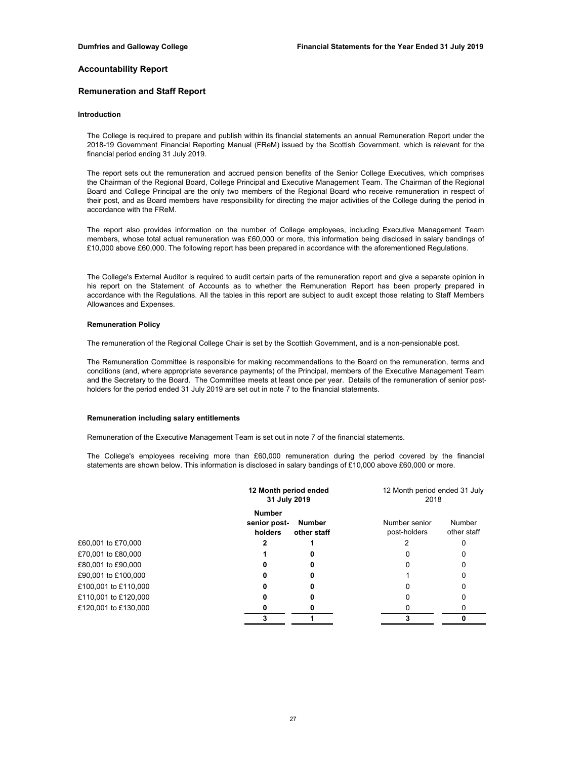## Accountability Report

## Remuneration and Staff Report

### Introduction

The College is required to prepare and publish within its financial statements an annual Remuneration Report under the 2018-19 Government Financial Reporting Manual (FReM) issued by the Scottish Government, which is relevant for the financial period ending 31 July 2019.

The report sets out the remuneration and accrued pension benefits of the Senior College Executives, which comprises the Chairman of the Regional Board, College Principal and Executive Management Team. The Chairman of the Regional Board and College Principal are the only two members of the Regional Board who receive remuneration in respect of their post, and as Board members have responsibility for directing the major activities of the College during the period in accordance with the FReM.

The report also provides information on the number of College employees, including Executive Management Team members, whose total actual remuneration was £60,000 or more, this information being disclosed in salary bandings of £10,000 above £60,000. The following report has been prepared in accordance with the aforementioned Regulations.

The College's External Auditor is required to audit certain parts of the remuneration report and give a separate opinion in his report on the Statement of Accounts as to whether the Remuneration Report has been properly prepared in accordance with the Regulations. All the tables in this report are subject to audit except those relating to Staff Members Allowances and Expenses.

### Remuneration Policy

The remuneration of the Regional College Chair is set by the Scottish Government, and is a non-pensionable post.

The Remuneration Committee is responsible for making recommendations to the Board on the remuneration, terms and conditions (and, where appropriate severance payments) of the Principal, members of the Executive Management Team and the Secretary to the Board. The Committee meets at least once per year. Details of the remuneration of senior post-holders for the period ended 31 July 2019 are set out in note 7 to the financial statements.

### Remuneration including salary entitlements

Remuneration of the Executive Management Team is set out in note 7 of the financial statements.

The College's employees receiving more than £60,000 remuneration during the period covered by the financial statements are shown below. This information is disclosed in salary bandings of £10,000 above £60,000 or more.

| | **12 Month period ended 31 July 2019** | | 12 Month period ended 31 July 2018 | |
|---|---|---|---|---|
| | **Number senior post-holders** | **Number other staff** | Number senior post-holders | Number other staff |
| £60,001 to £70,000 | **2** | **1** | 2 | 0 |
| £70,001 to £80,000 | **1** | **0** | 0 | 0 |
| £80,001 to £90,000 | **0** | **0** | 0 | 0 |
| £90,001 to £100,000 | **0** | **0** | 1 | 0 |
| £100,001 to £110,000 | **0** | **0** | 0 | 0 |
| £110,001 to £120,000 | **0** | **0** | 0 | 0 |
| £120,001 to £130,000 | **0** | **0** | 0 | 0 |
| | **3** | **1** | **3** | **0** |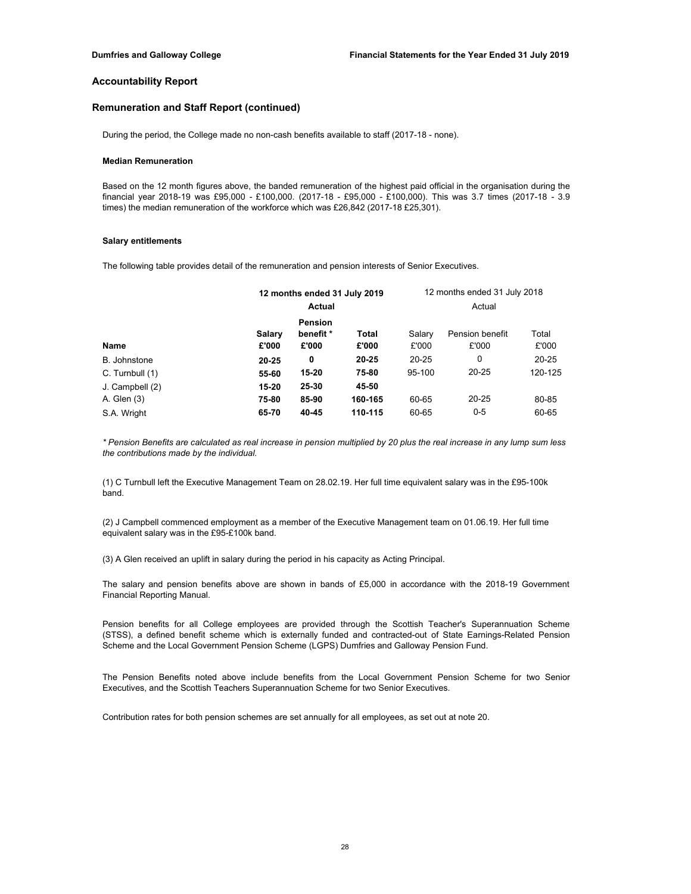## Accountability Report

## Remuneration and Staff Report (continued)

During the period, the College made no non-cash benefits available to staff (2017-18 - none).

#### Median Remuneration

Based on the 12 month figures above, the banded remuneration of the highest paid official in the organisation during the financial year 2018-19 was £95,000 - £100,000. (2017-18 - £95,000 - £100,000). This was 3.7 times (2017-18 - 3.9 times) the median remuneration of the workforce which was £26,842 (2017-18 £25,301).

#### Salary entitlements

The following table provides detail of the remuneration and pension interests of Senior Executives.

| | **12 months ended 31 July 2019** | | | 12 months ended 31 July 2018 | | |
|---|---|---|---|---|---|---|
| | **Actual** | | | Actual | | |
| **Name** | **Salary £'000** | **Pension benefit * £'000** | **Total £'000** | Salary £'000 | Pension benefit £'000 | Total £'000 |
| B. Johnstone | **20-25** | **0** | **20-25** | 20-25 | 0 | 20-25 |
| C. Turnbull (1) | **55-60** | **15-20** | **75-80** | 95-100 | 20-25 | 120-125 |
| J. Campbell (2) | **15-20** | **25-30** | **45-50** | | | |
| A. Glen (3) | **75-80** | **85-90** | **160-165** | 60-65 | 20-25 | 80-85 |
| S.A. Wright | **65-70** | **40-45** | **110-115** | 60-65 | 0-5 | 60-65 |

*\* Pension Benefits are calculated as real increase in pension multiplied by 20 plus the real increase in any lump sum less the contributions made by the individual.*

(1) C Turnbull left the Executive Management Team on 28.02.19. Her full time equivalent salary was in the £95-100k band.

(2) J Campbell commenced employment as a member of the Executive Management team on 01.06.19. Her full time equivalent salary was in the £95-£100k band.

(3) A Glen received an uplift in salary during the period in his capacity as Acting Principal.

The salary and pension benefits above are shown in bands of £5,000 in accordance with the 2018-19 Government Financial Reporting Manual.

Pension benefits for all College employees are provided through the Scottish Teacher's Superannuation Scheme (STSS), a defined benefit scheme which is externally funded and contracted-out of State Earnings-Related Pension Scheme and the Local Government Pension Scheme (LGPS) Dumfries and Galloway Pension Fund.

The Pension Benefits noted above include benefits from the Local Government Pension Scheme for two Senior Executives, and the Scottish Teachers Superannuation Scheme for two Senior Executives.

Contribution rates for both pension schemes are set annually for all employees, as set out at note 20.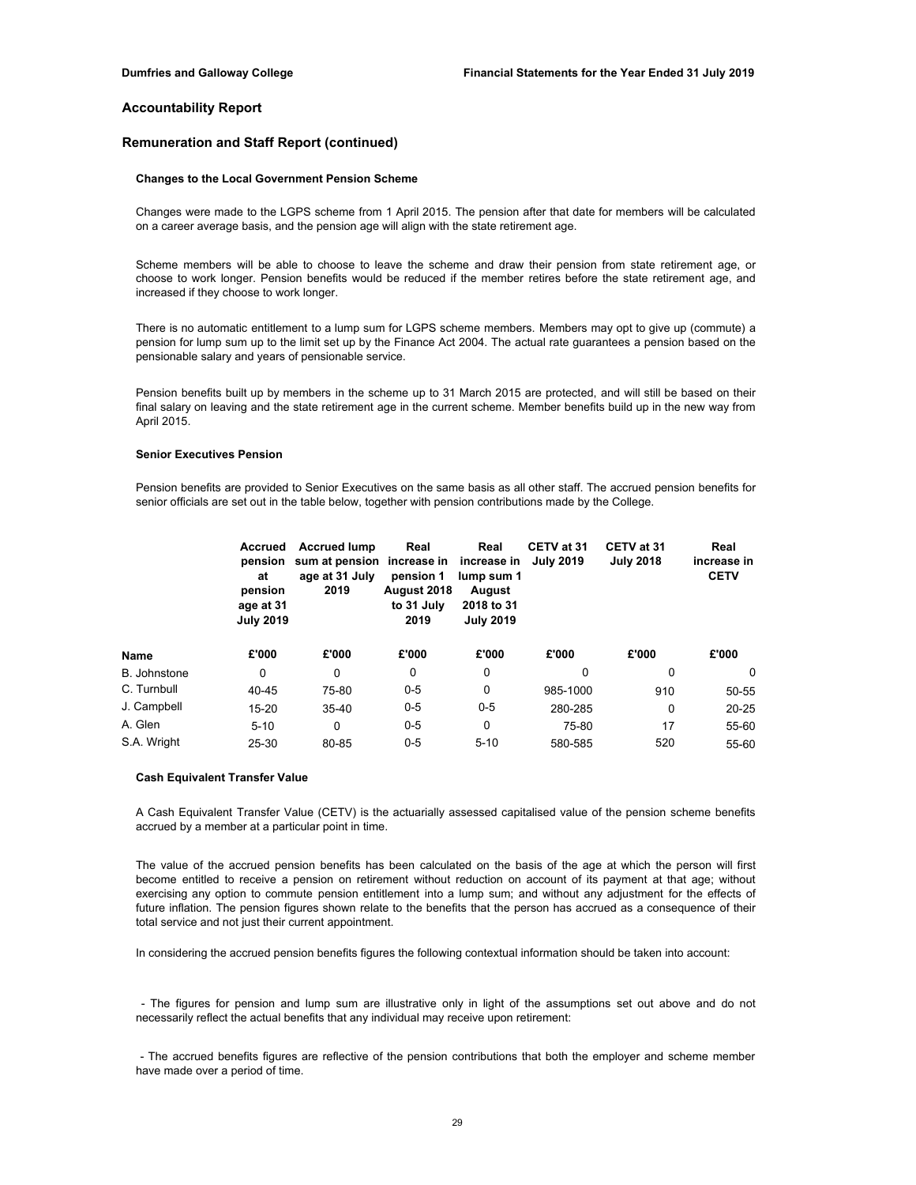## Accountability Report

## Remuneration and Staff Report (continued)

### Changes to the Local Government Pension Scheme

Changes were made to the LGPS scheme from 1 April 2015. The pension after that date for members will be calculated on a career average basis, and the pension age will align with the state retirement age.

Scheme members will be able to choose to leave the scheme and draw their pension from state retirement age, or choose to work longer. Pension benefits would be reduced if the member retires before the state retirement age, and increased if they choose to work longer.

There is no automatic entitlement to a lump sum for LGPS scheme members. Members may opt to give up (commute) a pension for lump sum up to the limit set up by the Finance Act 2004. The actual rate guarantees a pension based on the pensionable salary and years of pensionable service.

Pension benefits built up by members in the scheme up to 31 March 2015 are protected, and will still be based on their final salary on leaving and the state retirement age in the current scheme. Member benefits build up in the new way from April 2015.

### Senior Executives Pension

Pension benefits are provided to Senior Executives on the same basis as all other staff. The accrued pension benefits for senior officials are set out in the table below, together with pension contributions made by the College.

| Name | Accrued pension at pension age at 31 July 2019 | Accrued lump sum at pension age at 31 July 2019 | Real increase in pension 1 August 2018 to 31 July 2019 | Real increase in lump sum 1 August 2018 to 31 July 2019 | CETV at 31 July 2019 | CETV at 31 July 2018 | Real increase in CETV |
|---|---|---|---|---|---|---|---|
| | £'000 | £'000 | £'000 | £'000 | £'000 | £'000 | £'000 |
| B. Johnstone | 0 | 0 | 0 | 0 | 0 | 0 | 0 |
| C. Turnbull | 40-45 | 75-80 | 0-5 | 0 | 985-1000 | 910 | 50-55 |
| J. Campbell | 15-20 | 35-40 | 0-5 | 0-5 | 280-285 | 0 | 20-25 |
| A. Glen | 5-10 | 0 | 0-5 | 0 | 75-80 | 17 | 55-60 |
| S.A. Wright | 25-30 | 80-85 | 0-5 | 5-10 | 580-585 | 520 | 55-60 |

### Cash Equivalent Transfer Value

A Cash Equivalent Transfer Value (CETV) is the actuarially assessed capitalised value of the pension scheme benefits accrued by a member at a particular point in time.

The value of the accrued pension benefits has been calculated on the basis of the age at which the person will first become entitled to receive a pension on retirement without reduction on account of its payment at that age; without exercising any option to commute pension entitlement into a lump sum; and without any adjustment for the effects of future inflation. The pension figures shown relate to the benefits that the person has accrued as a consequence of their total service and not just their current appointment.

In considering the accrued pension benefits figures the following contextual information should be taken into account:

- The figures for pension and lump sum are illustrative only in light of the assumptions set out above and do not necessarily reflect the actual benefits that any individual may receive upon retirement:

- The accrued benefits figures are reflective of the pension contributions that both the employer and scheme member have made over a period of time.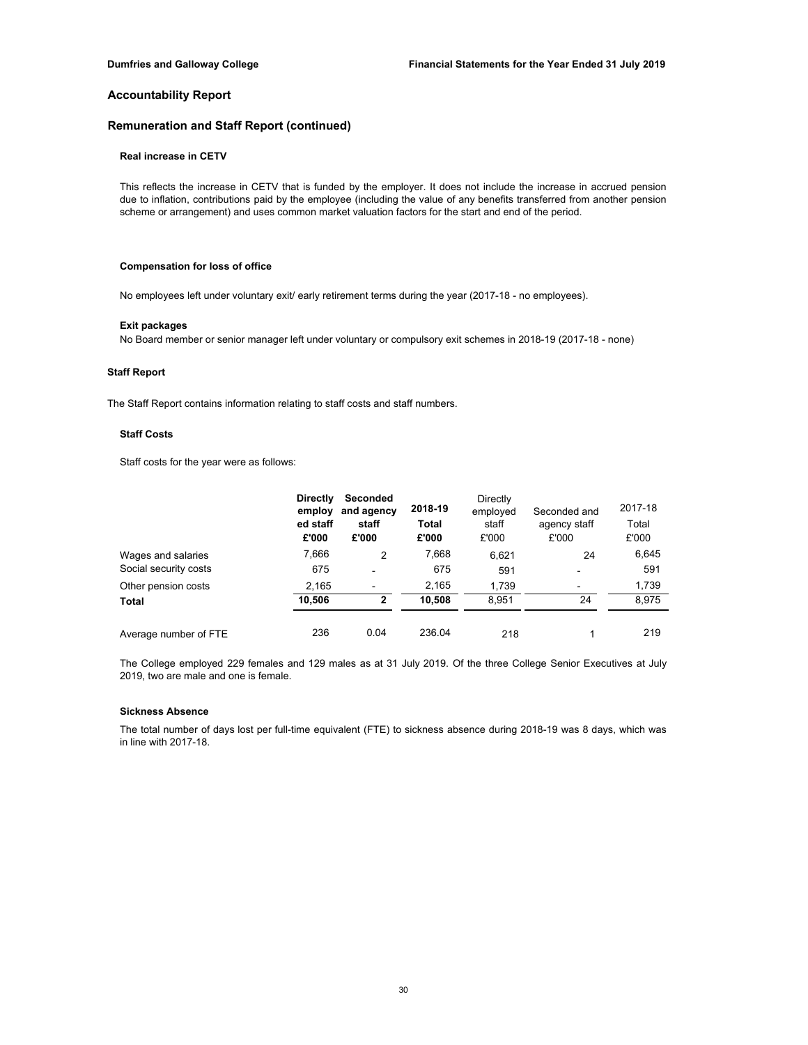## Accountability Report

### Remuneration and Staff Report (continued)

#### Real increase in CETV

This reflects the increase in CETV that is funded by the employer. It does not include the increase in accrued pension due to inflation, contributions paid by the employee (including the value of any benefits transferred from another pension scheme or arrangement) and uses common market valuation factors for the start and end of the period.

#### Compensation for loss of office

No employees left under voluntary exit/ early retirement terms during the year (2017-18 - no employees).

#### Exit packages

No Board member or senior manager left under voluntary or compulsory exit schemes in 2018-19 (2017-18 - none)

### Staff Report

The Staff Report contains information relating to staff costs and staff numbers.

#### Staff Costs

Staff costs for the year were as follows:

| | **Directly employed staff £'000** | **Seconded and agency staff £'000** | **2018-19 Total £'000** | Directly employed staff £'000 | Seconded and agency staff £'000 | 2017-18 Total £'000 |
|---|---|---|---|---|---|---|
| Wages and salaries | 7,666 | 2 | 7,668 | 6,621 | 24 | 6,645 |
| Social security costs | 675 | - | 675 | 591 | - | 591 |
| Other pension costs | 2,165 | - | 2,165 | 1,739 | - | 1,739 |
| **Total** | **10,506** | **2** | **10,508** | 8,951 | 24 | 8,975 |
| Average number of FTE | 236 | 0.04 | 236.04 | 218 | 1 | 219 |

The College employed 229 females and 129 males as at 31 July 2019. Of the three College Senior Executives at July 2019, two are male and one is female.

#### Sickness Absence

The total number of days lost per full-time equivalent (FTE) to sickness absence during 2018-19 was 8 days, which was in line with 2017-18.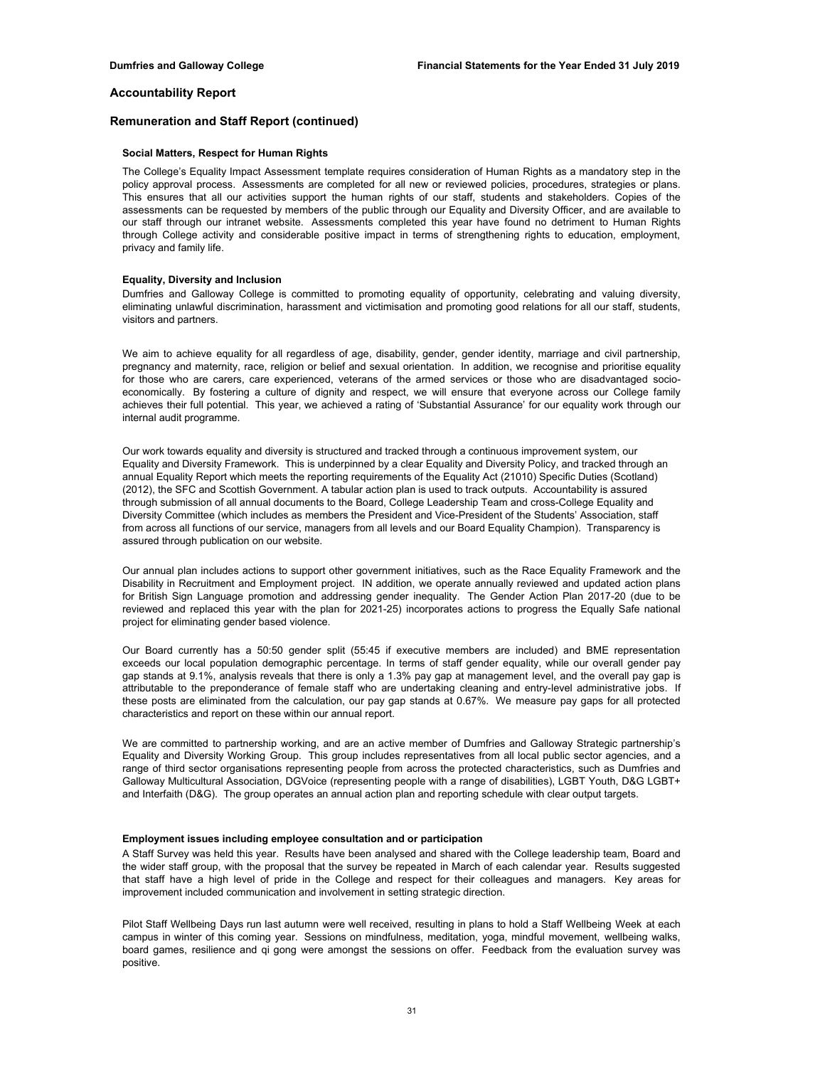## Accountability Report

## Remuneration and Staff Report (continued)

### Social Matters, Respect for Human Rights

The College's Equality Impact Assessment template requires consideration of Human Rights as a mandatory step in the policy approval process. Assessments are completed for all new or reviewed policies, procedures, strategies or plans. This ensures that all our activities support the human rights of our staff, students and stakeholders. Copies of the assessments can be requested by members of the public through our Equality and Diversity Officer, and are available to our staff through our intranet website. Assessments completed this year have found no detriment to Human Rights through College activity and considerable positive impact in terms of strengthening rights to education, employment, privacy and family life.

### Equality, Diversity and Inclusion

Dumfries and Galloway College is committed to promoting equality of opportunity, celebrating and valuing diversity, eliminating unlawful discrimination, harassment and victimisation and promoting good relations for all our staff, students, visitors and partners.

We aim to achieve equality for all regardless of age, disability, gender, gender identity, marriage and civil partnership, pregnancy and maternity, race, religion or belief and sexual orientation. In addition, we recognise and prioritise equality for those who are carers, care experienced, veterans of the armed services or those who are disadvantaged socio-economically. By fostering a culture of dignity and respect, we will ensure that everyone across our College family achieves their full potential. This year, we achieved a rating of 'Substantial Assurance' for our equality work through our internal audit programme.

Our work towards equality and diversity is structured and tracked through a continuous improvement system, our Equality and Diversity Framework. This is underpinned by a clear Equality and Diversity Policy, and tracked through an annual Equality Report which meets the reporting requirements of the Equality Act (21010) Specific Duties (Scotland) (2012), the SFC and Scottish Government. A tabular action plan is used to track outputs. Accountability is assured through submission of all annual documents to the Board, College Leadership Team and cross-College Equality and Diversity Committee (which includes as members the President and Vice-President of the Students' Association, staff from across all functions of our service, managers from all levels and our Board Equality Champion). Transparency is assured through publication on our website.

Our annual plan includes actions to support other government initiatives, such as the Race Equality Framework and the Disability in Recruitment and Employment project. IN addition, we operate annually reviewed and updated action plans for British Sign Language promotion and addressing gender inequality. The Gender Action Plan 2017-20 (due to be reviewed and replaced this year with the plan for 2021-25) incorporates actions to progress the Equally Safe national project for eliminating gender based violence.

Our Board currently has a 50:50 gender split (55:45 if executive members are included) and BME representation exceeds our local population demographic percentage. In terms of staff gender equality, while our overall gender pay gap stands at 9.1%, analysis reveals that there is only a 1.3% pay gap at management level, and the overall pay gap is attributable to the preponderance of female staff who are undertaking cleaning and entry-level administrative jobs. If these posts are eliminated from the calculation, our pay gap stands at 0.67%. We measure pay gaps for all protected characteristics and report on these within our annual report.

We are committed to partnership working, and are an active member of Dumfries and Galloway Strategic partnership's Equality and Diversity Working Group. This group includes representatives from all local public sector agencies, and a range of third sector organisations representing people from across the protected characteristics, such as Dumfries and Galloway Multicultural Association, DGVoice (representing people with a range of disabilities), LGBT Youth, D&G LGBT+ and Interfaith (D&G). The group operates an annual action plan and reporting schedule with clear output targets.

### Employment issues including employee consultation and or participation

A Staff Survey was held this year. Results have been analysed and shared with the College leadership team, Board and the wider staff group, with the proposal that the survey be repeated in March of each calendar year. Results suggested that staff have a high level of pride in the College and respect for their colleagues and managers. Key areas for improvement included communication and involvement in setting strategic direction.

Pilot Staff Wellbeing Days run last autumn were well received, resulting in plans to hold a Staff Wellbeing Week at each campus in winter of this coming year. Sessions on mindfulness, meditation, yoga, mindful movement, wellbeing walks, board games, resilience and qi gong were amongst the sessions on offer. Feedback from the evaluation survey was positive.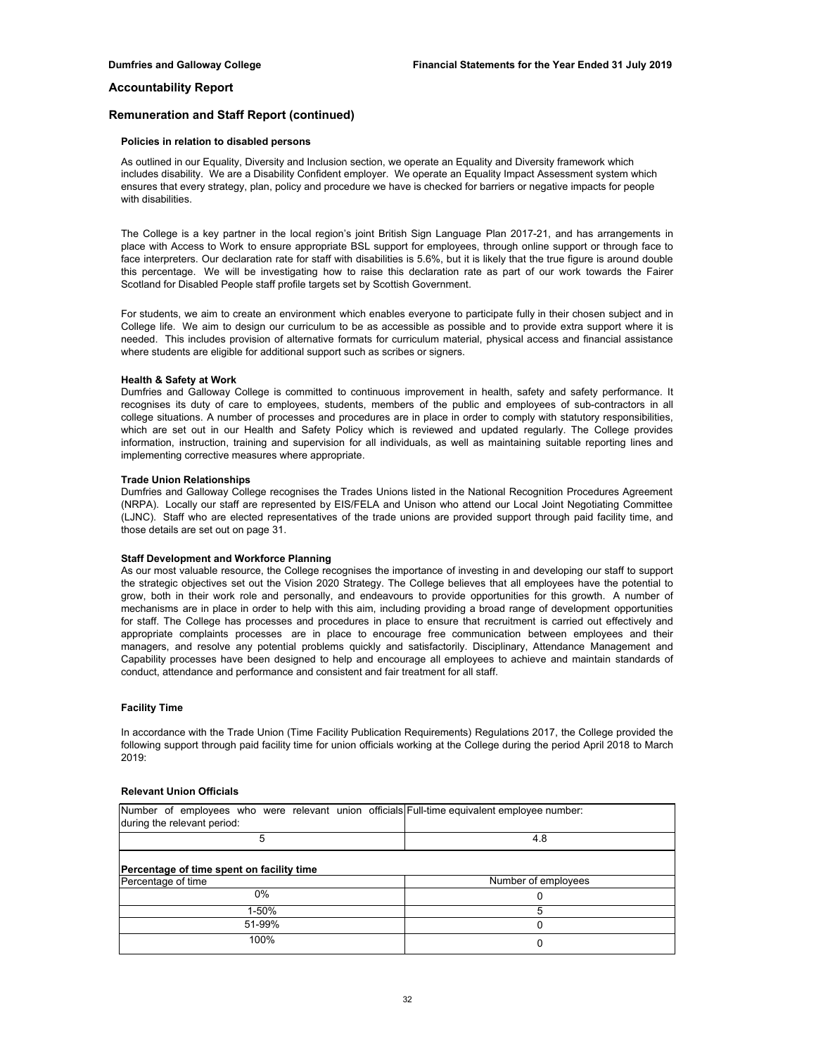## Accountability Report

## Remuneration and Staff Report (continued)

### Policies in relation to disabled persons

As outlined in our Equality, Diversity and Inclusion section, we operate an Equality and Diversity framework which includes disability. We are a Disability Confident employer. We operate an Equality Impact Assessment system which ensures that every strategy, plan, policy and procedure we have is checked for barriers or negative impacts for people with disabilities.

The College is a key partner in the local region's joint British Sign Language Plan 2017-21, and has arrangements in place with Access to Work to ensure appropriate BSL support for employees, through online support or through face to face interpreters. Our declaration rate for staff with disabilities is 5.6%, but it is likely that the true figure is around double this percentage. We will be investigating how to raise this declaration rate as part of our work towards the Fairer Scotland for Disabled People staff profile targets set by Scottish Government.

For students, we aim to create an environment which enables everyone to participate fully in their chosen subject and in College life. We aim to design our curriculum to be as accessible as possible and to provide extra support where it is needed. This includes provision of alternative formats for curriculum material, physical access and financial assistance where students are eligible for additional support such as scribes or signers.

### Health & Safety at Work

Dumfries and Galloway College is committed to continuous improvement in health, safety and safety performance. It recognises its duty of care to employees, students, members of the public and employees of sub-contractors in all college situations. A number of processes and procedures are in place in order to comply with statutory responsibilities, which are set out in our Health and Safety Policy which is reviewed and updated regularly. The College provides information, instruction, training and supervision for all individuals, as well as maintaining suitable reporting lines and implementing corrective measures where appropriate.

### Trade Union Relationships

Dumfries and Galloway College recognises the Trades Unions listed in the National Recognition Procedures Agreement (NRPA). Locally our staff are represented by EIS/FELA and Unison who attend our Local Joint Negotiating Committee (LJNC). Staff who are elected representatives of the trade unions are provided support through paid facility time, and those details are set out on page 31.

### Staff Development and Workforce Planning

As our most valuable resource, the College recognises the importance of investing in and developing our staff to support the strategic objectives set out the Vision 2020 Strategy. The College believes that all employees have the potential to grow, both in their work role and personally, and endeavours to provide opportunities for this growth. A number of mechanisms are in place in order to help with this aim, including providing a broad range of development opportunities for staff. The College has processes and procedures in place to ensure that recruitment is carried out effectively and appropriate complaints processes are in place to encourage free communication between employees and their managers, and resolve any potential problems quickly and satisfactorily. Disciplinary, Attendance Management and Capability processes have been designed to help and encourage all employees to achieve and maintain standards of conduct, attendance and performance and consistent and fair treatment for all staff.

### Facility Time

In accordance with the Trade Union (Time Facility Publication Requirements) Regulations 2017, the College provided the following support through paid facility time for union officials working at the College during the period April 2018 to March 2019:

#### Relevant Union Officials

| Number of employees who were relevant union officials during the relevant period: | Full-time equivalent employee number: |
|---|---|
| 5 | 4.8 |

#### Percentage of time spent on facility time

| Percentage of time | Number of employees |
|---|---|
| 0% | 0 |
| 1-50% | 5 |
| 51-99% | 0 |
| 100% | 0 |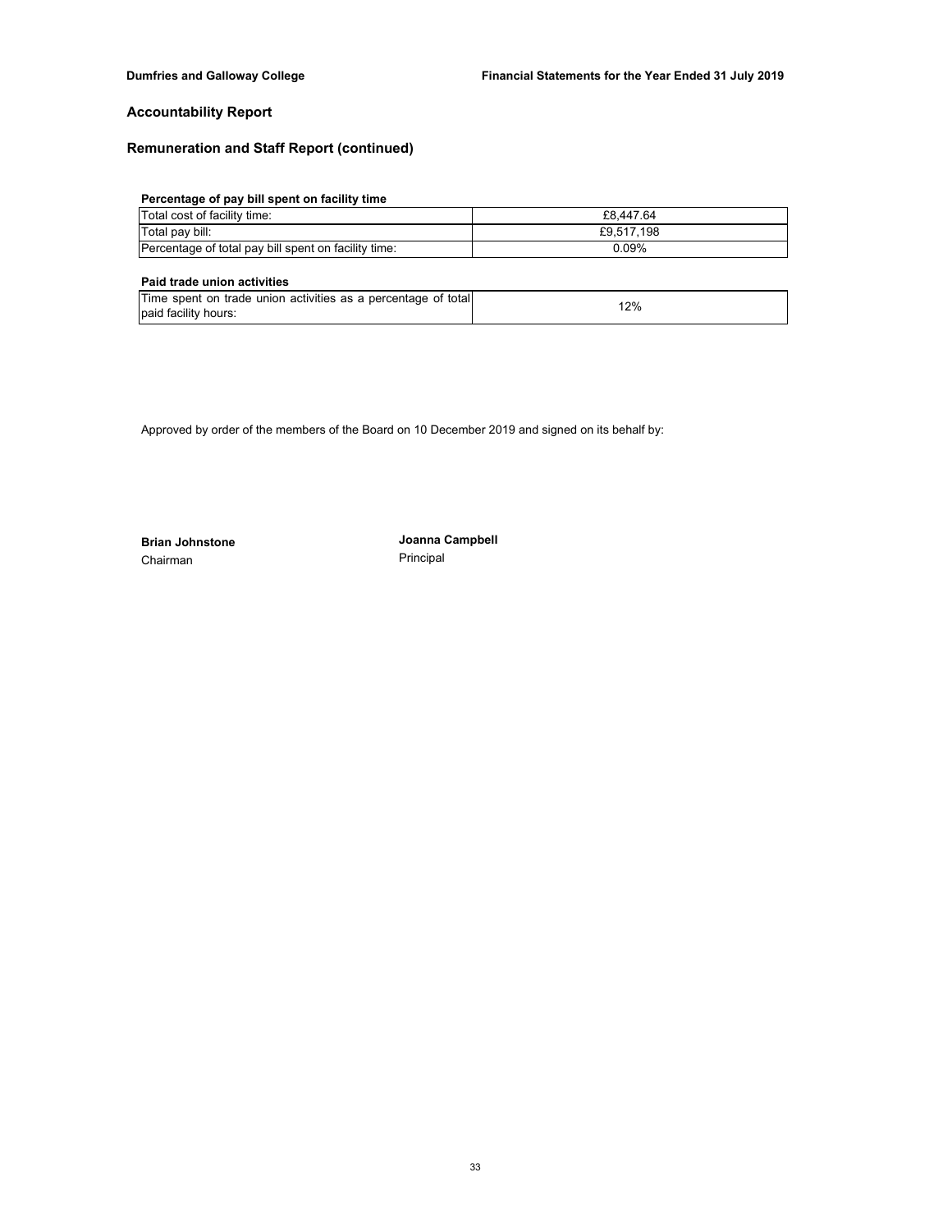## Accountability Report

### Remuneration and Staff Report (continued)

**Percentage of pay bill spent on facility time**

| | |
|---|---|
| Total cost of facility time: | £8,447.64 |
| Total pay bill: | £9,517,198 |
| Percentage of total pay bill spent on facility time: | 0.09% |

**Paid trade union activities**

| | |
|---|---|
| Time spent on trade union activities as a percentage of total paid facility hours: | 12% |

Approved by order of the members of the Board on 10 December 2019 and signed on its behalf by:

**Brian Johnstone**
Chairman

**Joanna Campbell**
Principal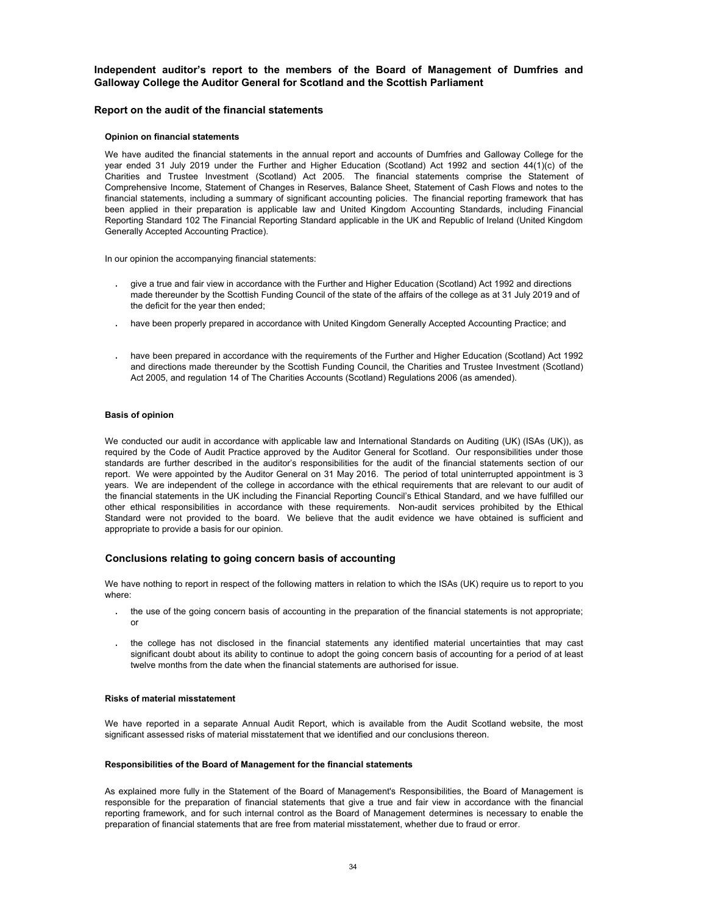## Independent auditor's report to the members of the Board of Management of Dumfries and Galloway College the Auditor General for Scotland and the Scottish Parliament

### Report on the audit of the financial statements

#### Opinion on financial statements

We have audited the financial statements in the annual report and accounts of Dumfries and Galloway College for the year ended 31 July 2019 under the Further and Higher Education (Scotland) Act 1992 and section 44(1)(c) of the Charities and Trustee Investment (Scotland) Act 2005. The financial statements comprise the Statement of Comprehensive Income, Statement of Changes in Reserves, Balance Sheet, Statement of Cash Flows and notes to the financial statements, including a summary of significant accounting policies. The financial reporting framework that has been applied in their preparation is applicable law and United Kingdom Accounting Standards, including Financial Reporting Standard 102 The Financial Reporting Standard applicable in the UK and Republic of Ireland (United Kingdom Generally Accepted Accounting Practice).

In our opinion the accompanying financial statements:

- give a true and fair view in accordance with the Further and Higher Education (Scotland) Act 1992 and directions made thereunder by the Scottish Funding Council of the state of the affairs of the college as at 31 July 2019 and of the deficit for the year then ended;
- have been properly prepared in accordance with United Kingdom Generally Accepted Accounting Practice; and
- have been prepared in accordance with the requirements of the Further and Higher Education (Scotland) Act 1992 and directions made thereunder by the Scottish Funding Council, the Charities and Trustee Investment (Scotland) Act 2005, and regulation 14 of The Charities Accounts (Scotland) Regulations 2006 (as amended).

#### Basis of opinion

We conducted our audit in accordance with applicable law and International Standards on Auditing (UK) (ISAs (UK)), as required by the Code of Audit Practice approved by the Auditor General for Scotland. Our responsibilities under those standards are further described in the auditor's responsibilities for the audit of the financial statements section of our report. We were appointed by the Auditor General on 31 May 2016. The period of total uninterrupted appointment is 3 years. We are independent of the college in accordance with the ethical requirements that are relevant to our audit of the financial statements in the UK including the Financial Reporting Council's Ethical Standard, and we have fulfilled our other ethical responsibilities in accordance with these requirements. Non-audit services prohibited by the Ethical Standard were not provided to the board. We believe that the audit evidence we have obtained is sufficient and appropriate to provide a basis for our opinion.

### Conclusions relating to going concern basis of accounting

We have nothing to report in respect of the following matters in relation to which the ISAs (UK) require us to report to you where:

- the use of the going concern basis of accounting in the preparation of the financial statements is not appropriate; or
- the college has not disclosed in the financial statements any identified material uncertainties that may cast significant doubt about its ability to continue to adopt the going concern basis of accounting for a period of at least twelve months from the date when the financial statements are authorised for issue.

#### Risks of material misstatement

We have reported in a separate Annual Audit Report, which is available from the Audit Scotland website, the most significant assessed risks of material misstatement that we identified and our conclusions thereon.

#### Responsibilities of the Board of Management for the financial statements

As explained more fully in the Statement of the Board of Management's Responsibilities, the Board of Management is responsible for the preparation of financial statements that give a true and fair view in accordance with the financial reporting framework, and for such internal control as the Board of Management determines is necessary to enable the preparation of financial statements that are free from material misstatement, whether due to fraud or error.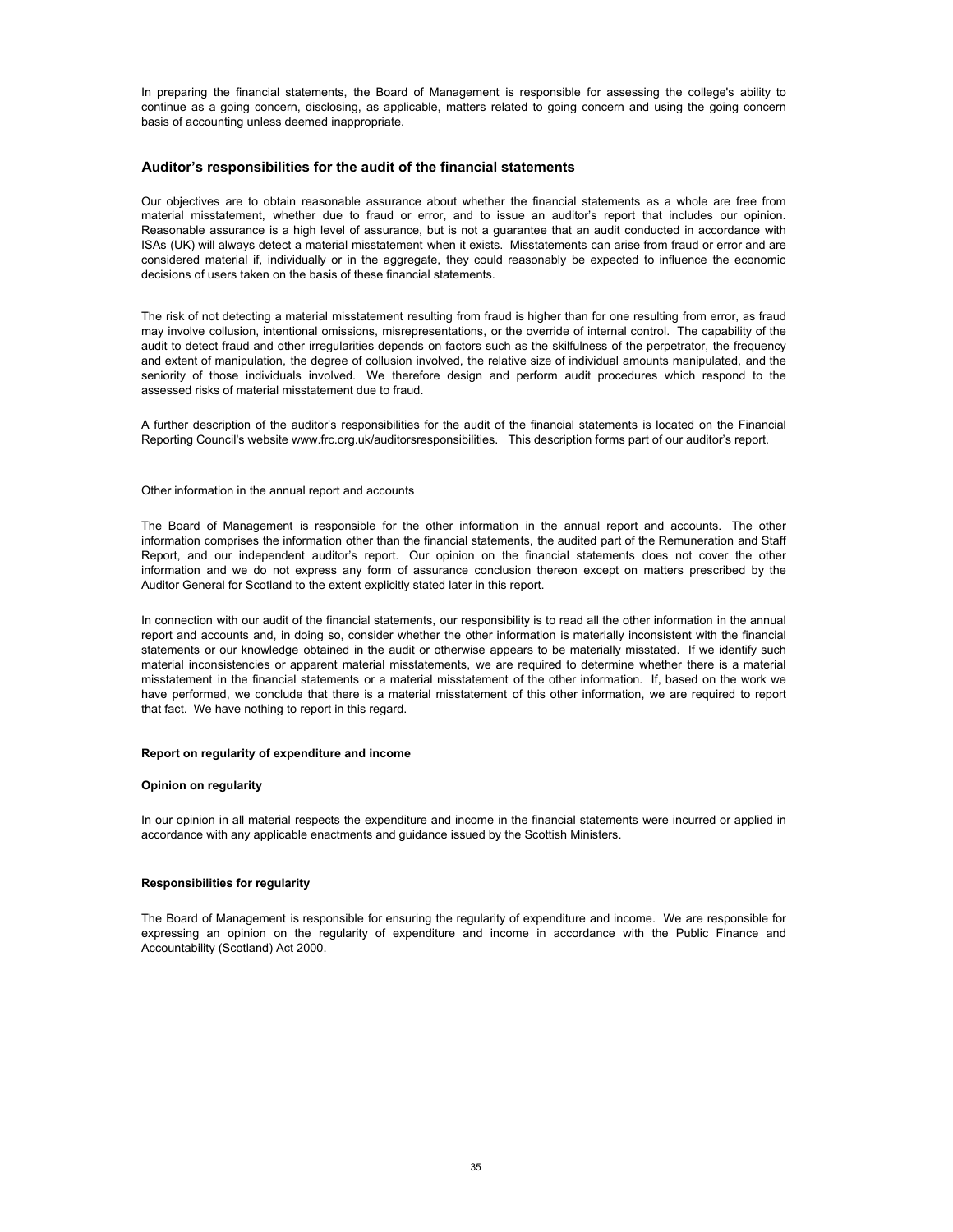In preparing the financial statements, the Board of Management is responsible for assessing the college's ability to continue as a going concern, disclosing, as applicable, matters related to going concern and using the going concern basis of accounting unless deemed inappropriate.

## Auditor's responsibilities for the audit of the financial statements

Our objectives are to obtain reasonable assurance about whether the financial statements as a whole are free from material misstatement, whether due to fraud or error, and to issue an auditor's report that includes our opinion. Reasonable assurance is a high level of assurance, but is not a guarantee that an audit conducted in accordance with ISAs (UK) will always detect a material misstatement when it exists. Misstatements can arise from fraud or error and are considered material if, individually or in the aggregate, they could reasonably be expected to influence the economic decisions of users taken on the basis of these financial statements.

The risk of not detecting a material misstatement resulting from fraud is higher than for one resulting from error, as fraud may involve collusion, intentional omissions, misrepresentations, or the override of internal control. The capability of the audit to detect fraud and other irregularities depends on factors such as the skilfulness of the perpetrator, the frequency and extent of manipulation, the degree of collusion involved, the relative size of individual amounts manipulated, and the seniority of those individuals involved. We therefore design and perform audit procedures which respond to the assessed risks of material misstatement due to fraud.

A further description of the auditor's responsibilities for the audit of the financial statements is located on the Financial Reporting Council's website www.frc.org.uk/auditorsresponsibilities. This description forms part of our auditor's report.

Other information in the annual report and accounts

The Board of Management is responsible for the other information in the annual report and accounts. The other information comprises the information other than the financial statements, the audited part of the Remuneration and Staff Report, and our independent auditor's report. Our opinion on the financial statements does not cover the other information and we do not express any form of assurance conclusion thereon except on matters prescribed by the Auditor General for Scotland to the extent explicitly stated later in this report.

In connection with our audit of the financial statements, our responsibility is to read all the other information in the annual report and accounts and, in doing so, consider whether the other information is materially inconsistent with the financial statements or our knowledge obtained in the audit or otherwise appears to be materially misstated. If we identify such material inconsistencies or apparent material misstatements, we are required to determine whether there is a material misstatement in the financial statements or a material misstatement of the other information. If, based on the work we have performed, we conclude that there is a material misstatement of this other information, we are required to report that fact. We have nothing to report in this regard.

**Report on regularity of expenditure and income**

**Opinion on regularity**

In our opinion in all material respects the expenditure and income in the financial statements were incurred or applied in accordance with any applicable enactments and guidance issued by the Scottish Ministers.

**Responsibilities for regularity**

The Board of Management is responsible for ensuring the regularity of expenditure and income. We are responsible for expressing an opinion on the regularity of expenditure and income in accordance with the Public Finance and Accountability (Scotland) Act 2000.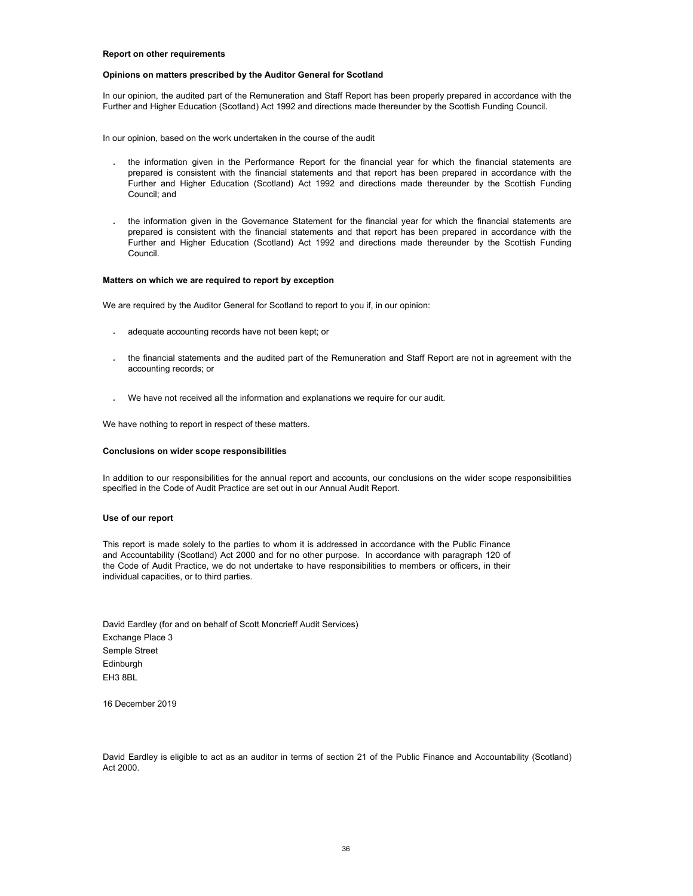**Report on other requirements**

**Opinions on matters prescribed by the Auditor General for Scotland**

In our opinion, the audited part of the Remuneration and Staff Report has been properly prepared in accordance with the Further and Higher Education (Scotland) Act 1992 and directions made thereunder by the Scottish Funding Council.

In our opinion, based on the work undertaken in the course of the audit

- the information given in the Performance Report for the financial year for which the financial statements are prepared is consistent with the financial statements and that report has been prepared in accordance with the Further and Higher Education (Scotland) Act 1992 and directions made thereunder by the Scottish Funding Council; and
- the information given in the Governance Statement for the financial year for which the financial statements are prepared is consistent with the financial statements and that report has been prepared in accordance with the Further and Higher Education (Scotland) Act 1992 and directions made thereunder by the Scottish Funding Council.

**Matters on which we are required to report by exception**

We are required by the Auditor General for Scotland to report to you if, in our opinion:

- adequate accounting records have not been kept; or
- the financial statements and the audited part of the Remuneration and Staff Report are not in agreement with the accounting records; or
- We have not received all the information and explanations we require for our audit.

We have nothing to report in respect of these matters.

**Conclusions on wider scope responsibilities**

In addition to our responsibilities for the annual report and accounts, our conclusions on the wider scope responsibilities specified in the Code of Audit Practice are set out in our Annual Audit Report.

**Use of our report**

This report is made solely to the parties to whom it is addressed in accordance with the Public Finance and Accountability (Scotland) Act 2000 and for no other purpose. In accordance with paragraph 120 of the Code of Audit Practice, we do not undertake to have responsibilities to members or officers, in their individual capacities, or to third parties.

David Eardley (for and on behalf of Scott Moncrieff Audit Services)
Exchange Place 3
Semple Street
Edinburgh
EH3 8BL

16 December 2019

David Eardley is eligible to act as an auditor in terms of section 21 of the Public Finance and Accountability (Scotland) Act 2000.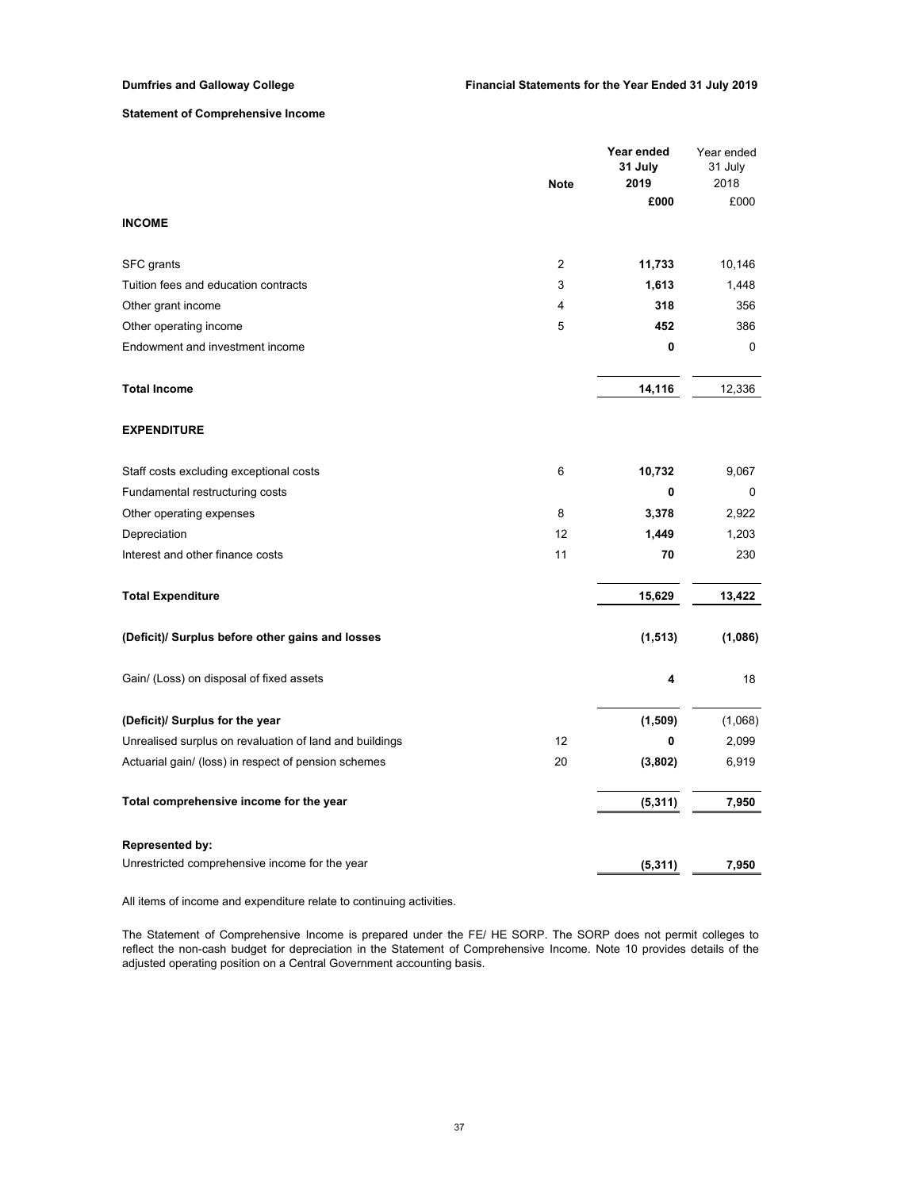**Dumfries and Galloway College** | **Financial Statements for the Year Ended 31 July 2019**

**Statement of Comprehensive Income**

| | Note | Year ended 31 July 2019 £000 | Year ended 31 July 2018 £000 |
|---|---|---|---|
| **INCOME** | | | |
| SFC grants | 2 | **11,733** | 10,146 |
| Tuition fees and education contracts | 3 | **1,613** | 1,448 |
| Other grant income | 4 | **318** | 356 |
| Other operating income | 5 | **452** | 386 |
| Endowment and investment income | | **0** | 0 |
| **Total Income** | | **14,116** | 12,336 |
| **EXPENDITURE** | | | |
| Staff costs excluding exceptional costs | 6 | **10,732** | 9,067 |
| Fundamental restructuring costs | | **0** | 0 |
| Other operating expenses | 8 | **3,378** | 2,922 |
| Depreciation | 12 | **1,449** | 1,203 |
| Interest and other finance costs | 11 | **70** | 230 |
| **Total Expenditure** | | **15,629** | **13,422** |
| **(Deficit)/ Surplus before other gains and losses** | | **(1,513)** | **(1,086)** |
| Gain/ (Loss) on disposal of fixed assets | | **4** | 18 |
| **(Deficit)/ Surplus for the year** | | **(1,509)** | (1,068) |
| Unrealised surplus on revaluation of land and buildings | 12 | **0** | 2,099 |
| Actuarial gain/ (loss) in respect of pension schemes | 20 | **(3,802)** | 6,919 |
| **Total comprehensive income for the year** | | **(5,311)** | **7,950** |
| **Represented by:** | | | |
| Unrestricted comprehensive income for the year | | **(5,311)** | **7,950** |

All items of income and expenditure relate to continuing activities.

The Statement of Comprehensive Income is prepared under the FE/ HE SORP. The SORP does not permit colleges to reflect the non-cash budget for depreciation in the Statement of Comprehensive Income. Note 10 provides details of the adjusted operating position on a Central Government accounting basis.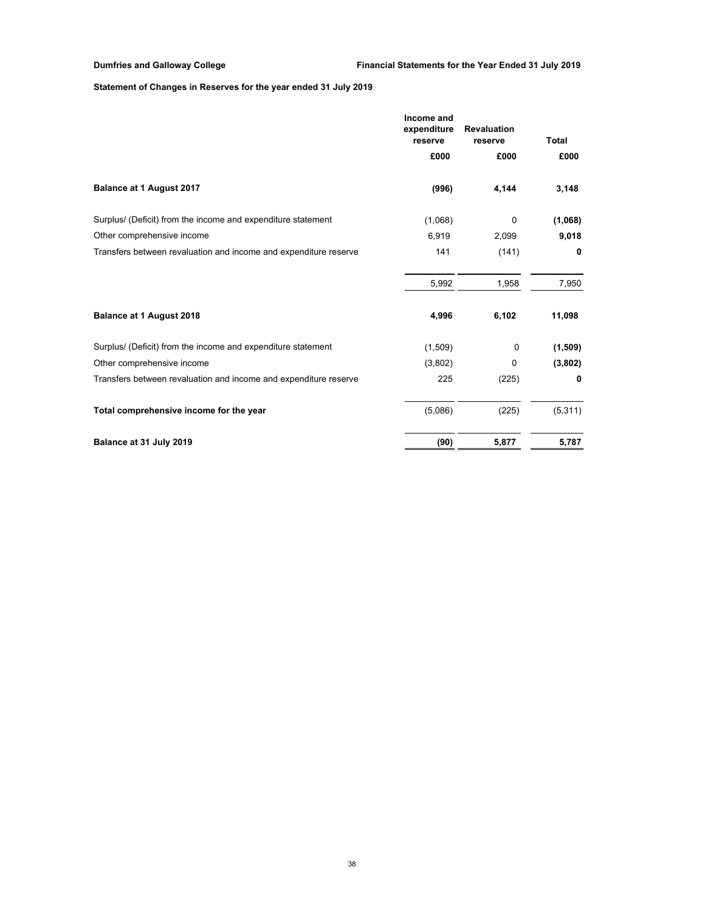**Dumfries and Galloway College** **Financial Statements for the Year Ended 31 July 2019**

## Statement of Changes in Reserves for the year ended 31 July 2019

| | Income and expenditure reserve | Revaluation reserve | Total |
|---|---|---|---|
| | £000 | £000 | £000 |
| **Balance at 1 August 2017** | **(996)** | **4,144** | **3,148** |
| Surplus/ (Deficit) from the income and expenditure statement | (1,068) | 0 | **(1,068)** |
| Other comprehensive income | 6,919 | 2,099 | **9,018** |
| Transfers between revaluation and income and expenditure reserve | 141 | (141) | **0** |
| | 5,992 | 1,958 | 7,950 |
| **Balance at 1 August 2018** | **4,996** | **6,102** | **11,098** |
| Surplus/ (Deficit) from the income and expenditure statement | (1,509) | 0 | **(1,509)** |
| Other comprehensive income | (3,802) | 0 | **(3,802)** |
| Transfers between revaluation and income and expenditure reserve | 225 | (225) | **0** |
| **Total comprehensive income for the year** | (5,086) | (225) | (5,311) |
| **Balance at 31 July 2019** | **(90)** | **5,877** | **5,787** |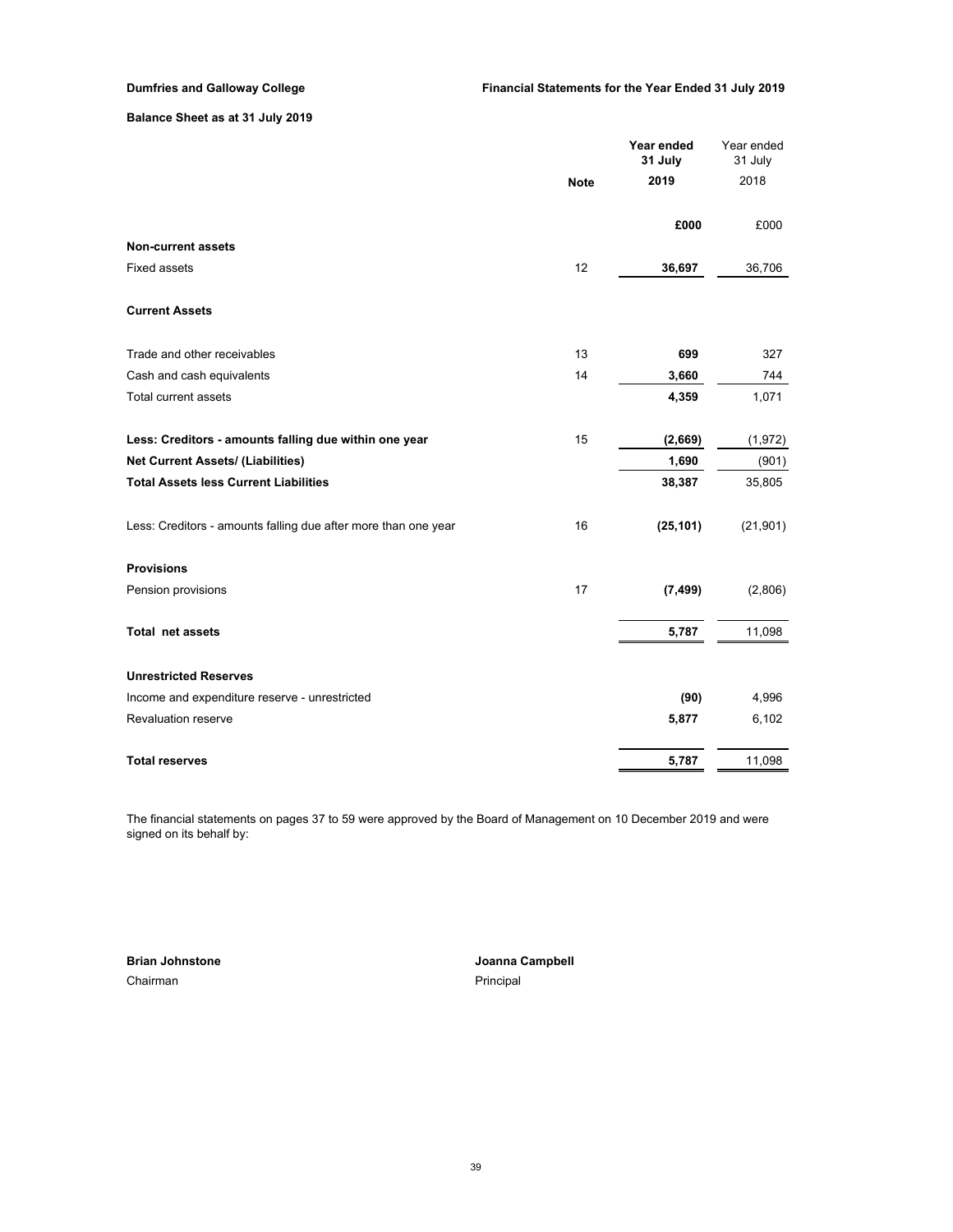**Dumfries and Galloway College** — **Financial Statements for the Year Ended 31 July 2019**

## Balance Sheet as at 31 July 2019

| | Note | **Year ended 31 July 2019** | Year ended 31 July 2018 |
|---|---|---|---|
| | | **£000** | £000 |
| **Non-current assets** | | | |
| Fixed assets | 12 | **36,697** | 36,706 |
| **Current Assets** | | | |
| Trade and other receivables | 13 | **699** | 327 |
| Cash and cash equivalents | 14 | **3,660** | 744 |
| Total current assets | | **4,359** | 1,071 |
| **Less: Creditors - amounts falling due within one year** | 15 | **(2,669)** | (1,972) |
| **Net Current Assets/ (Liabilities)** | | **1,690** | (901) |
| **Total Assets less Current Liabilities** | | **38,387** | 35,805 |
| Less: Creditors - amounts falling due after more than one year | 16 | **(25,101)** | (21,901) |
| **Provisions** | | | |
| Pension provisions | 17 | **(7,499)** | (2,806) |
| **Total net assets** | | **5,787** | 11,098 |
| **Unrestricted Reserves** | | | |
| Income and expenditure reserve - unrestricted | | **(90)** | 4,996 |
| Revaluation reserve | | **5,877** | 6,102 |
| **Total reserves** | | **5,787** | 11,098 |

The financial statements on pages 37 to 59 were approved by the Board of Management on 10 December 2019 and were signed on its behalf by:

**Brian Johnstone**
Chairman

**Joanna Campbell**
Principal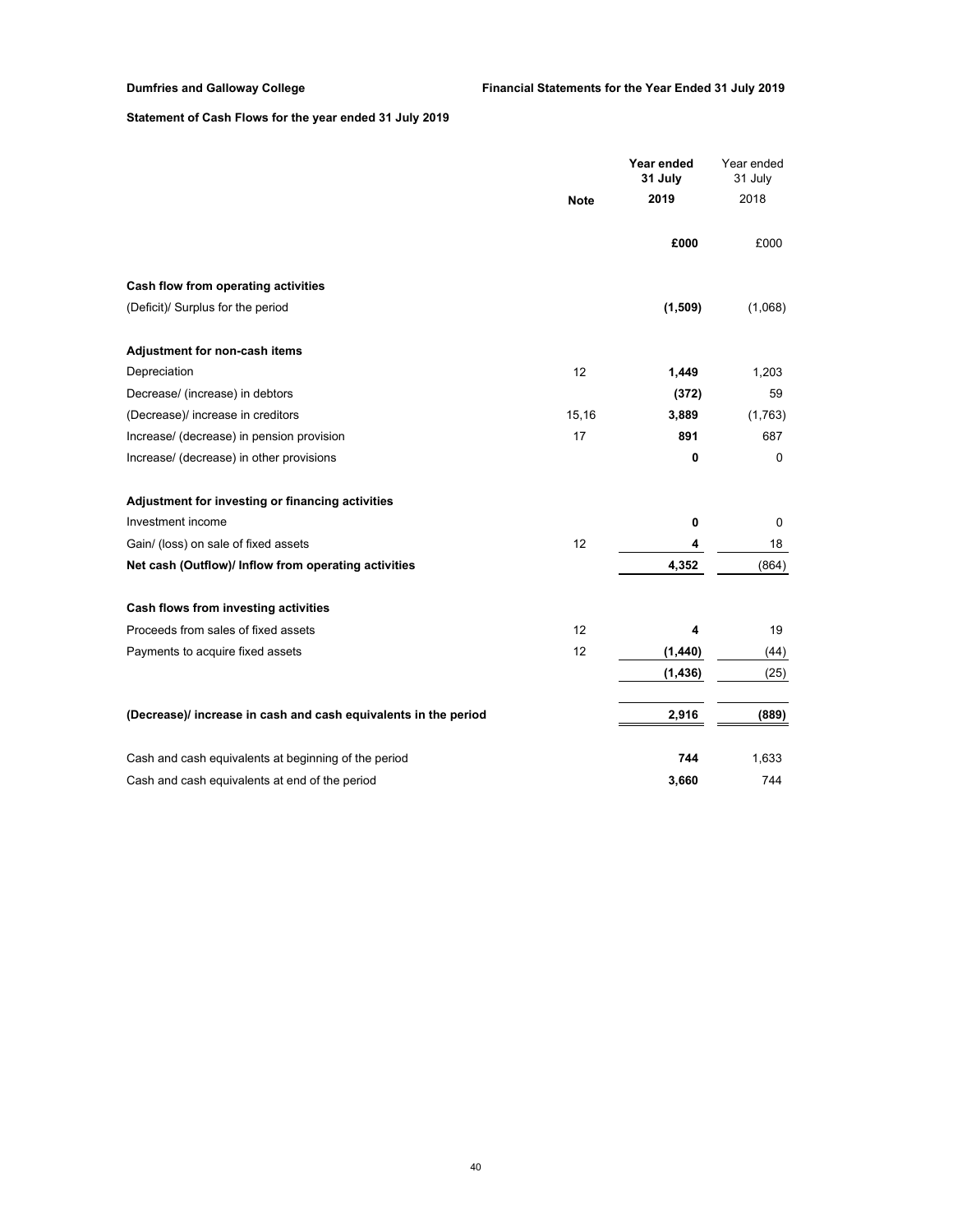**Dumfries and Galloway College** **Financial Statements for the Year Ended 31 July 2019**

## Statement of Cash Flows for the year ended 31 July 2019

| | Note | Year ended 31 July 2019 | Year ended 31 July 2018 |
|---|---|---|---|
| | | **£000** | £000 |
| **Cash flow from operating activities** | | | |
| (Deficit)/ Surplus for the period | | **(1,509)** | (1,068) |
| **Adjustment for non-cash items** | | | |
| Depreciation | 12 | **1,449** | 1,203 |
| Decrease/ (increase) in debtors | | **(372)** | 59 |
| (Decrease)/ increase in creditors | 15,16 | **3,889** | (1,763) |
| Increase/ (decrease) in pension provision | 17 | **891** | 687 |
| Increase/ (decrease) in other provisions | | **0** | 0 |
| **Adjustment for investing or financing activities** | | | |
| Investment income | | **0** | 0 |
| Gain/ (loss) on sale of fixed assets | 12 | **4** | 18 |
| **Net cash (Outflow)/ Inflow from operating activities** | | **4,352** | (864) |
| **Cash flows from investing activities** | | | |
| Proceeds from sales of fixed assets | 12 | **4** | 19 |
| Payments to acquire fixed assets | 12 | **(1,440)** | (44) |
| | | **(1,436)** | (25) |
| **(Decrease)/ increase in cash and cash equivalents in the period** | | **2,916** | **(889)** |
| Cash and cash equivalents at beginning of the period | | **744** | 1,633 |
| Cash and cash equivalents at end of the period | | **3,660** | 744 |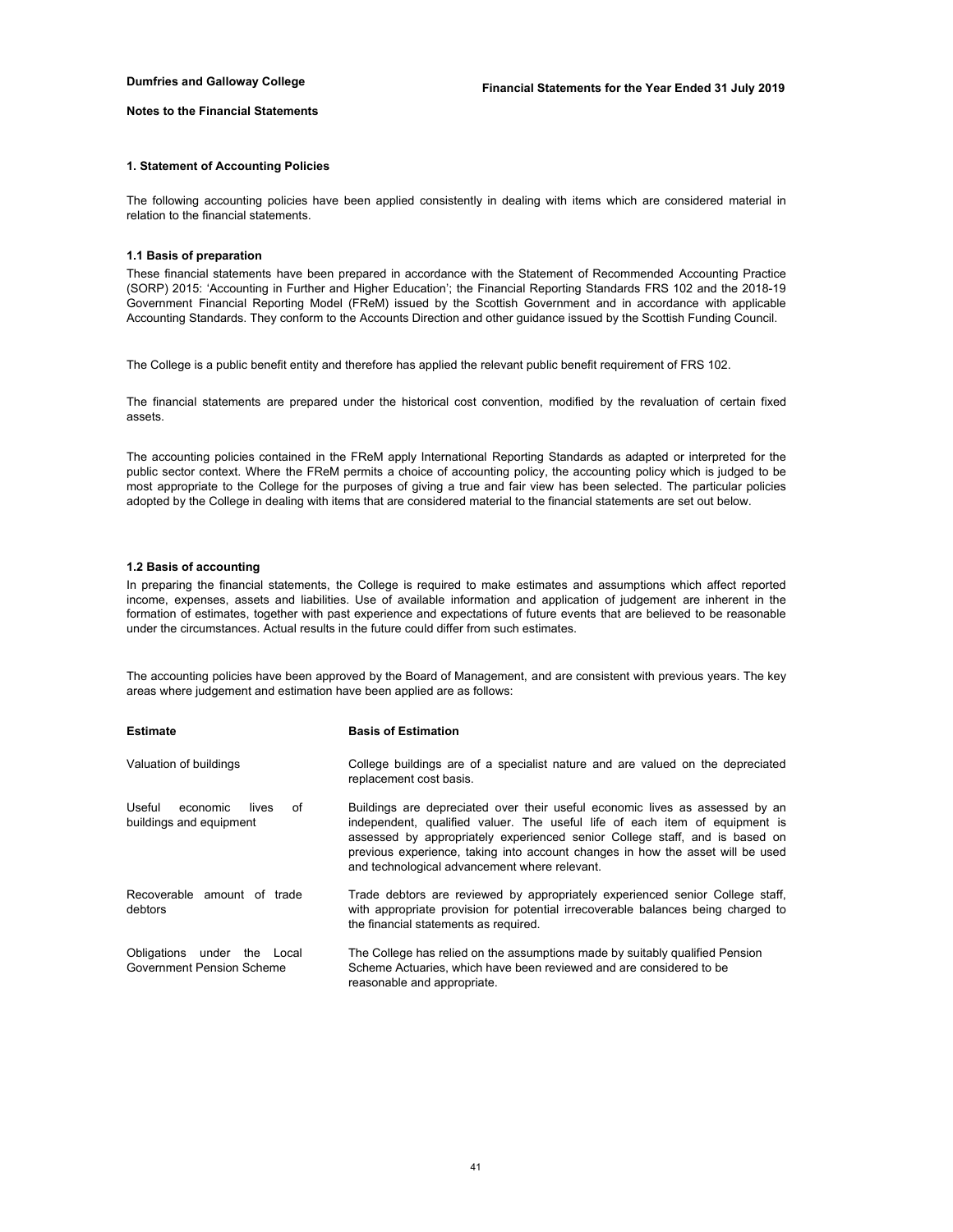## Notes to the Financial Statements

### 1. Statement of Accounting Policies

The following accounting policies have been applied consistently in dealing with items which are considered material in relation to the financial statements.

#### 1.1 Basis of preparation

These financial statements have been prepared in accordance with the Statement of Recommended Accounting Practice (SORP) 2015: 'Accounting in Further and Higher Education'; the Financial Reporting Standards FRS 102 and the 2018-19 Government Financial Reporting Model (FReM) issued by the Scottish Government and in accordance with applicable Accounting Standards. They conform to the Accounts Direction and other guidance issued by the Scottish Funding Council.

The College is a public benefit entity and therefore has applied the relevant public benefit requirement of FRS 102.

The financial statements are prepared under the historical cost convention, modified by the revaluation of certain fixed assets.

The accounting policies contained in the FReM apply International Reporting Standards as adapted or interpreted for the public sector context. Where the FReM permits a choice of accounting policy, the accounting policy which is judged to be most appropriate to the College for the purposes of giving a true and fair view has been selected. The particular policies adopted by the College in dealing with items that are considered material to the financial statements are set out below.

#### 1.2 Basis of accounting

In preparing the financial statements, the College is required to make estimates and assumptions which affect reported income, expenses, assets and liabilities. Use of available information and application of judgement are inherent in the formation of estimates, together with past experience and expectations of future events that are believed to be reasonable under the circumstances. Actual results in the future could differ from such estimates.

The accounting policies have been approved by the Board of Management, and are consistent with previous years. The key areas where judgement and estimation have been applied are as follows:

| Estimate | Basis of Estimation |
|---|---|
| Valuation of buildings | College buildings are of a specialist nature and are valued on the depreciated replacement cost basis. |
| Useful economic lives of buildings and equipment | Buildings are depreciated over their useful economic lives as assessed by an independent, qualified valuer. The useful life of each item of equipment is assessed by appropriately experienced senior College staff, and is based on previous experience, taking into account changes in how the asset will be used and technological advancement where relevant. |
| Recoverable amount of trade debtors | Trade debtors are reviewed by appropriately experienced senior College staff, with appropriate provision for potential irrecoverable balances being charged to the financial statements as required. |
| Obligations under the Local Government Pension Scheme | The College has relied on the assumptions made by suitably qualified Pension Scheme Actuaries, which have been reviewed and are considered to be reasonable and appropriate. |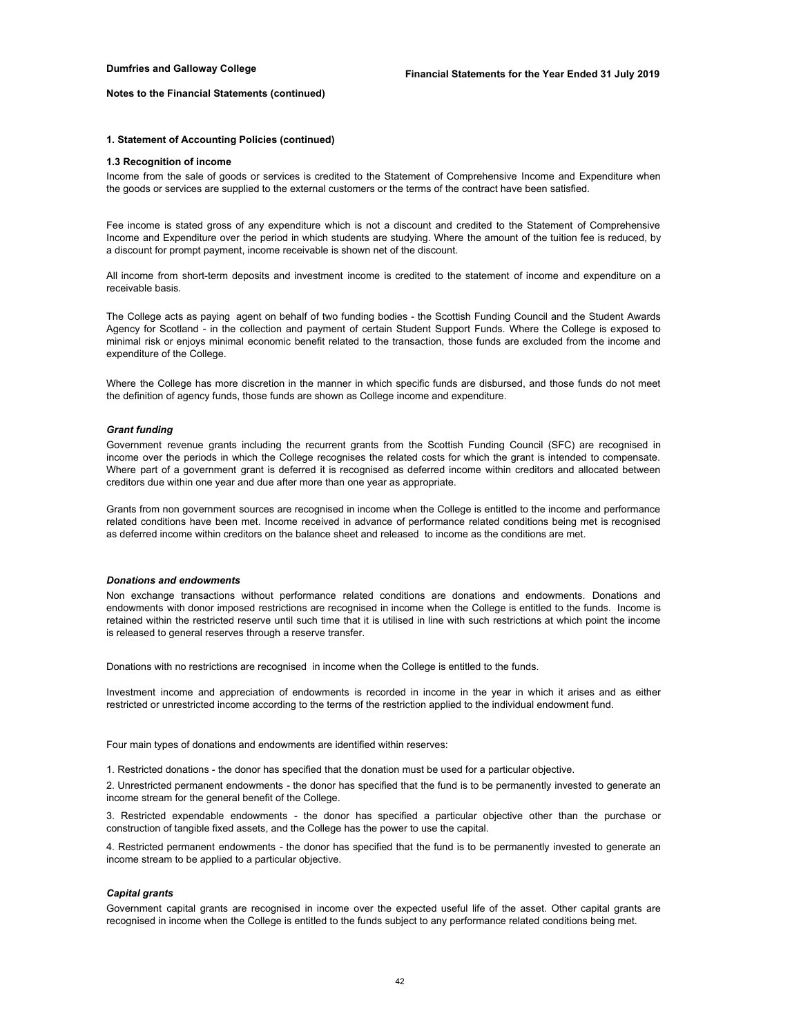**Notes to the Financial Statements (continued)**

## 1. Statement of Accounting Policies (continued)

### 1.3 Recognition of income

Income from the sale of goods or services is credited to the Statement of Comprehensive Income and Expenditure when the goods or services are supplied to the external customers or the terms of the contract have been satisfied.

Fee income is stated gross of any expenditure which is not a discount and credited to the Statement of Comprehensive Income and Expenditure over the period in which students are studying. Where the amount of the tuition fee is reduced, by a discount for prompt payment, income receivable is shown net of the discount.

All income from short-term deposits and investment income is credited to the statement of income and expenditure on a receivable basis.

The College acts as paying agent on behalf of two funding bodies - the Scottish Funding Council and the Student Awards Agency for Scotland - in the collection and payment of certain Student Support Funds. Where the College is exposed to minimal risk or enjoys minimal economic benefit related to the transaction, those funds are excluded from the income and expenditure of the College.

Where the College has more discretion in the manner in which specific funds are disbursed, and those funds do not meet the definition of agency funds, those funds are shown as College income and expenditure.

***Grant funding***

Government revenue grants including the recurrent grants from the Scottish Funding Council (SFC) are recognised in income over the periods in which the College recognises the related costs for which the grant is intended to compensate. Where part of a government grant is deferred it is recognised as deferred income within creditors and allocated between creditors due within one year and due after more than one year as appropriate.

Grants from non government sources are recognised in income when the College is entitled to the income and performance related conditions have been met. Income received in advance of performance related conditions being met is recognised as deferred income within creditors on the balance sheet and released to income as the conditions are met.

***Donations and endowments***

Non exchange transactions without performance related conditions are donations and endowments. Donations and endowments with donor imposed restrictions are recognised in income when the College is entitled to the funds. Income is retained within the restricted reserve until such time that it is utilised in line with such restrictions at which point the income is released to general reserves through a reserve transfer.

Donations with no restrictions are recognised in income when the College is entitled to the funds.

Investment income and appreciation of endowments is recorded in income in the year in which it arises and as either restricted or unrestricted income according to the terms of the restriction applied to the individual endowment fund.

Four main types of donations and endowments are identified within reserves:

1. Restricted donations - the donor has specified that the donation must be used for a particular objective.

2. Unrestricted permanent endowments - the donor has specified that the fund is to be permanently invested to generate an income stream for the general benefit of the College.

3. Restricted expendable endowments - the donor has specified a particular objective other than the purchase or construction of tangible fixed assets, and the College has the power to use the capital.

4. Restricted permanent endowments - the donor has specified that the fund is to be permanently invested to generate an income stream to be applied to a particular objective.

***Capital grants***

Government capital grants are recognised in income over the expected useful life of the asset. Other capital grants are recognised in income when the College is entitled to the funds subject to any performance related conditions being met.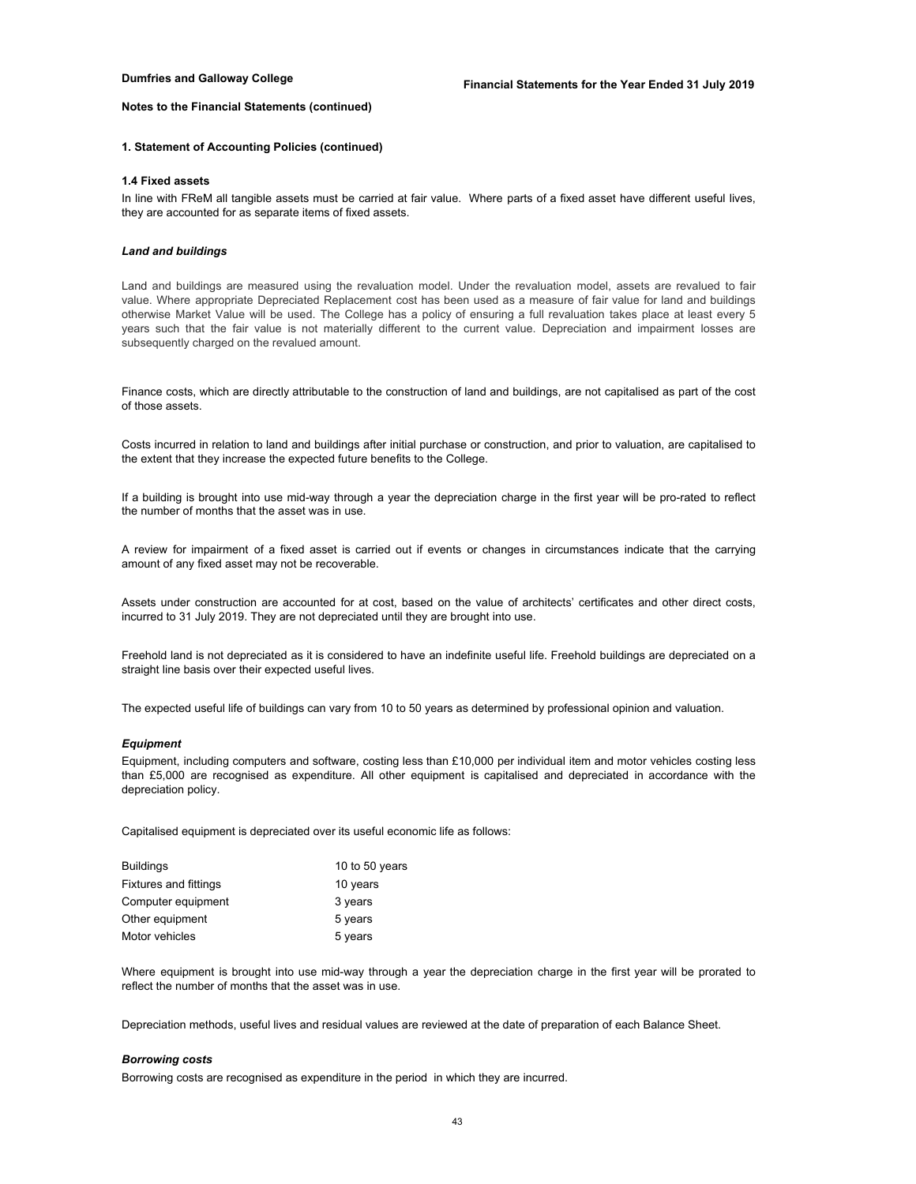**Notes to the Financial Statements (continued)**

## 1. Statement of Accounting Policies (continued)

### 1.4 Fixed assets

In line with FReM all tangible assets must be carried at fair value. Where parts of a fixed asset have different useful lives, they are accounted for as separate items of fixed assets.

***Land and buildings***

Land and buildings are measured using the revaluation model. Under the revaluation model, assets are revalued to fair value. Where appropriate Depreciated Replacement cost has been used as a measure of fair value for land and buildings otherwise Market Value will be used. The College has a policy of ensuring a full revaluation takes place at least every 5 years such that the fair value is not materially different to the current value. Depreciation and impairment losses are subsequently charged on the revalued amount.

Finance costs, which are directly attributable to the construction of land and buildings, are not capitalised as part of the cost of those assets.

Costs incurred in relation to land and buildings after initial purchase or construction, and prior to valuation, are capitalised to the extent that they increase the expected future benefits to the College.

If a building is brought into use mid-way through a year the depreciation charge in the first year will be pro-rated to reflect the number of months that the asset was in use.

A review for impairment of a fixed asset is carried out if events or changes in circumstances indicate that the carrying amount of any fixed asset may not be recoverable.

Assets under construction are accounted for at cost, based on the value of architects' certificates and other direct costs, incurred to 31 July 2019. They are not depreciated until they are brought into use.

Freehold land is not depreciated as it is considered to have an indefinite useful life. Freehold buildings are depreciated on a straight line basis over their expected useful lives.

The expected useful life of buildings can vary from 10 to 50 years as determined by professional opinion and valuation.

***Equipment***

Equipment, including computers and software, costing less than £10,000 per individual item and motor vehicles costing less than £5,000 are recognised as expenditure. All other equipment is capitalised and depreciated in accordance with the depreciation policy.

Capitalised equipment is depreciated over its useful economic life as follows:

| | |
|---|---|
| Buildings | 10 to 50 years |
| Fixtures and fittings | 10 years |
| Computer equipment | 3 years |
| Other equipment | 5 years |
| Motor vehicles | 5 years |

Where equipment is brought into use mid-way through a year the depreciation charge in the first year will be prorated to reflect the number of months that the asset was in use.

Depreciation methods, useful lives and residual values are reviewed at the date of preparation of each Balance Sheet.

***Borrowing costs***

Borrowing costs are recognised as expenditure in the period in which they are incurred.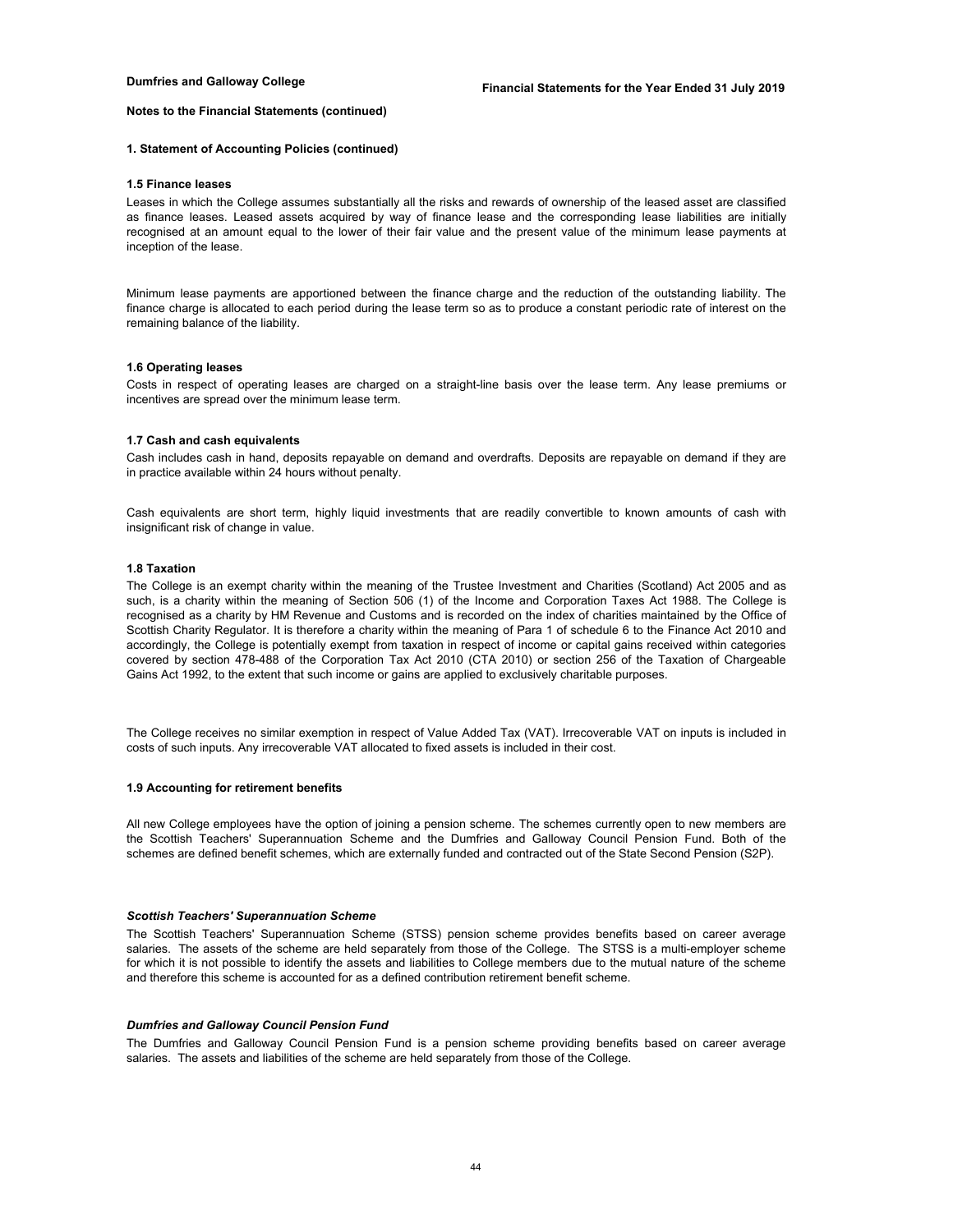## Notes to the Financial Statements (continued)

### 1. Statement of Accounting Policies (continued)

#### 1.5 Finance leases

Leases in which the College assumes substantially all the risks and rewards of ownership of the leased asset are classified as finance leases. Leased assets acquired by way of finance lease and the corresponding lease liabilities are initially recognised at an amount equal to the lower of their fair value and the present value of the minimum lease payments at inception of the lease.

Minimum lease payments are apportioned between the finance charge and the reduction of the outstanding liability. The finance charge is allocated to each period during the lease term so as to produce a constant periodic rate of interest on the remaining balance of the liability.

#### 1.6 Operating leases

Costs in respect of operating leases are charged on a straight-line basis over the lease term. Any lease premiums or incentives are spread over the minimum lease term.

#### 1.7 Cash and cash equivalents

Cash includes cash in hand, deposits repayable on demand and overdrafts. Deposits are repayable on demand if they are in practice available within 24 hours without penalty.

Cash equivalents are short term, highly liquid investments that are readily convertible to known amounts of cash with insignificant risk of change in value.

#### 1.8 Taxation

The College is an exempt charity within the meaning of the Trustee Investment and Charities (Scotland) Act 2005 and as such, is a charity within the meaning of Section 506 (1) of the Income and Corporation Taxes Act 1988. The College is recognised as a charity by HM Revenue and Customs and is recorded on the index of charities maintained by the Office of Scottish Charity Regulator. It is therefore a charity within the meaning of Para 1 of schedule 6 to the Finance Act 2010 and accordingly, the College is potentially exempt from taxation in respect of income or capital gains received within categories covered by section 478-488 of the Corporation Tax Act 2010 (CTA 2010) or section 256 of the Taxation of Chargeable Gains Act 1992, to the extent that such income or gains are applied to exclusively charitable purposes.

The College receives no similar exemption in respect of Value Added Tax (VAT). Irrecoverable VAT on inputs is included in costs of such inputs. Any irrecoverable VAT allocated to fixed assets is included in their cost.

#### 1.9 Accounting for retirement benefits

All new College employees have the option of joining a pension scheme. The schemes currently open to new members are the Scottish Teachers' Superannuation Scheme and the Dumfries and Galloway Council Pension Fund. Both of the schemes are defined benefit schemes, which are externally funded and contracted out of the State Second Pension (S2P).

***Scottish Teachers' Superannuation Scheme***

The Scottish Teachers' Superannuation Scheme (STSS) pension scheme provides benefits based on career average salaries. The assets of the scheme are held separately from those of the College. The STSS is a multi-employer scheme for which it is not possible to identify the assets and liabilities to College members due to the mutual nature of the scheme and therefore this scheme is accounted for as a defined contribution retirement benefit scheme.

***Dumfries and Galloway Council Pension Fund***

The Dumfries and Galloway Council Pension Fund is a pension scheme providing benefits based on career average salaries. The assets and liabilities of the scheme are held separately from those of the College.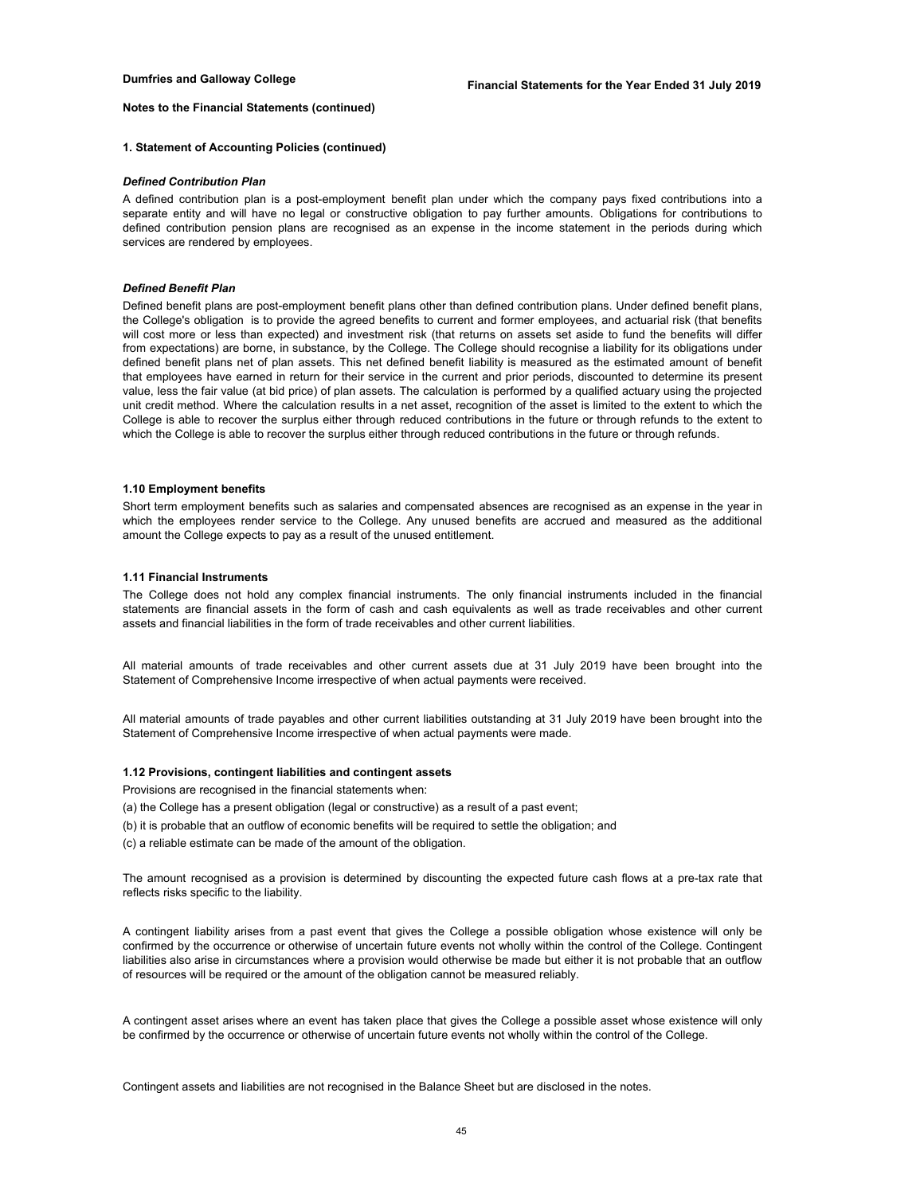**Notes to the Financial Statements (continued)**

## 1. Statement of Accounting Policies (continued)

### *Defined Contribution Plan*

A defined contribution plan is a post-employment benefit plan under which the company pays fixed contributions into a separate entity and will have no legal or constructive obligation to pay further amounts. Obligations for contributions to defined contribution pension plans are recognised as an expense in the income statement in the periods during which services are rendered by employees.

### *Defined Benefit Plan*

Defined benefit plans are post-employment benefit plans other than defined contribution plans. Under defined benefit plans, the College's obligation is to provide the agreed benefits to current and former employees, and actuarial risk (that benefits will cost more or less than expected) and investment risk (that returns on assets set aside to fund the benefits will differ from expectations) are borne, in substance, by the College. The College should recognise a liability for its obligations under defined benefit plans net of plan assets. This net defined benefit liability is measured as the estimated amount of benefit that employees have earned in return for their service in the current and prior periods, discounted to determine its present value, less the fair value (at bid price) of plan assets. The calculation is performed by a qualified actuary using the projected unit credit method. Where the calculation results in a net asset, recognition of the asset is limited to the extent to which the College is able to recover the surplus either through reduced contributions in the future or through refunds to the extent to which the College is able to recover the surplus either through reduced contributions in the future or through refunds.

### 1.10 Employment benefits

Short term employment benefits such as salaries and compensated absences are recognised as an expense in the year in which the employees render service to the College. Any unused benefits are accrued and measured as the additional amount the College expects to pay as a result of the unused entitlement.

### 1.11 Financial Instruments

The College does not hold any complex financial instruments. The only financial instruments included in the financial statements are financial assets in the form of cash and cash equivalents as well as trade receivables and other current assets and financial liabilities in the form of trade receivables and other current liabilities.

All material amounts of trade receivables and other current assets due at 31 July 2019 have been brought into the Statement of Comprehensive Income irrespective of when actual payments were received.

All material amounts of trade payables and other current liabilities outstanding at 31 July 2019 have been brought into the Statement of Comprehensive Income irrespective of when actual payments were made.

### 1.12 Provisions, contingent liabilities and contingent assets

Provisions are recognised in the financial statements when:

(a) the College has a present obligation (legal or constructive) as a result of a past event;

(b) it is probable that an outflow of economic benefits will be required to settle the obligation; and

(c) a reliable estimate can be made of the amount of the obligation.

The amount recognised as a provision is determined by discounting the expected future cash flows at a pre-tax rate that reflects risks specific to the liability.

A contingent liability arises from a past event that gives the College a possible obligation whose existence will only be confirmed by the occurrence or otherwise of uncertain future events not wholly within the control of the College. Contingent liabilities also arise in circumstances where a provision would otherwise be made but either it is not probable that an outflow of resources will be required or the amount of the obligation cannot be measured reliably.

A contingent asset arises where an event has taken place that gives the College a possible asset whose existence will only be confirmed by the occurrence or otherwise of uncertain future events not wholly within the control of the College.

Contingent assets and liabilities are not recognised in the Balance Sheet but are disclosed in the notes.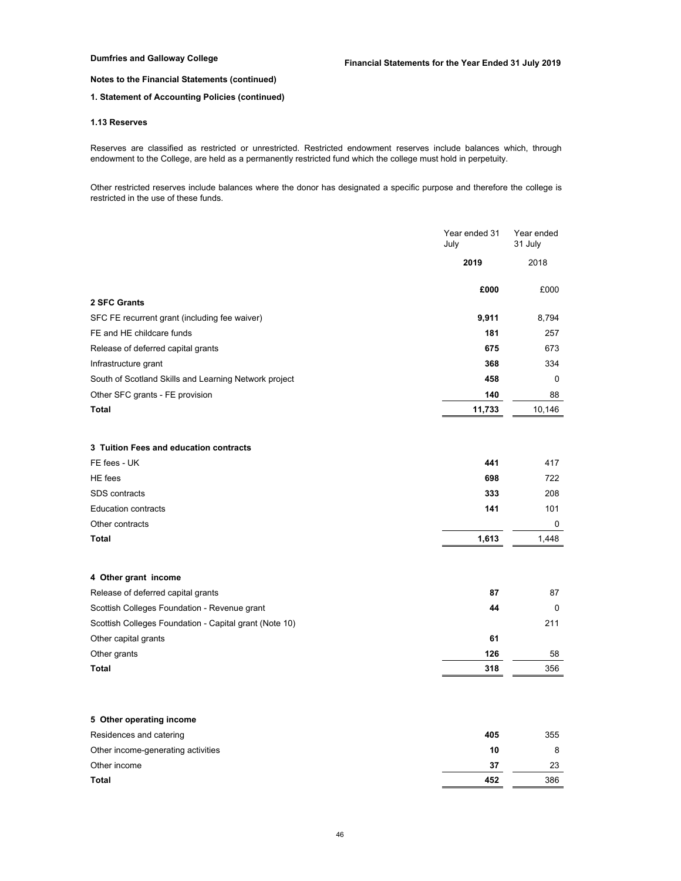**Dumfries and Galloway College** — **Financial Statements for the Year Ended 31 July 2019**

**Notes to the Financial Statements (continued)**

**1. Statement of Accounting Policies (continued)**

### 1.13 Reserves

Reserves are classified as restricted or unrestricted. Restricted endowment reserves include balances which, through endowment to the College, are held as a permanently restricted fund which the college must hold in perpetuity.

Other restricted reserves include balances where the donor has designated a specific purpose and therefore the college is restricted in the use of these funds.

| | Year ended 31 July | Year ended 31 July |
|---|---|---|
| | **2019** | 2018 |
| | **£000** | £000 |
| **2 SFC Grants** | | |
| SFC FE recurrent grant (including fee waiver) | **9,911** | 8,794 |
| FE and HE childcare funds | **181** | 257 |
| Release of deferred capital grants | **675** | 673 |
| Infrastructure grant | **368** | 334 |
| South of Scotland Skills and Learning Network project | **458** | 0 |
| Other SFC grants - FE provision | **140** | 88 |
| **Total** | **11,733** | 10,146 |
| | | |
| **3 Tuition Fees and education contracts** | | |
| FE fees - UK | **441** | 417 |
| HE fees | **698** | 722 |
| SDS contracts | **333** | 208 |
| Education contracts | **141** | 101 |
| Other contracts | | 0 |
| **Total** | **1,613** | 1,448 |
| | | |
| **4 Other grant income** | | |
| Release of deferred capital grants | **87** | 87 |
| Scottish Colleges Foundation - Revenue grant | **44** | 0 |
| Scottish Colleges Foundation - Capital grant (Note 10) | | 211 |
| Other capital grants | **61** | |
| Other grants | **126** | 58 |
| **Total** | **318** | 356 |
| | | |
| **5 Other operating income** | | |
| Residences and catering | **405** | 355 |
| Other income-generating activities | **10** | 8 |
| Other income | **37** | 23 |
| **Total** | **452** | 386 |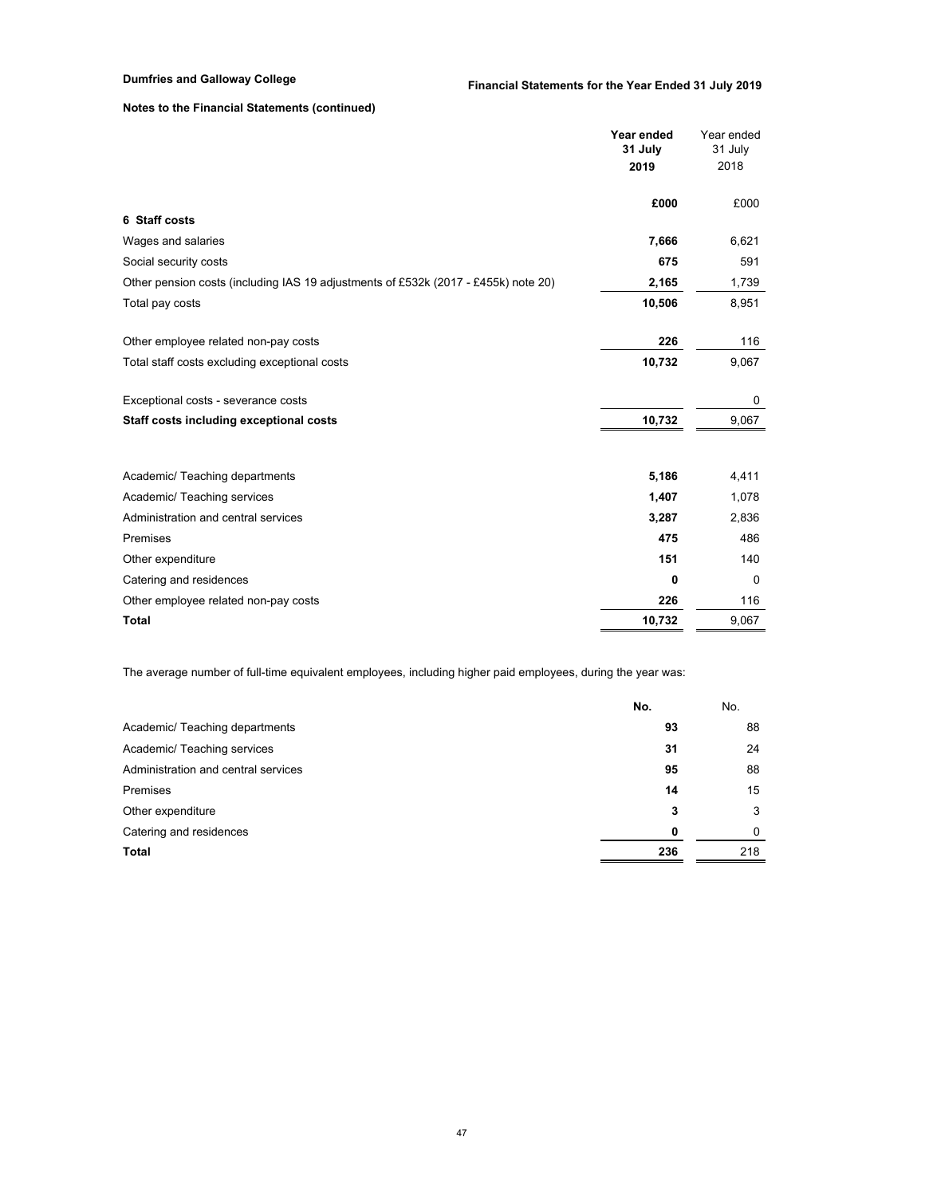**Notes to the Financial Statements (continued)**

| | Year ended 31 July 2019 | Year ended 31 July 2018 |
|---|---|---|
| | **£000** | £000 |
| **6 Staff costs** | | |
| Wages and salaries | **7,666** | 6,621 |
| Social security costs | **675** | 591 |
| Other pension costs (including IAS 19 adjustments of £532k (2017 - £455k) note 20) | **2,165** | 1,739 |
| Total pay costs | **10,506** | 8,951 |
| | | |
| Other employee related non-pay costs | **226** | 116 |
| Total staff costs excluding exceptional costs | **10,732** | 9,067 |
| | | |
| Exceptional costs - severance costs | | 0 |
| **Staff costs including exceptional costs** | **10,732** | 9,067 |
| | | |
| Academic/ Teaching departments | **5,186** | 4,411 |
| Academic/ Teaching services | **1,407** | 1,078 |
| Administration and central services | **3,287** | 2,836 |
| Premises | **475** | 486 |
| Other expenditure | **151** | 140 |
| Catering and residences | **0** | 0 |
| Other employee related non-pay costs | **226** | 116 |
| **Total** | **10,732** | 9,067 |

The average number of full-time equivalent employees, including higher paid employees, during the year was:

| | **No.** | No. |
|---|---|---|
| Academic/ Teaching departments | **93** | 88 |
| Academic/ Teaching services | **31** | 24 |
| Administration and central services | **95** | 88 |
| Premises | **14** | 15 |
| Other expenditure | **3** | 3 |
| Catering and residences | **0** | 0 |
| **Total** | **236** | 218 |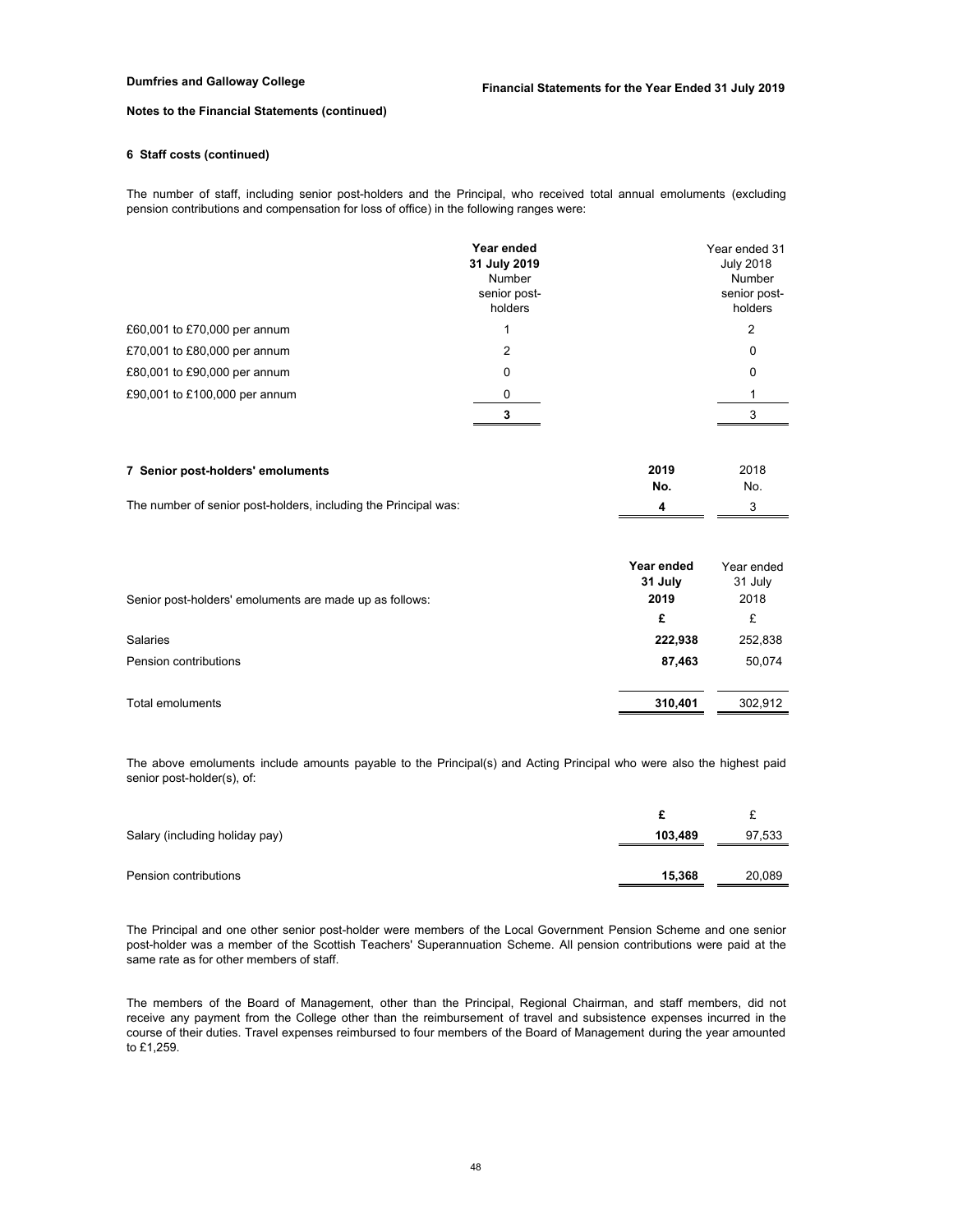**Dumfries and Galloway College**

**Notes to the Financial Statements (continued)**

### 6 Staff costs (continued)

The number of staff, including senior post-holders and the Principal, who received total annual emoluments (excluding pension contributions and compensation for loss of office) in the following ranges were:

| | **Year ended 31 July 2019 Number senior post-holders** | Year ended 31 July 2018 Number senior post-holders |
|---|---|---|
| £60,001 to £70,000 per annum | 1 | 2 |
| £70,001 to £80,000 per annum | 2 | 0 |
| £80,001 to £90,000 per annum | 0 | 0 |
| £90,001 to £100,000 per annum | 0 | 1 |
| | **3** | 3 |

### 7 Senior post-holders' emoluments

| | **2019 No.** | 2018 No. |
|---|---|---|
| The number of senior post-holders, including the Principal was: | **4** | 3 |

| Senior post-holders' emoluments are made up as follows: | **Year ended 31 July 2019 £** | Year ended 31 July 2018 £ |
|---|---|---|
| Salaries | **222,938** | 252,838 |
| Pension contributions | **87,463** | 50,074 |
| Total emoluments | **310,401** | 302,912 |

The above emoluments include amounts payable to the Principal(s) and Acting Principal who were also the highest paid senior post-holder(s), of:

| | **£** | £ |
|---|---|---|
| Salary (including holiday pay) | **103,489** | 97,533 |
| Pension contributions | **15,368** | 20,089 |

The Principal and one other senior post-holder were members of the Local Government Pension Scheme and one senior post-holder was a member of the Scottish Teachers' Superannuation Scheme. All pension contributions were paid at the same rate as for other members of staff.

The members of the Board of Management, other than the Principal, Regional Chairman, and staff members, did not receive any payment from the College other than the reimbursement of travel and subsistence expenses incurred in the course of their duties. Travel expenses reimbursed to four members of the Board of Management during the year amounted to £1,259.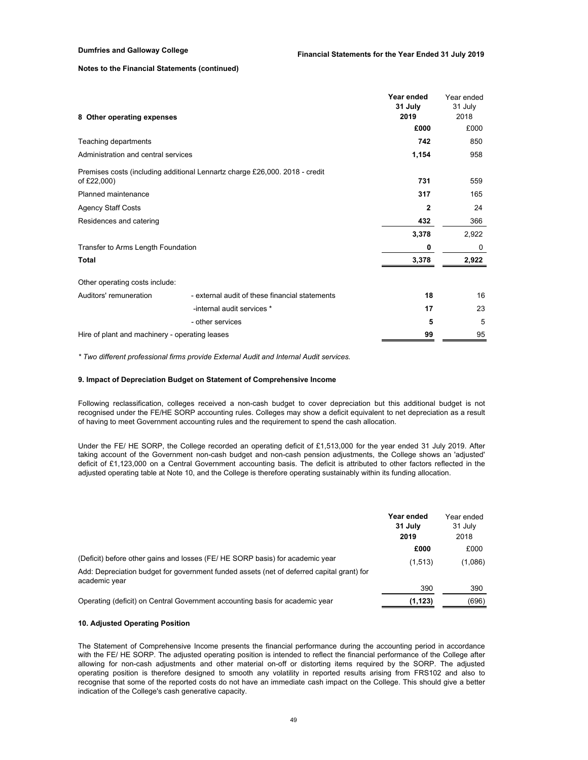**Notes to the Financial Statements (continued)**

| 8 Other operating expenses | | Year ended 31 July 2019 | Year ended 31 July 2018 |
|---|---|---|---|
| | | **£000** | £000 |
| Teaching departments | | **742** | 850 |
| Administration and central services | | **1,154** | 958 |
| Premises costs (including additional Lennartz charge £26,000. 2018 - credit of £22,000) | | **731** | 559 |
| Planned maintenance | | **317** | 165 |
| Agency Staff Costs | | **2** | 24 |
| Residences and catering | | **432** | 366 |
| | | **3,378** | 2,922 |
| Transfer to Arms Length Foundation | | **0** | 0 |
| **Total** | | **3,378** | **2,922** |
| Other operating costs include: | | | |
| Auditors' remuneration | - external audit of these financial statements | **18** | 16 |
| | -internal audit services * | **17** | 23 |
| | - other services | **5** | 5 |
| Hire of plant and machinery - operating leases | | **99** | 95 |

*\* Two different professional firms provide External Audit and Internal Audit services.*

### 9. Impact of Depreciation Budget on Statement of Comprehensive Income

Following reclassification, colleges received a non-cash budget to cover depreciation but this additional budget is not recognised under the FE/HE SORP accounting rules. Colleges may show a deficit equivalent to net depreciation as a result of having to meet Government accounting rules and the requirement to spend the cash allocation.

Under the FE/ HE SORP, the College recorded an operating deficit of £1,513,000 for the year ended 31 July 2019. After taking account of the Government non-cash budget and non-cash pension adjustments, the College shows an 'adjusted' deficit of £1,123,000 on a Central Government accounting basis. The deficit is attributed to other factors reflected in the adjusted operating table at Note 10, and the College is therefore operating sustainably within its funding allocation.

| | Year ended 31 July 2019 | Year ended 31 July 2018 |
|---|---|---|
| | **£000** | £000 |
| (Deficit) before other gains and losses (FE/ HE SORP basis) for academic year | (1,513) | (1,086) |
| Add: Depreciation budget for government funded assets (net of deferred capital grant) for academic year | 390 | 390 |
| Operating (deficit) on Central Government accounting basis for academic year | **(1,123)** | (696) |

### 10. Adjusted Operating Position

The Statement of Comprehensive Income presents the financial performance during the accounting period in accordance with the FE/ HE SORP. The adjusted operating position is intended to reflect the financial performance of the College after allowing for non-cash adjustments and other material on-off or distorting items required by the SORP. The adjusted operating position is therefore designed to smooth any volatility in reported results arising from FRS102 and also to recognise that some of the reported costs do not have an immediate cash impact on the College. This should give a better indication of the College's cash generative capacity.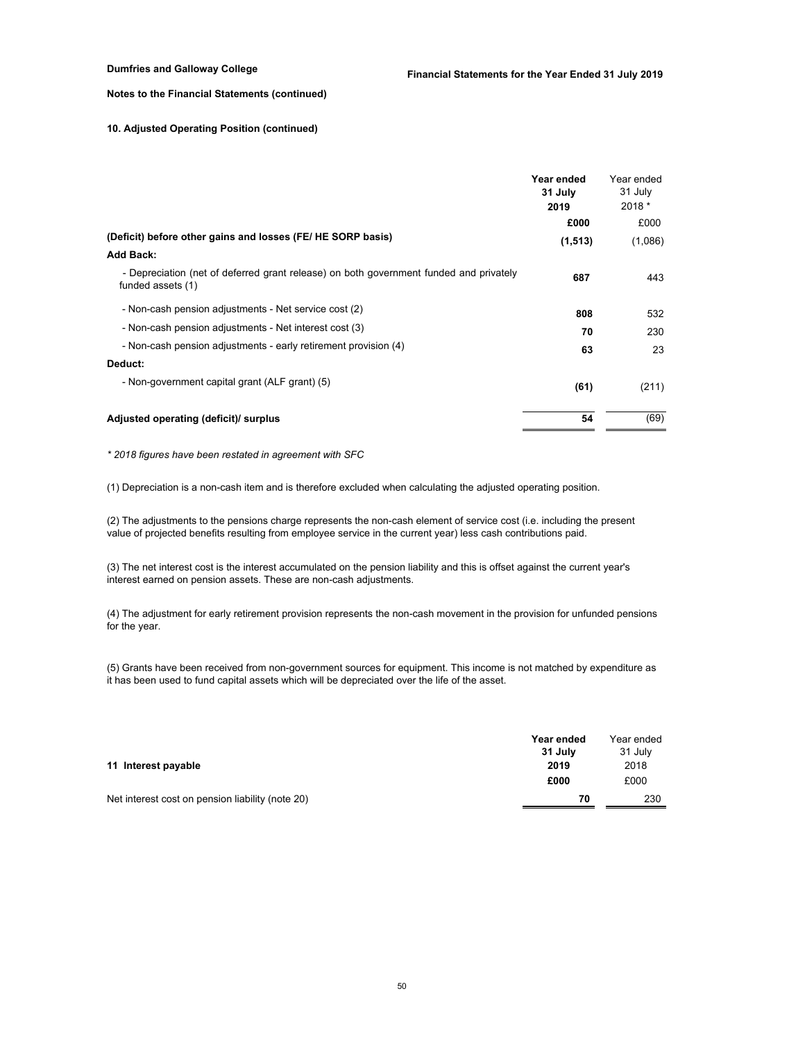**Notes to the Financial Statements (continued)**

**10. Adjusted Operating Position (continued)**

| | Year ended 31 July 2019 | Year ended 31 July 2018 * |
|---|---|---|
| | **£000** | £000 |
| **(Deficit) before other gains and losses (FE/ HE SORP basis)** | **(1,513)** | (1,086) |
| **Add Back:** | | |
| - Depreciation (net of deferred grant release) on both government funded and privately funded assets (1) | **687** | 443 |
| - Non-cash pension adjustments - Net service cost (2) | **808** | 532 |
| - Non-cash pension adjustments - Net interest cost (3) | **70** | 230 |
| - Non-cash pension adjustments - early retirement provision (4) | **63** | 23 |
| **Deduct:** | | |
| - Non-government capital grant (ALF grant) (5) | **(61)** | (211) |
| **Adjusted operating (deficit)/ surplus** | **54** | (69) |

*\* 2018 figures have been restated in agreement with SFC*

(1) Depreciation is a non-cash item and is therefore excluded when calculating the adjusted operating position.

(2) The adjustments to the pensions charge represents the non-cash element of service cost (i.e. including the present value of projected benefits resulting from employee service in the current year) less cash contributions paid.

(3) The net interest cost is the interest accumulated on the pension liability and this is offset against the current year's interest earned on pension assets. These are non-cash adjustments.

(4) The adjustment for early retirement provision represents the non-cash movement in the provision for unfunded pensions for the year.

(5) Grants have been received from non-government sources for equipment. This income is not matched by expenditure as it has been used to fund capital assets which will be depreciated over the life of the asset.

| **11 Interest payable** | Year ended 31 July 2019 | Year ended 31 July 2018 |
|---|---|---|
| | **£000** | £000 |
| Net interest cost on pension liability (note 20) | **70** | 230 |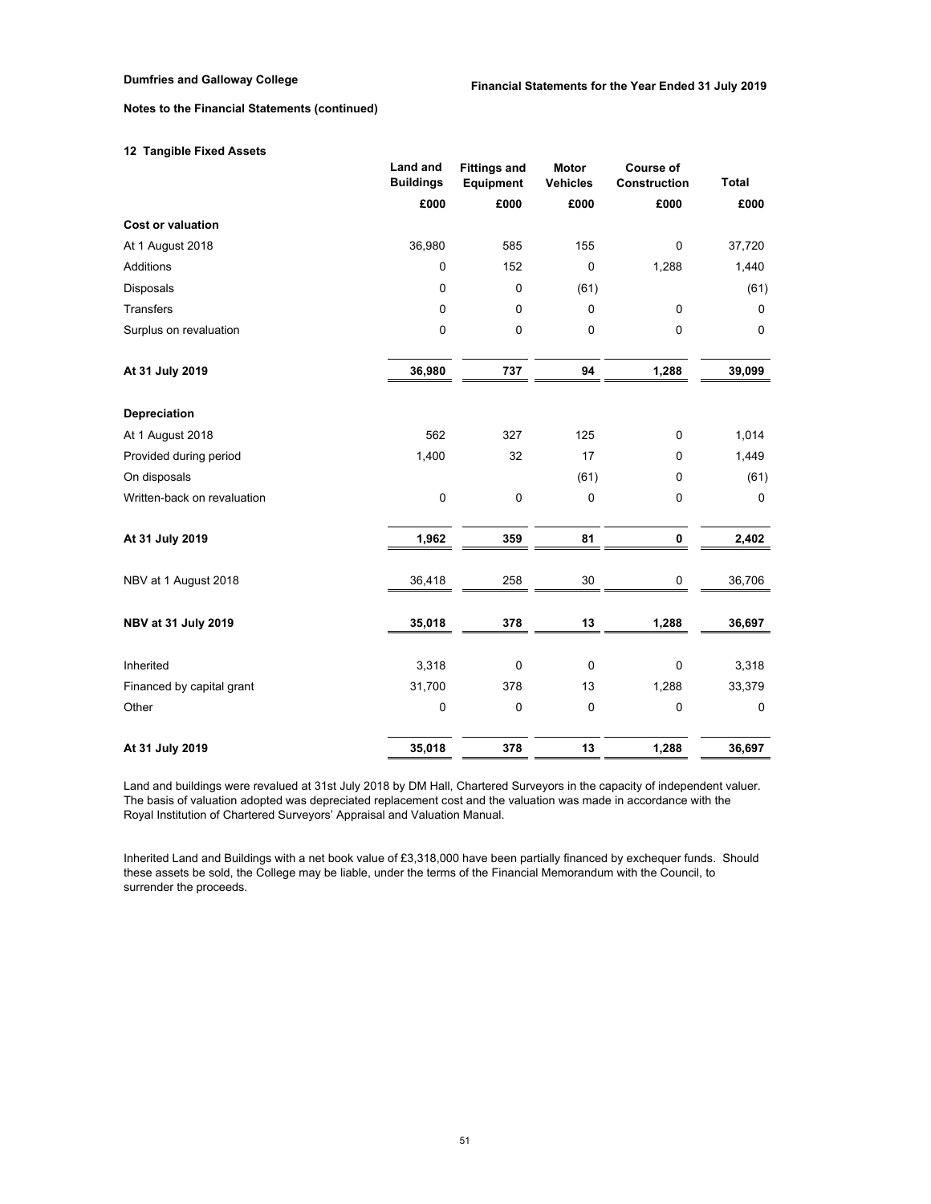**Notes to the Financial Statements (continued)**

### 12 Tangible Fixed Assets

| | Land and Buildings | Fittings and Equipment | Motor Vehicles | Course of Construction | Total |
|---|---|---|---|---|---|
| | £000 | £000 | £000 | £000 | £000 |
| **Cost or valuation** | | | | | |
| At 1 August 2018 | 36,980 | 585 | 155 | 0 | 37,720 |
| Additions | 0 | 152 | 0 | 1,288 | 1,440 |
| Disposals | 0 | 0 | (61) | | (61) |
| Transfers | 0 | 0 | 0 | 0 | 0 |
| Surplus on revaluation | 0 | 0 | 0 | 0 | 0 |
| **At 31 July 2019** | **36,980** | **737** | **94** | **1,288** | **39,099** |
| **Depreciation** | | | | | |
| At 1 August 2018 | 562 | 327 | 125 | 0 | 1,014 |
| Provided during period | 1,400 | 32 | 17 | 0 | 1,449 |
| On disposals | | | (61) | 0 | (61) |
| Written-back on revaluation | 0 | 0 | 0 | 0 | 0 |
| **At 31 July 2019** | **1,962** | **359** | **81** | **0** | **2,402** |
| NBV at 1 August 2018 | 36,418 | 258 | 30 | 0 | 36,706 |
| **NBV at 31 July 2019** | **35,018** | **378** | **13** | **1,288** | **36,697** |
| Inherited | 3,318 | 0 | 0 | 0 | 3,318 |
| Financed by capital grant | 31,700 | 378 | 13 | 1,288 | 33,379 |
| Other | 0 | 0 | 0 | 0 | 0 |
| **At 31 July 2019** | **35,018** | **378** | **13** | **1,288** | **36,697** |

Land and buildings were revalued at 31st July 2018 by DM Hall, Chartered Surveyors in the capacity of independent valuer. The basis of valuation adopted was depreciated replacement cost and the valuation was made in accordance with the Royal Institution of Chartered Surveyors' Appraisal and Valuation Manual.

Inherited Land and Buildings with a net book value of £3,318,000 have been partially financed by exchequer funds. Should these assets be sold, the College may be liable, under the terms of the Financial Memorandum with the Council, to surrender the proceeds.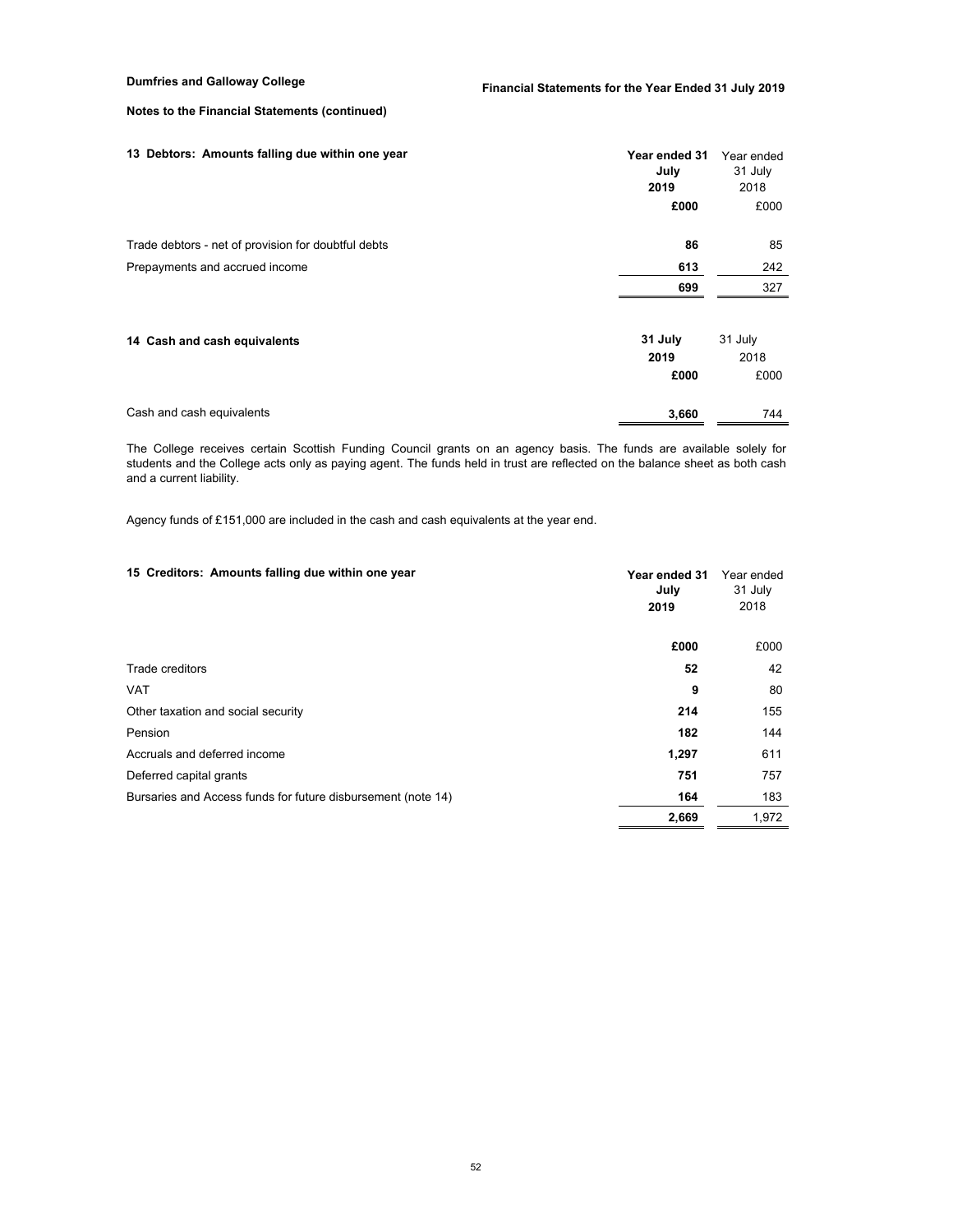**Notes to the Financial Statements (continued)**

## 13 Debtors: Amounts falling due within one year

| | Year ended 31 July 2019 | Year ended 31 July 2018 |
|---|---|---|
| | **£000** | £000 |
| Trade debtors - net of provision for doubtful debts | **86** | 85 |
| Prepayments and accrued income | **613** | 242 |
| | **699** | 327 |

## 14 Cash and cash equivalents

| | 31 July 2019 | 31 July 2018 |
|---|---|---|
| | **£000** | £000 |
| Cash and cash equivalents | **3,660** | 744 |

The College receives certain Scottish Funding Council grants on an agency basis. The funds are available solely for students and the College acts only as paying agent. The funds held in trust are reflected on the balance sheet as both cash and a current liability.

Agency funds of £151,000 are included in the cash and cash equivalents at the year end.

## 15 Creditors: Amounts falling due within one year

| | Year ended 31 July 2019 | Year ended 31 July 2018 |
|---|---|---|
| | **£000** | £000 |
| Trade creditors | **52** | 42 |
| VAT | **9** | 80 |
| Other taxation and social security | **214** | 155 |
| Pension | **182** | 144 |
| Accruals and deferred income | **1,297** | 611 |
| Deferred capital grants | **751** | 757 |
| Bursaries and Access funds for future disbursement (note 14) | **164** | 183 |
| | **2,669** | 1,972 |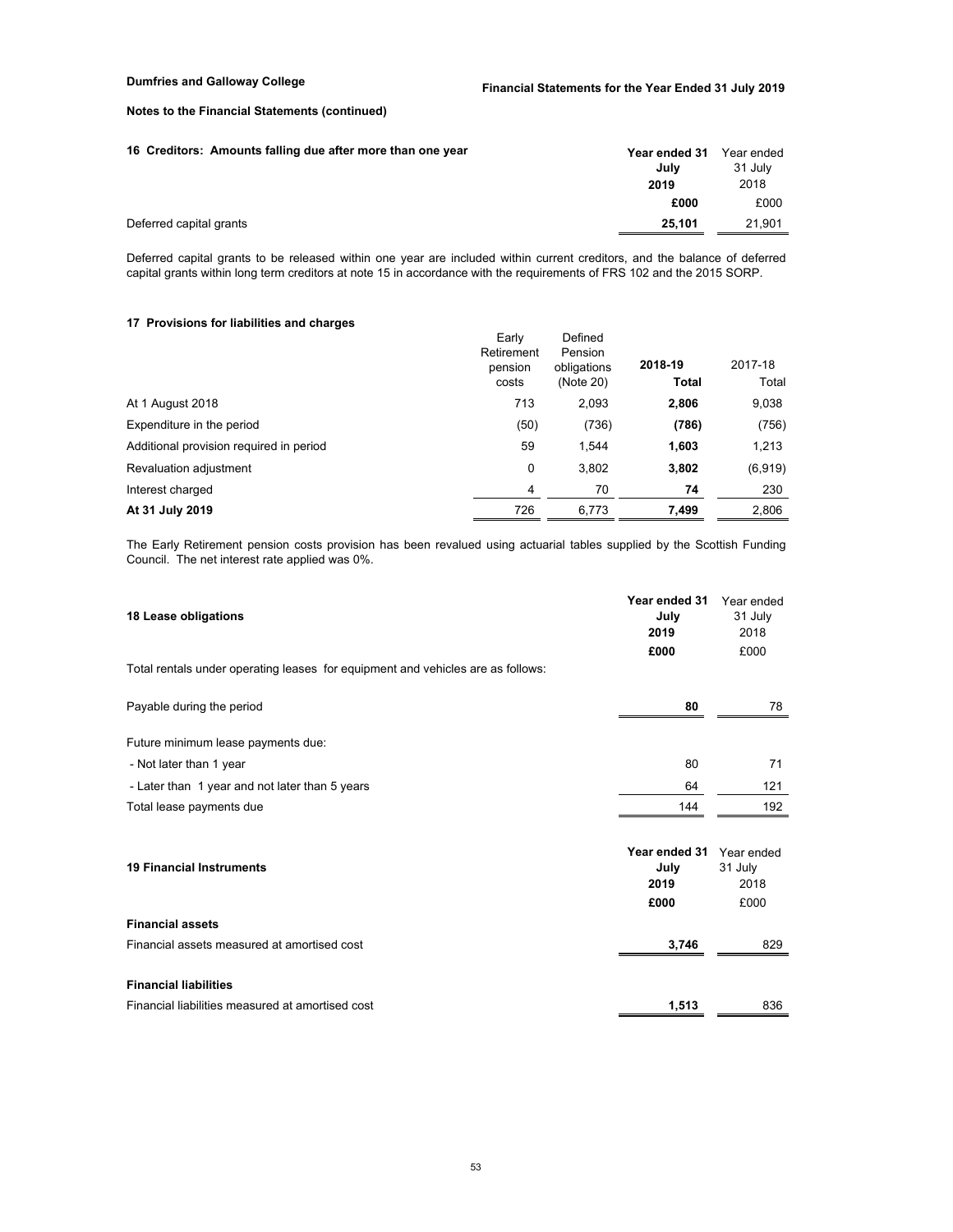**Notes to the Financial Statements (continued)**

## 16 Creditors: Amounts falling due after more than one year

| | Year ended 31 July 2019 | Year ended 31 July 2018 |
|---|---|---|
| | £000 | £000 |
| Deferred capital grants | **25,101** | 21,901 |

Deferred capital grants to be released within one year are included within current creditors, and the balance of deferred capital grants within long term creditors at note 15 in accordance with the requirements of FRS 102 and the 2015 SORP.

## 17 Provisions for liabilities and charges

| | Early Retirement pension costs | Defined Pension obligations (Note 20) | 2018-19 Total | 2017-18 Total |
|---|---|---|---|---|
| At 1 August 2018 | 713 | 2,093 | **2,806** | 9,038 |
| Expenditure in the period | (50) | (736) | **(786)** | (756) |
| Additional provision required in period | 59 | 1,544 | **1,603** | 1,213 |
| Revaluation adjustment | 0 | 3,802 | **3,802** | (6,919) |
| Interest charged | 4 | 70 | **74** | 230 |
| **At 31 July 2019** | 726 | 6,773 | **7,499** | 2,806 |

The Early Retirement pension costs provision has been revalued using actuarial tables supplied by the Scottish Funding Council. The net interest rate applied was 0%.

## 18 Lease obligations

| | Year ended 31 July 2019 | Year ended 31 July 2018 |
|---|---|---|
| | £000 | £000 |
| Total rentals under operating leases for equipment and vehicles are as follows: | | |
| Payable during the period | **80** | 78 |
| Future minimum lease payments due: | | |
| - Not later than 1 year | 80 | 71 |
| - Later than 1 year and not later than 5 years | 64 | 121 |
| Total lease payments due | 144 | 192 |

## 19 Financial Instruments

| | Year ended 31 July 2019 | Year ended 31 July 2018 |
|---|---|---|
| | £000 | £000 |
| **Financial assets** | | |
| Financial assets measured at amortised cost | **3,746** | 829 |
| **Financial liabilities** | | |
| Financial liabilities measured at amortised cost | **1,513** | 836 |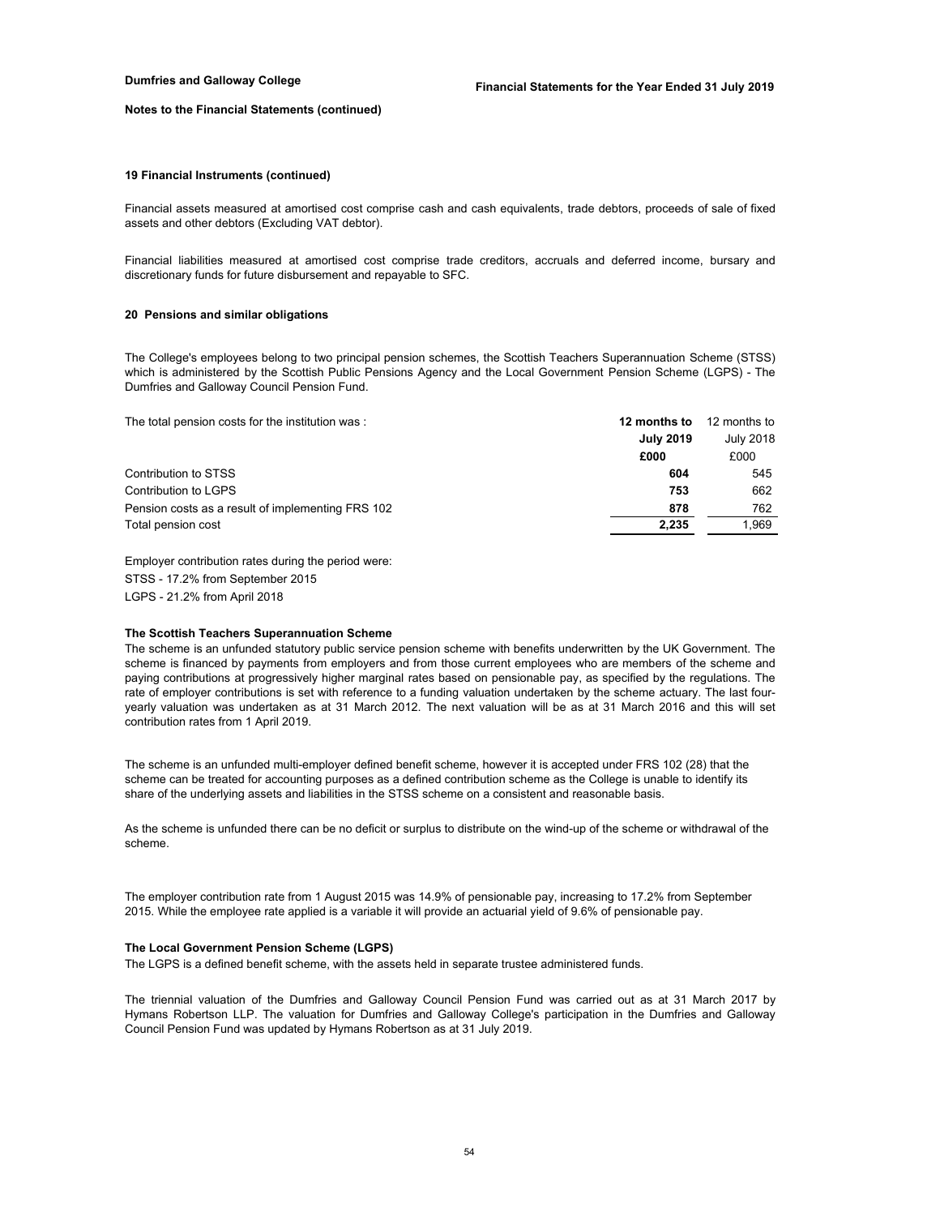### 19 Financial Instruments (continued)

Financial assets measured at amortised cost comprise cash and cash equivalents, trade debtors, proceeds of sale of fixed assets and other debtors (Excluding VAT debtor).

Financial liabilities measured at amortised cost comprise trade creditors, accruals and deferred income, bursary and discretionary funds for future disbursement and repayable to SFC.

### 20 Pensions and similar obligations

The College's employees belong to two principal pension schemes, the Scottish Teachers Superannuation Scheme (STSS) which is administered by the Scottish Public Pensions Agency and the Local Government Pension Scheme (LGPS) - The Dumfries and Galloway Council Pension Fund.

| The total pension costs for the institution was : | **12 months to July 2019** | 12 months to July 2018 |
|---|---|---|
| | **£000** | £000 |
| Contribution to STSS | **604** | 545 |
| Contribution to LGPS | **753** | 662 |
| Pension costs as a result of implementing FRS 102 | **878** | 762 |
| Total pension cost | **2,235** | 1,969 |

Employer contribution rates during the period were:

STSS - 17.2% from September 2015

LGPS - 21.2% from April 2018

**The Scottish Teachers Superannuation Scheme**

The scheme is an unfunded statutory public service pension scheme with benefits underwritten by the UK Government. The scheme is financed by payments from employers and from those current employees who are members of the scheme and paying contributions at progressively higher marginal rates based on pensionable pay, as specified by the regulations. The rate of employer contributions is set with reference to a funding valuation undertaken by the scheme actuary. The last four-yearly valuation was undertaken as at 31 March 2012. The next valuation will be as at 31 March 2016 and this will set contribution rates from 1 April 2019.

The scheme is an unfunded multi-employer defined benefit scheme, however it is accepted under FRS 102 (28) that the scheme can be treated for accounting purposes as a defined contribution scheme as the College is unable to identify its share of the underlying assets and liabilities in the STSS scheme on a consistent and reasonable basis.

As the scheme is unfunded there can be no deficit or surplus to distribute on the wind-up of the scheme or withdrawal of the scheme.

The employer contribution rate from 1 August 2015 was 14.9% of pensionable pay, increasing to 17.2% from September 2015. While the employee rate applied is a variable it will provide an actuarial yield of 9.6% of pensionable pay.

**The Local Government Pension Scheme (LGPS)**

The LGPS is a defined benefit scheme, with the assets held in separate trustee administered funds.

The triennial valuation of the Dumfries and Galloway Council Pension Fund was carried out as at 31 March 2017 by Hymans Robertson LLP. The valuation for Dumfries and Galloway College's participation in the Dumfries and Galloway Council Pension Fund was updated by Hymans Robertson as at 31 July 2019.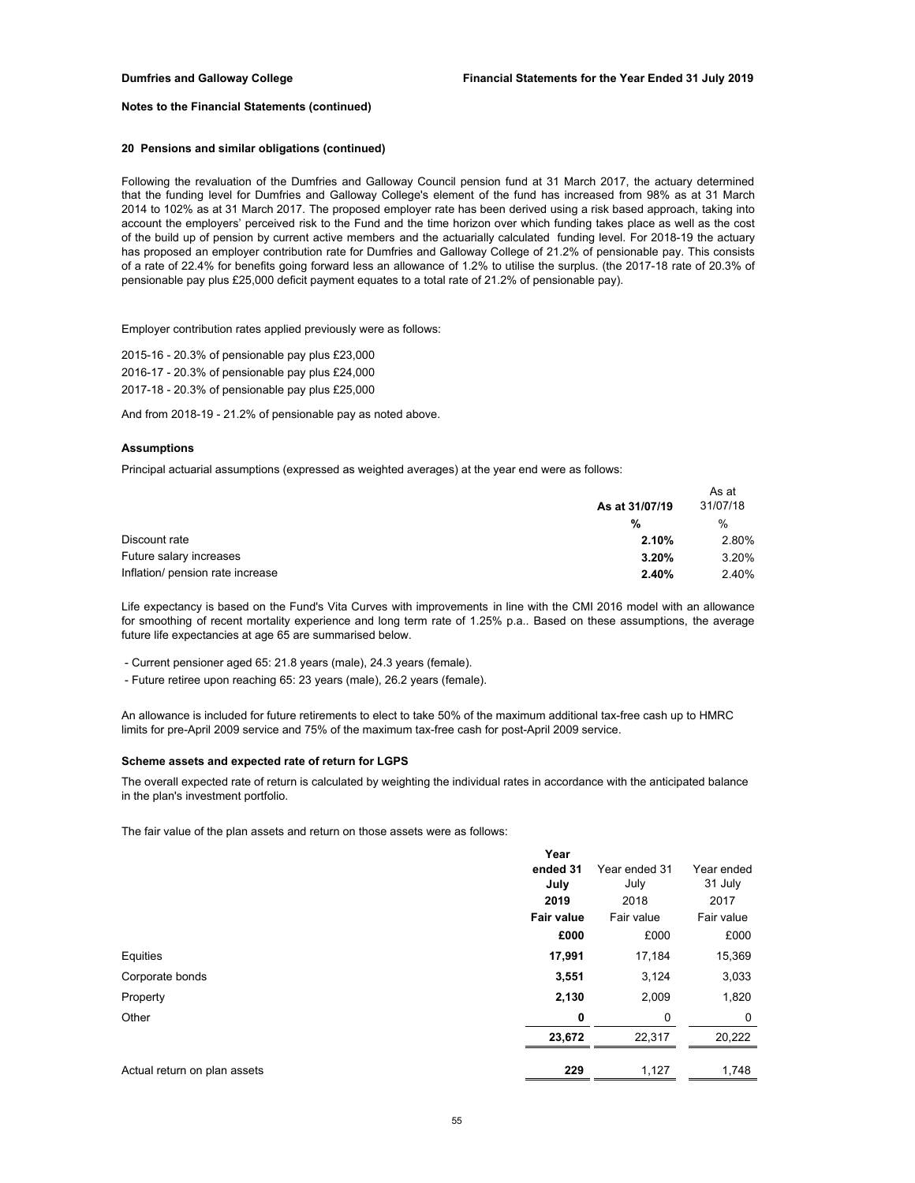**Notes to the Financial Statements (continued)**

### 20 Pensions and similar obligations (continued)

Following the revaluation of the Dumfries and Galloway Council pension fund at 31 March 2017, the actuary determined that the funding level for Dumfries and Galloway College's element of the fund has increased from 98% as at 31 March 2014 to 102% as at 31 March 2017. The proposed employer rate has been derived using a risk based approach, taking into account the employers' perceived risk to the Fund and the time horizon over which funding takes place as well as the cost of the build up of pension by current active members and the actuarially calculated funding level. For 2018-19 the actuary has proposed an employer contribution rate for Dumfries and Galloway College of 21.2% of pensionable pay. This consists of a rate of 22.4% for benefits going forward less an allowance of 1.2% to utilise the surplus. (the 2017-18 rate of 20.3% of pensionable pay plus £25,000 deficit payment equates to a total rate of 21.2% of pensionable pay).

Employer contribution rates applied previously were as follows:

2015-16 - 20.3% of pensionable pay plus £23,000

2016-17 - 20.3% of pensionable pay plus £24,000

2017-18 - 20.3% of pensionable pay plus £25,000

And from 2018-19 - 21.2% of pensionable pay as noted above.

#### Assumptions

Principal actuarial assumptions (expressed as weighted averages) at the year end were as follows:

| | **As at 31/07/19** | As at 31/07/18 |
|---|---|---|
| | **%** | % |
| Discount rate | **2.10%** | 2.80% |
| Future salary increases | **3.20%** | 3.20% |
| Inflation/ pension rate increase | **2.40%** | 2.40% |

Life expectancy is based on the Fund's Vita Curves with improvements in line with the CMI 2016 model with an allowance for smoothing of recent mortality experience and long term rate of 1.25% p.a.. Based on these assumptions, the average future life expectancies at age 65 are summarised below.

- Current pensioner aged 65: 21.8 years (male), 24.3 years (female).
- Future retiree upon reaching 65: 23 years (male), 26.2 years (female).

An allowance is included for future retirements to elect to take 50% of the maximum additional tax-free cash up to HMRC limits for pre-April 2009 service and 75% of the maximum tax-free cash for post-April 2009 service.

#### Scheme assets and expected rate of return for LGPS

The overall expected rate of return is calculated by weighting the individual rates in accordance with the anticipated balance in the plan's investment portfolio.

The fair value of the plan assets and return on those assets were as follows:

| | **Year ended 31 July 2019** | Year ended 31 July 2018 | Year ended 31 July 2017 |
|---|---|---|---|
| | **Fair value** | Fair value | Fair value |
| | **£000** | £000 | £000 |
| Equities | **17,991** | 17,184 | 15,369 |
| Corporate bonds | **3,551** | 3,124 | 3,033 |
| Property | **2,130** | 2,009 | 1,820 |
| Other | **0** | 0 | 0 |
| | **23,672** | 22,317 | 20,222 |
| Actual return on plan assets | **229** | 1,127 | 1,748 |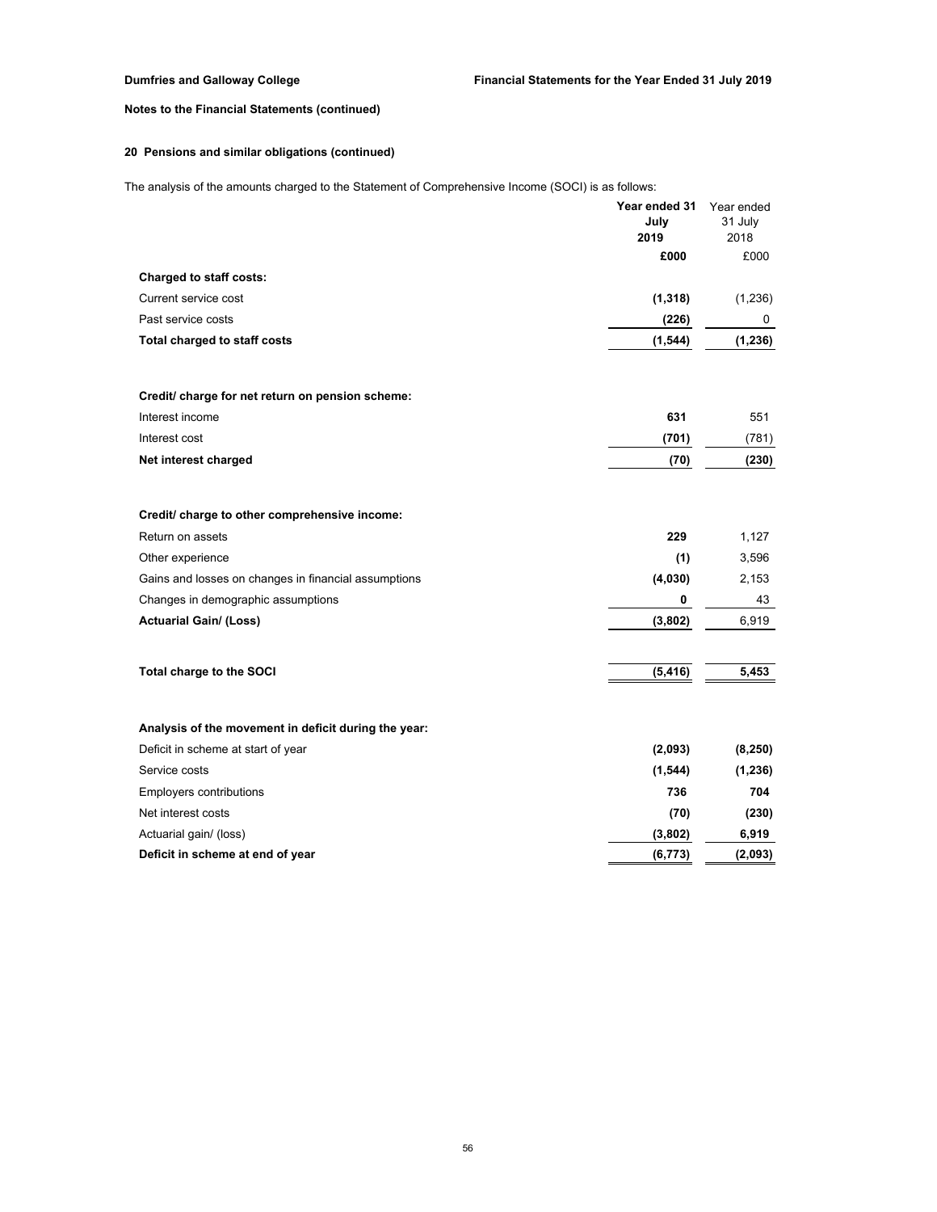**Notes to the Financial Statements (continued)**

## 20 Pensions and similar obligations (continued)

The analysis of the amounts charged to the Statement of Comprehensive Income (SOCI) is as follows:

| | **Year ended 31 July 2019** | Year ended 31 July 2018 |
|---|---|---|
| | **£000** | £000 |
| **Charged to staff costs:** | | |
| Current service cost | **(1,318)** | (1,236) |
| Past service costs | **(226)** | 0 |
| **Total charged to staff costs** | **(1,544)** | **(1,236)** |
| | | |
| **Credit/ charge for net return on pension scheme:** | | |
| Interest income | **631** | 551 |
| Interest cost | **(701)** | (781) |
| **Net interest charged** | **(70)** | **(230)** |
| | | |
| **Credit/ charge to other comprehensive income:** | | |
| Return on assets | **229** | 1,127 |
| Other experience | **(1)** | 3,596 |
| Gains and losses on changes in financial assumptions | **(4,030)** | 2,153 |
| Changes in demographic assumptions | **0** | 43 |
| **Actuarial Gain/ (Loss)** | **(3,802)** | 6,919 |
| | | |
| **Total charge to the SOCI** | **(5,416)** | **5,453** |
| | | |
| **Analysis of the movement in deficit during the year:** | | |
| Deficit in scheme at start of year | **(2,093)** | **(8,250)** |
| Service costs | **(1,544)** | **(1,236)** |
| Employers contributions | **736** | **704** |
| Net interest costs | **(70)** | **(230)** |
| Actuarial gain/ (loss) | **(3,802)** | **6,919** |
| **Deficit in scheme at end of year** | **(6,773)** | **(2,093)** |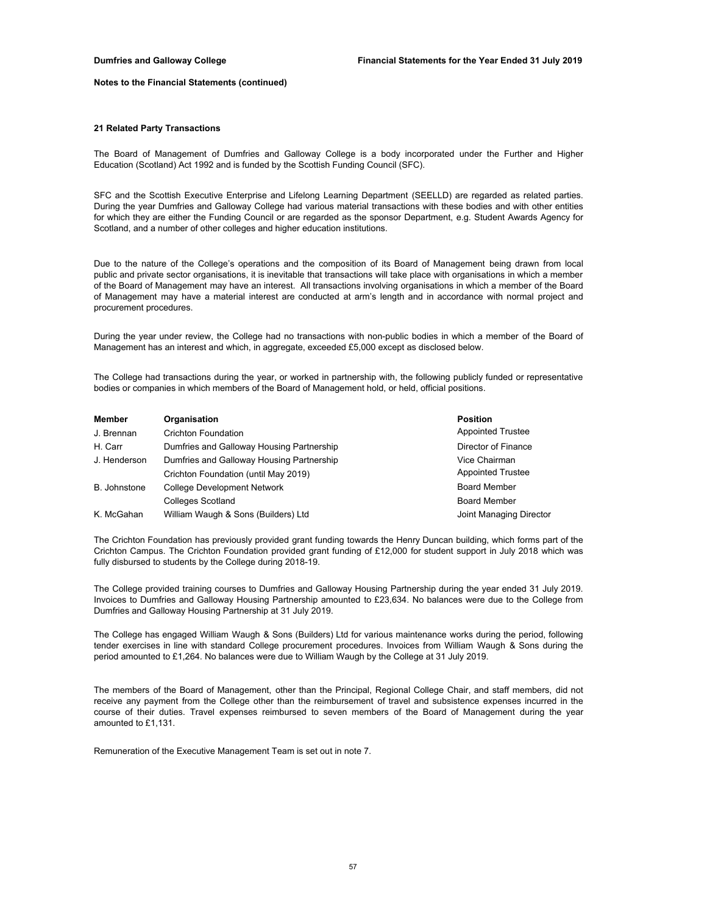### Notes to the Financial Statements (continued)

#### 21 Related Party Transactions

The Board of Management of Dumfries and Galloway College is a body incorporated under the Further and Higher Education (Scotland) Act 1992 and is funded by the Scottish Funding Council (SFC).

SFC and the Scottish Executive Enterprise and Lifelong Learning Department (SEELLD) are regarded as related parties. During the year Dumfries and Galloway College had various material transactions with these bodies and with other entities for which they are either the Funding Council or are regarded as the sponsor Department, e.g. Student Awards Agency for Scotland, and a number of other colleges and higher education institutions.

Due to the nature of the College's operations and the composition of its Board of Management being drawn from local public and private sector organisations, it is inevitable that transactions will take place with organisations in which a member of the Board of Management may have an interest. All transactions involving organisations in which a member of the Board of Management may have a material interest are conducted at arm's length and in accordance with normal project and procurement procedures.

During the year under review, the College had no transactions with non-public bodies in which a member of the Board of Management has an interest and which, in aggregate, exceeded £5,000 except as disclosed below.

The College had transactions during the year, or worked in partnership with, the following publicly funded or representative bodies or companies in which members of the Board of Management hold, or held, official positions.

| Member | Organisation | Position |
|---|---|---|
| J. Brennan | Crichton Foundation | Appointed Trustee |
| H. Carr | Dumfries and Galloway Housing Partnership | Director of Finance |
| J. Henderson | Dumfries and Galloway Housing Partnership | Vice Chairman |
| | Crichton Foundation (until May 2019) | Appointed Trustee |
| B. Johnstone | College Development Network | Board Member |
| | Colleges Scotland | Board Member |
| K. McGahan | William Waugh & Sons (Builders) Ltd | Joint Managing Director |

The Crichton Foundation has previously provided grant funding towards the Henry Duncan building, which forms part of the Crichton Campus. The Crichton Foundation provided grant funding of £12,000 for student support in July 2018 which was fully disbursed to students by the College during 2018-19.

The College provided training courses to Dumfries and Galloway Housing Partnership during the year ended 31 July 2019. Invoices to Dumfries and Galloway Housing Partnership amounted to £23,634. No balances were due to the College from Dumfries and Galloway Housing Partnership at 31 July 2019.

The College has engaged William Waugh & Sons (Builders) Ltd for various maintenance works during the period, following tender exercises in line with standard College procurement procedures. Invoices from William Waugh & Sons during the period amounted to £1,264. No balances were due to William Waugh by the College at 31 July 2019.

The members of the Board of Management, other than the Principal, Regional College Chair, and staff members, did not receive any payment from the College other than the reimbursement of travel and subsistence expenses incurred in the course of their duties. Travel expenses reimbursed to seven members of the Board of Management during the year amounted to £1,131.

Remuneration of the Executive Management Team is set out in note 7.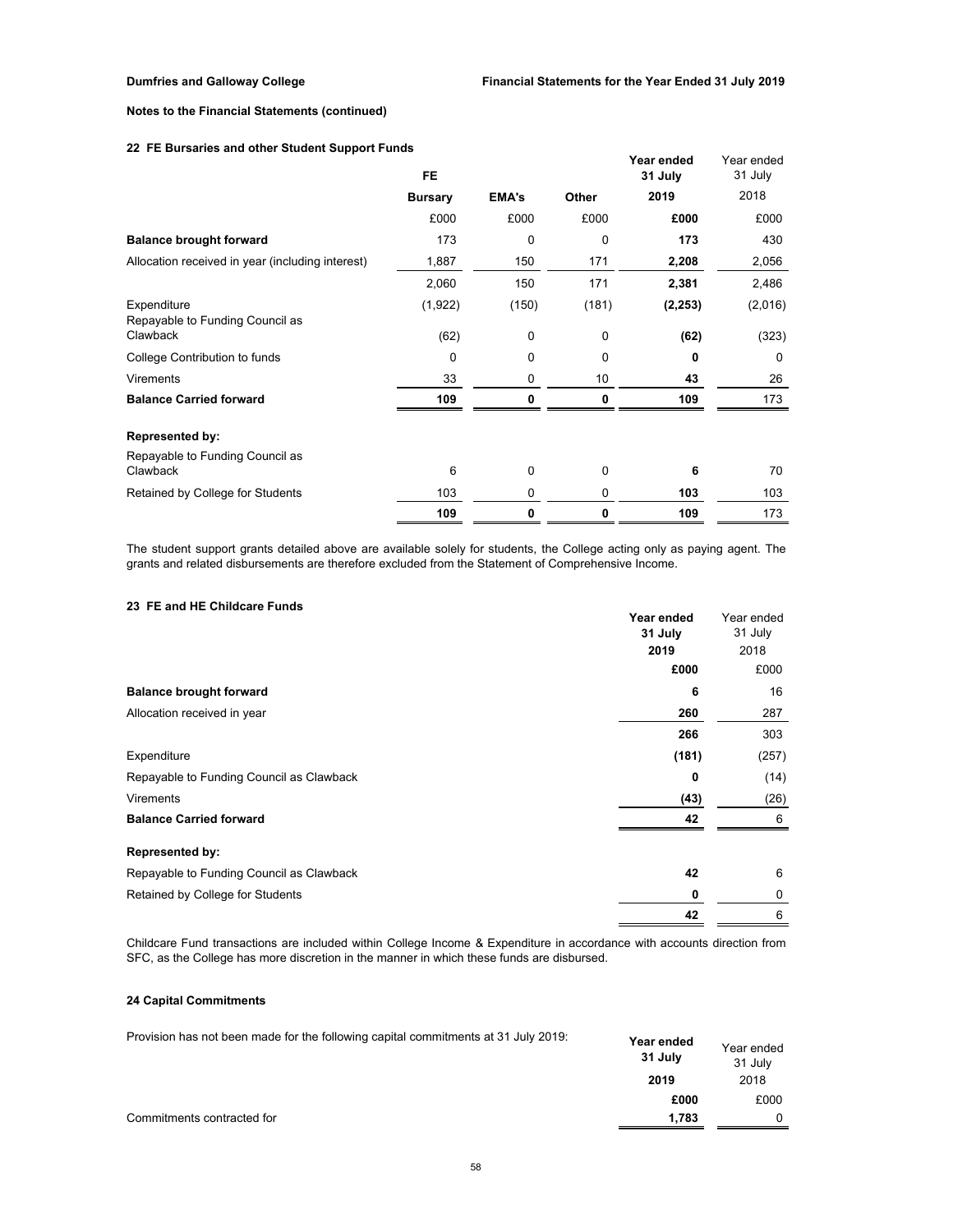**Notes to the Financial Statements (continued)**

### 22 FE Bursaries and other Student Support Funds

| | FE Bursary | EMA's | Other | Year ended 31 July 2019 | Year ended 31 July 2018 |
|---|---|---|---|---|---|
| | £000 | £000 | £000 | **£000** | £000 |
| **Balance brought forward** | 173 | 0 | 0 | **173** | 430 |
| Allocation received in year (including interest) | 1,887 | 150 | 171 | **2,208** | 2,056 |
| | 2,060 | 150 | 171 | **2,381** | 2,486 |
| Expenditure | (1,922) | (150) | (181) | **(2,253)** | (2,016) |
| Repayable to Funding Council as Clawback | (62) | 0 | 0 | **(62)** | (323) |
| College Contribution to funds | 0 | 0 | 0 | **0** | 0 |
| Virements | 33 | 0 | 10 | **43** | 26 |
| **Balance Carried forward** | **109** | **0** | **0** | **109** | 173 |
| **Represented by:** | | | | | |
| Repayable to Funding Council as Clawback | 6 | 0 | 0 | **6** | 70 |
| Retained by College for Students | 103 | 0 | 0 | **103** | 103 |
| | **109** | **0** | **0** | **109** | 173 |

The student support grants detailed above are available solely for students, the College acting only as paying agent. The grants and related disbursements are therefore excluded from the Statement of Comprehensive Income.

### 23 FE and HE Childcare Funds

| | Year ended 31 July 2019 | Year ended 31 July 2018 |
|---|---|---|
| | **£000** | £000 |
| **Balance brought forward** | **6** | 16 |
| Allocation received in year | **260** | 287 |
| | **266** | 303 |
| Expenditure | **(181)** | (257) |
| Repayable to Funding Council as Clawback | **0** | (14) |
| Virements | **(43)** | (26) |
| **Balance Carried forward** | **42** | 6 |
| **Represented by:** | | |
| Repayable to Funding Council as Clawback | **42** | 6 |
| Retained by College for Students | **0** | 0 |
| | **42** | 6 |

Childcare Fund transactions are included within College Income & Expenditure in accordance with accounts direction from SFC, as the College has more discretion in the manner in which these funds are disbursed.

### 24 Capital Commitments

Provision has not been made for the following capital commitments at 31 July 2019:

| | Year ended 31 July 2019 | Year ended 31 July 2018 |
|---|---|---|
| | **£000** | £000 |
| Commitments contracted for | **1,783** | 0 |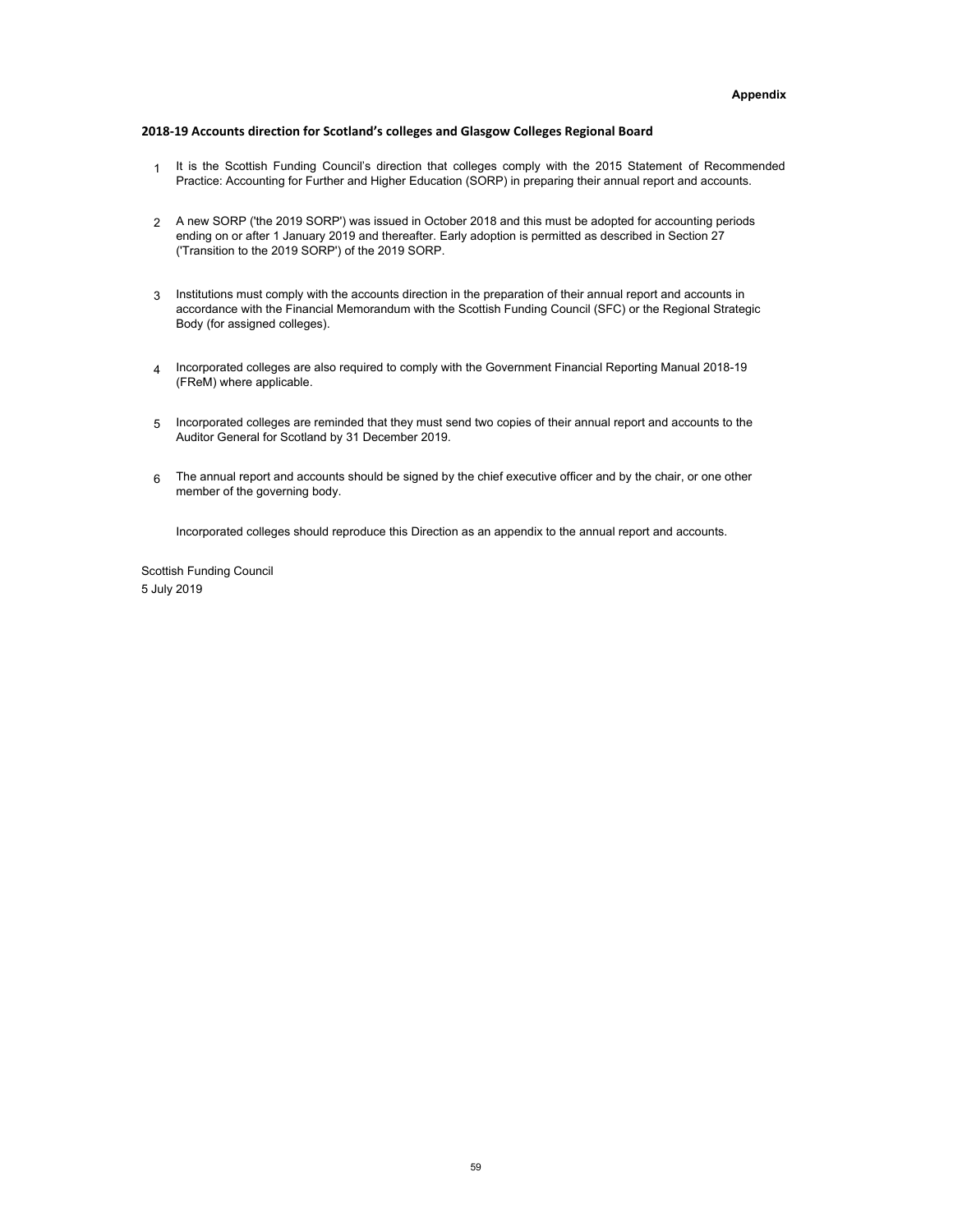**Appendix**

**2018-19 Accounts direction for Scotland's colleges and Glasgow Colleges Regional Board**

1. It is the Scottish Funding Council's direction that colleges comply with the 2015 Statement of Recommended Practice: Accounting for Further and Higher Education (SORP) in preparing their annual report and accounts.

2. A new SORP ('the 2019 SORP') was issued in October 2018 and this must be adopted for accounting periods ending on or after 1 January 2019 and thereafter. Early adoption is permitted as described in Section 27 ('Transition to the 2019 SORP') of the 2019 SORP.

3. Institutions must comply with the accounts direction in the preparation of their annual report and accounts in accordance with the Financial Memorandum with the Scottish Funding Council (SFC) or the Regional Strategic Body (for assigned colleges).

4. Incorporated colleges are also required to comply with the Government Financial Reporting Manual 2018-19 (FReM) where applicable.

5. Incorporated colleges are reminded that they must send two copies of their annual report and accounts to the Auditor General for Scotland by 31 December 2019.

6. The annual report and accounts should be signed by the chief executive officer and by the chair, or one other member of the governing body.

Incorporated colleges should reproduce this Direction as an appendix to the annual report and accounts.

Scottish Funding Council
5 July 2019